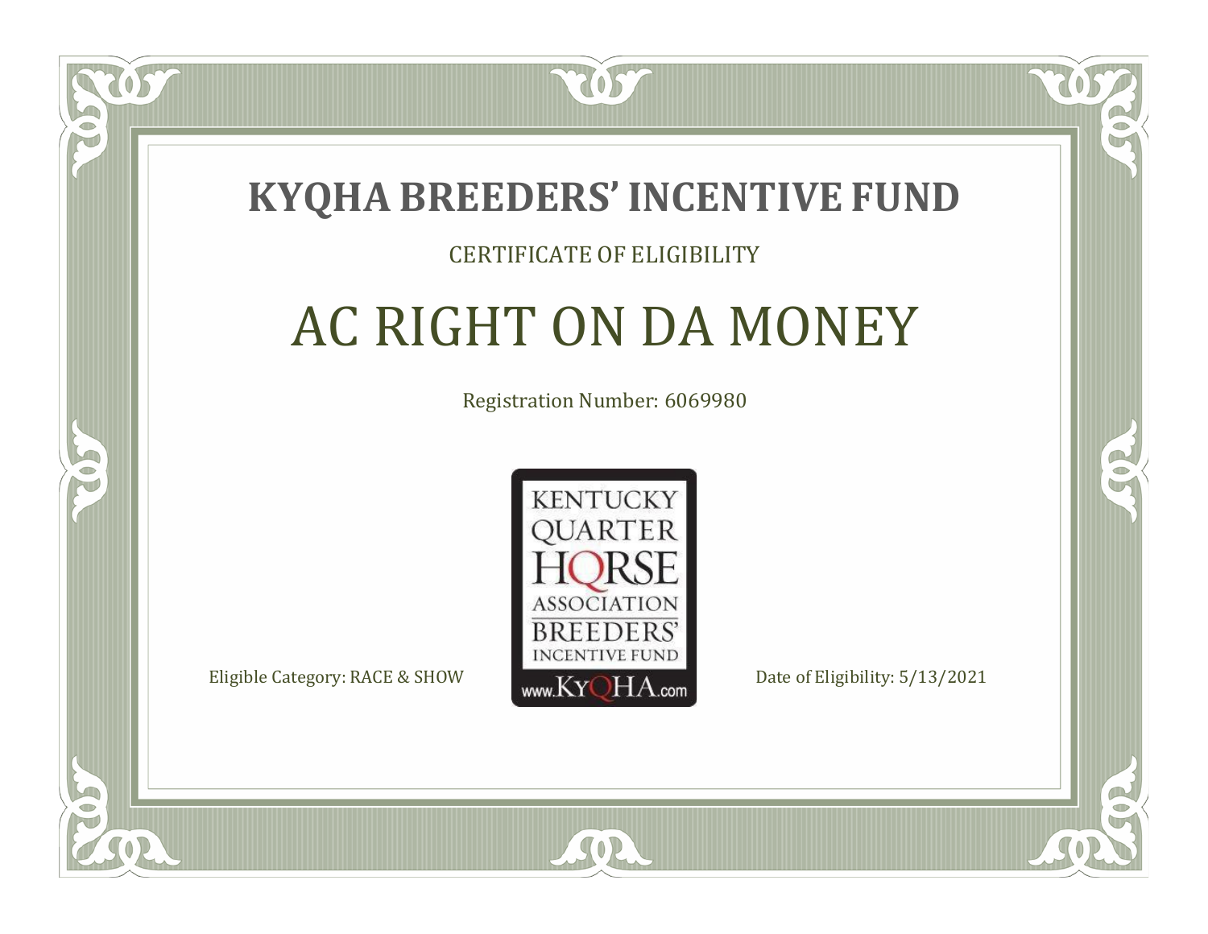# KYQHA BREEDERS' INCENTIVE FUND

CERTIFICATE OF ELIGIBILITY

## AC RIGHT ON DA MONEY

Registration Number: 6069980

KENTUCKY QUARTER HORSE ASSOCIATION BREEDERS' INCENTIVE FUND www.KyQHA.com

Eligible Category: RACE & SHOW

Date of Eligibility: 5/13/2021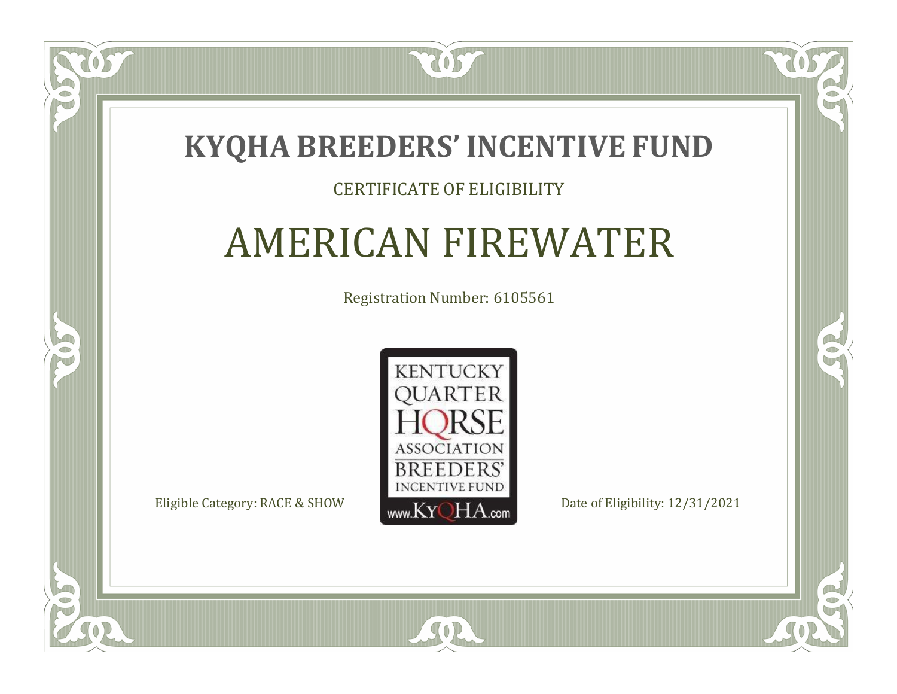# KYQHA BREEDERS' INCENTIVE FUND

CERTIFICATE OF ELIGIBILITY

## AMERICAN FIREWATER

Registration Number: 6105561

KENTUCKY QUARTER HORSE ASSOCIATION BREEDERS' INCENTIVE FUND www.KyQHA.com

Eligible Category: RACE & SHOW

Date of Eligibility: 12/31/2021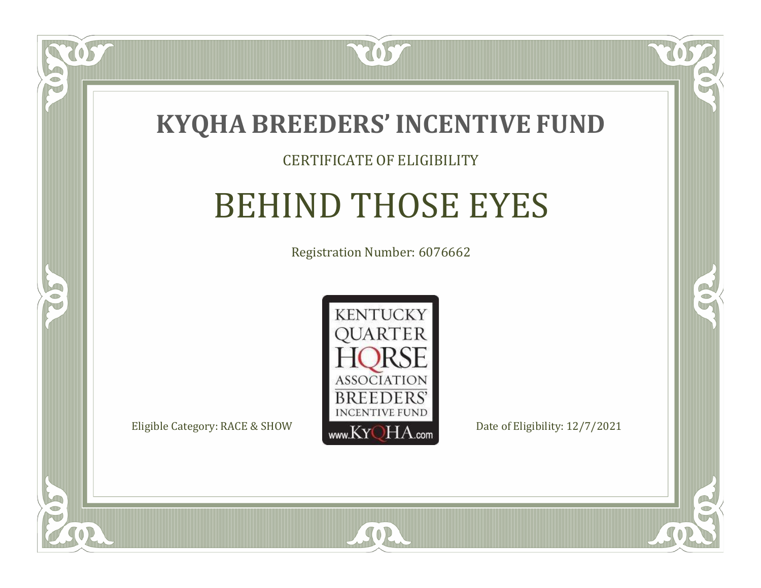# KYQHA BREEDERS' INCENTIVE FUND

CERTIFICATE OF ELIGIBILITY

## BEHIND THOSE EYES

Registration Number: 6076662

KENTUCKY QUARTER HORSE ASSOCIATION BREEDERS' INCENTIVE FUND www.KyQHA.com

Eligible Category: RACE & SHOW

Date of Eligibility: 12/7/2021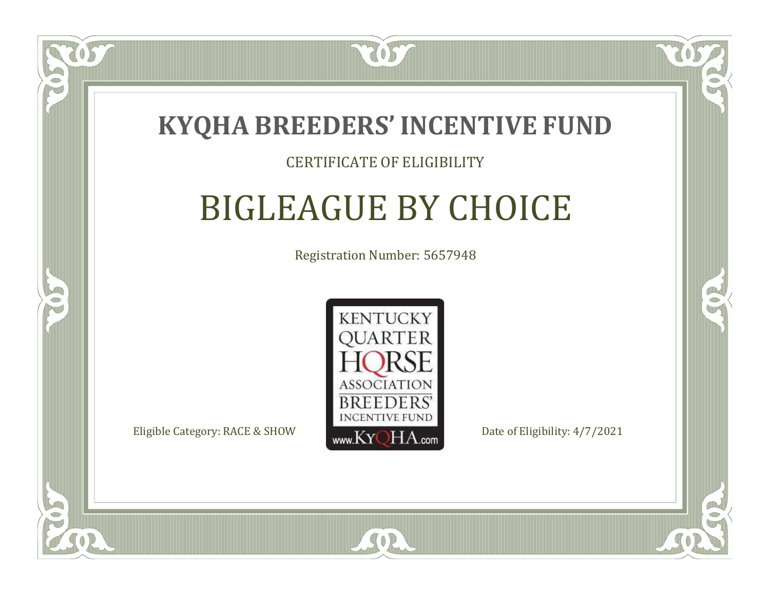# KYQHA BREEDERS' INCENTIVE FUND

CERTIFICATE OF ELIGIBILITY

## BIGLEAGUE BY CHOICE

Registration Number: 5657948

KENTUCKY QUARTER HORSE ASSOCIATION BREEDERS' INCENTIVE FUND www.KyQHA.com

Eligible Category: RACE & SHOW

Date of Eligibility: 4/7/2021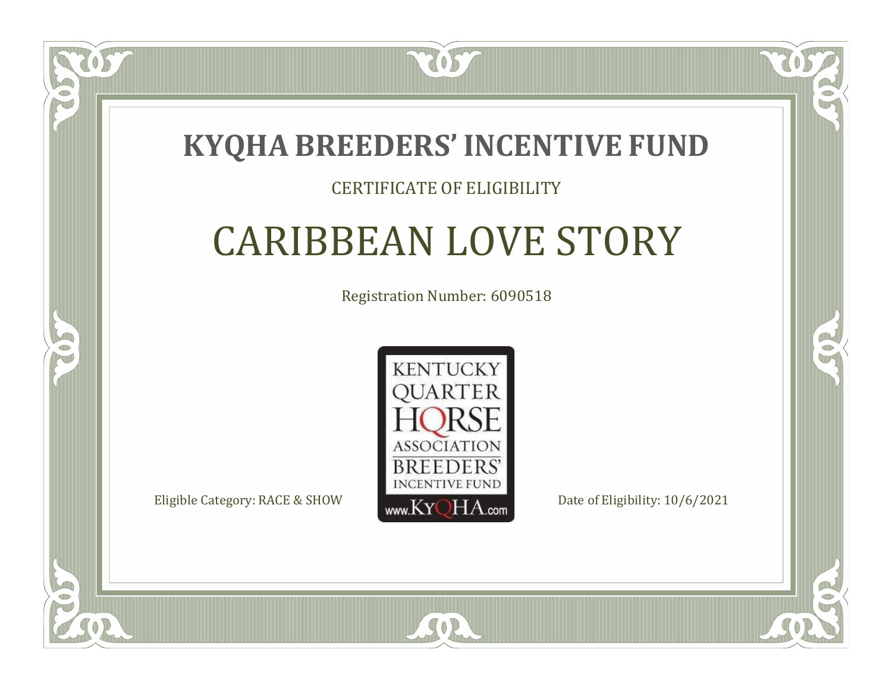# KYQHA BREEDERS' INCENTIVE FUND

CERTIFICATE OF ELIGIBILITY

## CARIBBEAN LOVE STORY

Registration Number: 6090518

KENTUCKY QUARTER HORSE ASSOCIATION BREEDERS' INCENTIVE FUND www.KyQHA.com

Eligible Category: RACE & SHOW

Date of Eligibility: 10/6/2021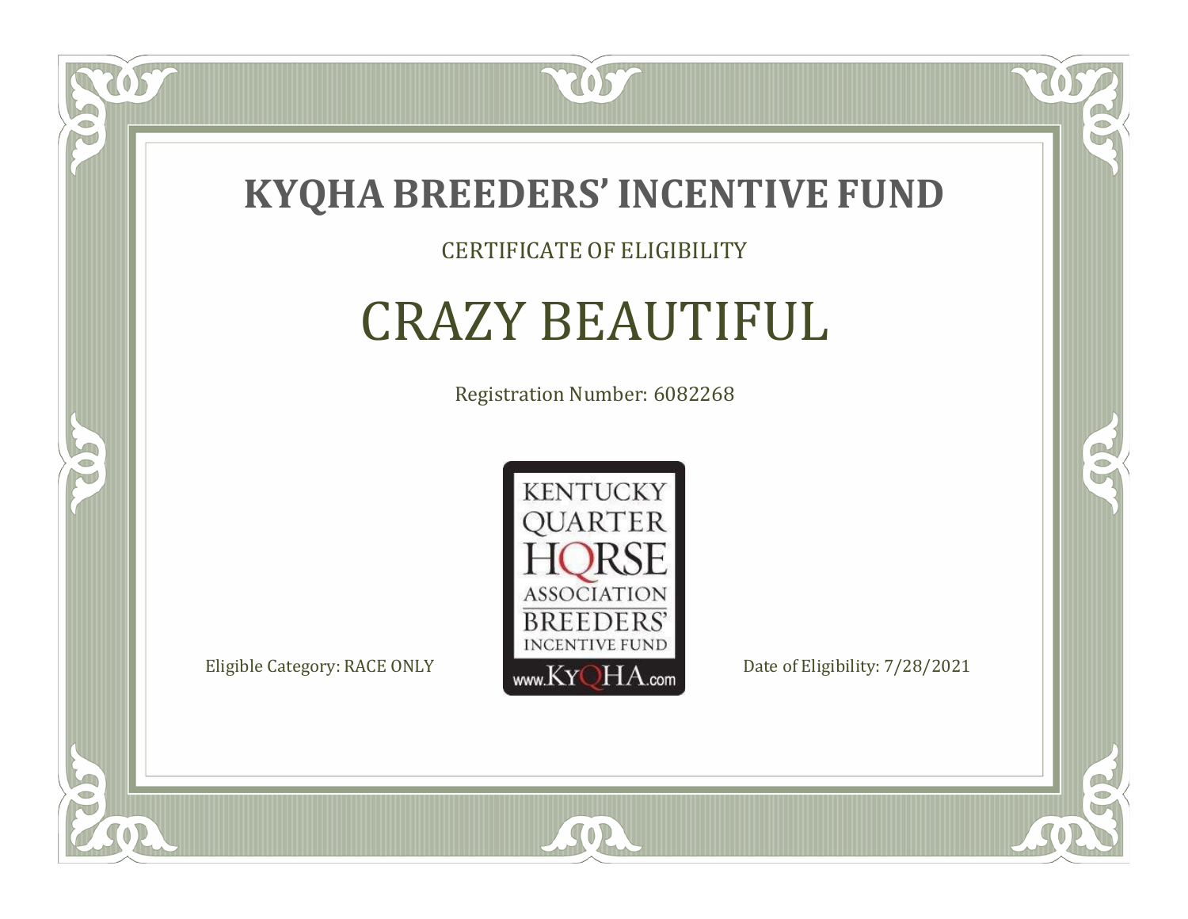# KYQHA BREEDERS' INCENTIVE FUND

CERTIFICATE OF ELIGIBILITY

## CRAZY BEAUTIFUL

Registration Number: 6082268

KENTUCKY QUARTER HORSE ASSOCIATION BREEDERS' INCENTIVE FUND www.KyQHA.com

Eligible Category: RACE ONLY

Date of Eligibility: 7/28/2021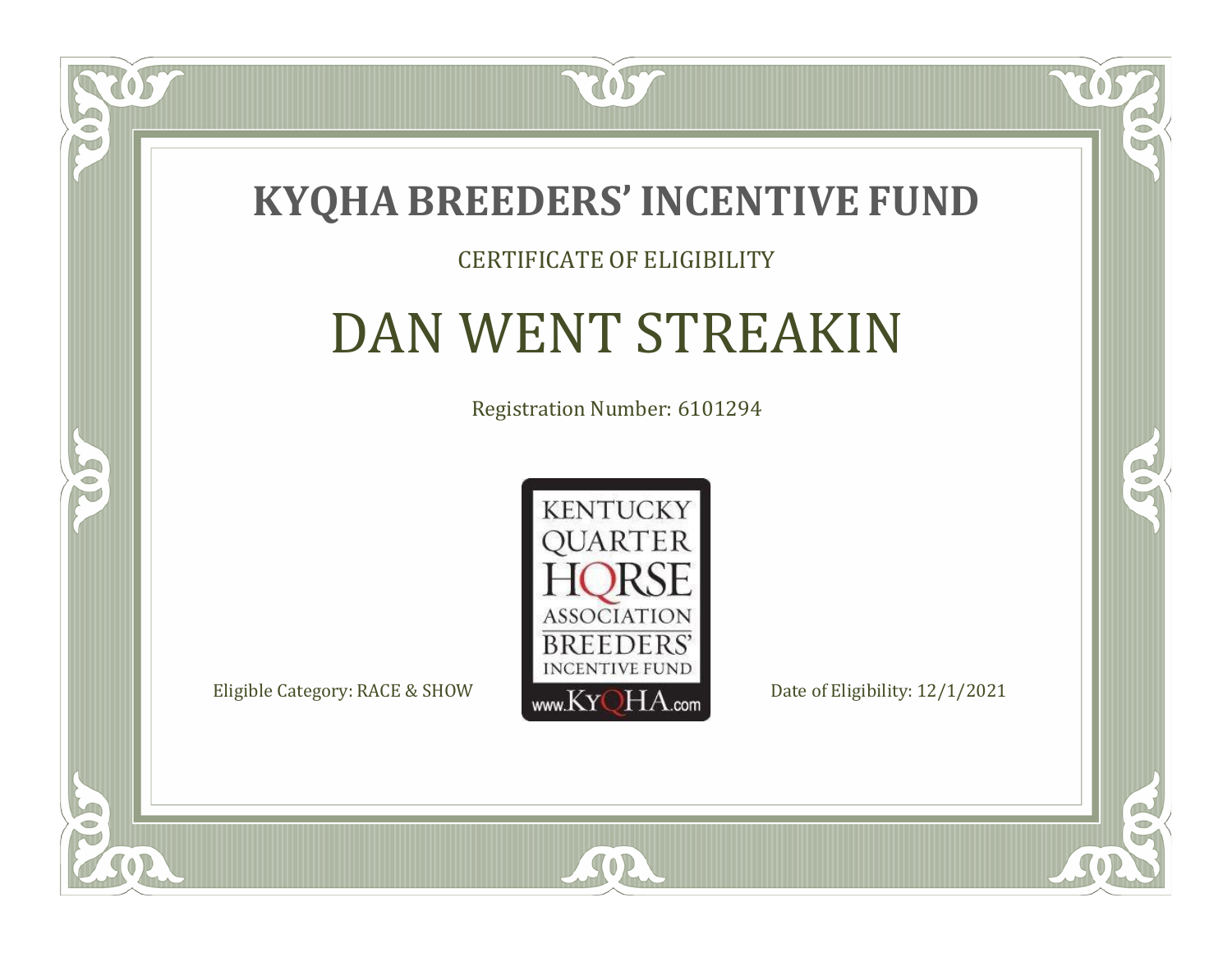# KYQHA BREEDERS' INCENTIVE FUND

CERTIFICATE OF ELIGIBILITY

## DAN WENT STREAKIN

Registration Number: 6101294

KENTUCKY QUARTER HORSE ASSOCIATION BREEDERS' INCENTIVE FUND www.KyQHA.com

Eligible Category: RACE & SHOW

Date of Eligibility: 12/1/2021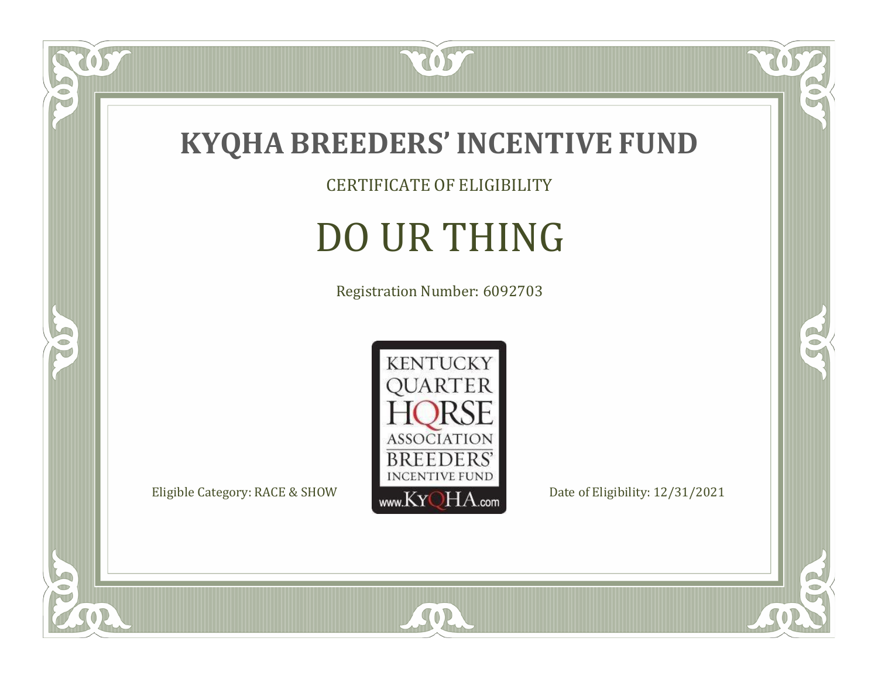# KYQHA BREEDERS' INCENTIVE FUND

CERTIFICATE OF ELIGIBILITY

## DO UR THING

Registration Number: 6092703

KENTUCKY QUARTER HORSE ASSOCIATION BREEDERS' INCENTIVE FUND
www.KyQHA.com

Eligible Category: RACE & SHOW

Date of Eligibility: 12/31/2021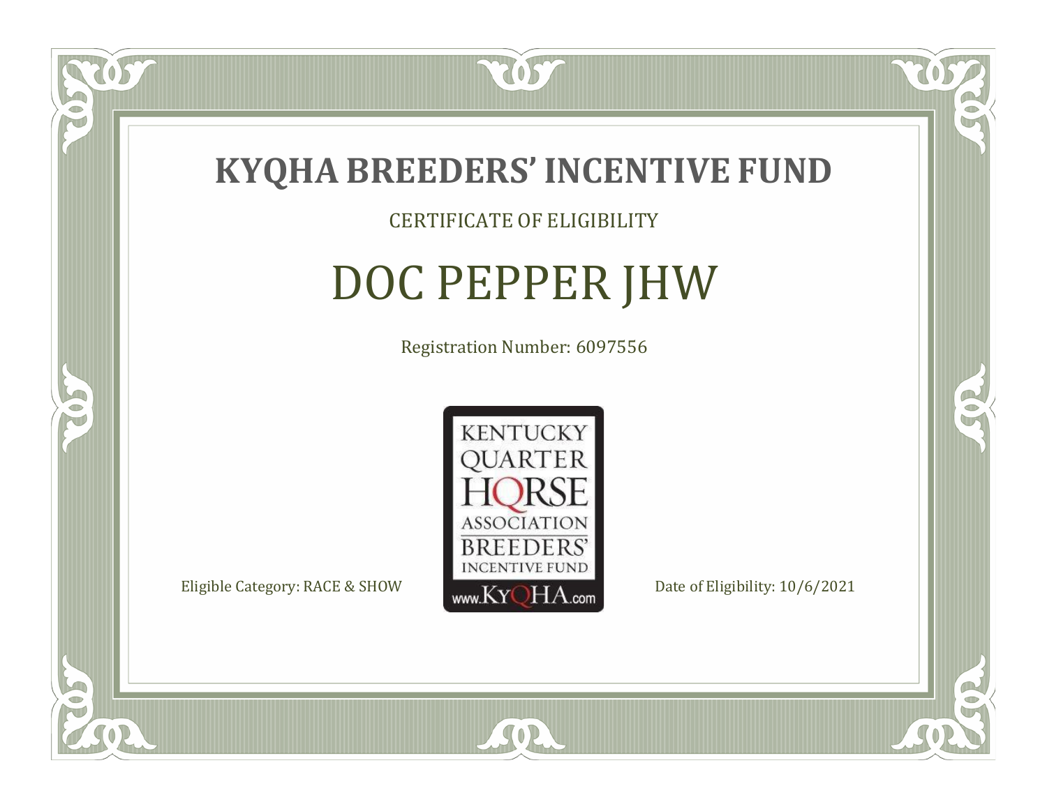# KYQHA BREEDERS' INCENTIVE FUND

CERTIFICATE OF ELIGIBILITY

## DOC PEPPER JHW

Registration Number: 6097556

KENTUCKY QUARTER HORSE ASSOCIATION BREEDERS' INCENTIVE FUND www.KyQHA.com

Eligible Category: RACE & SHOW

Date of Eligibility: 10/6/2021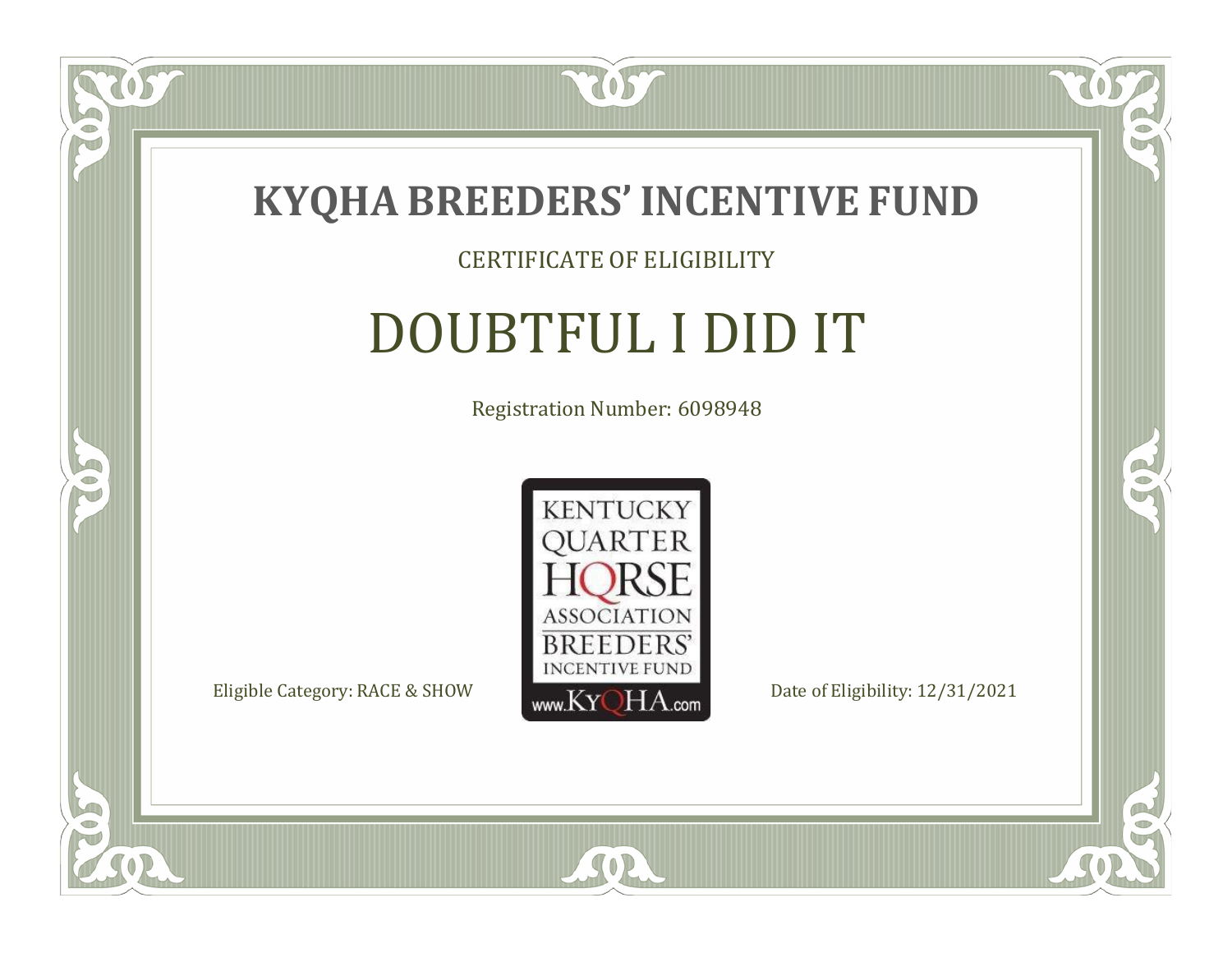# KYQHA BREEDERS' INCENTIVE FUND

CERTIFICATE OF ELIGIBILITY

## DOUBTFUL I DID IT

Registration Number: 6098948

KENTUCKY QUARTER HORSE ASSOCIATION BREEDERS' INCENTIVE FUND www.KyQHA.com

Eligible Category: RACE & SHOW

Date of Eligibility: 12/31/2021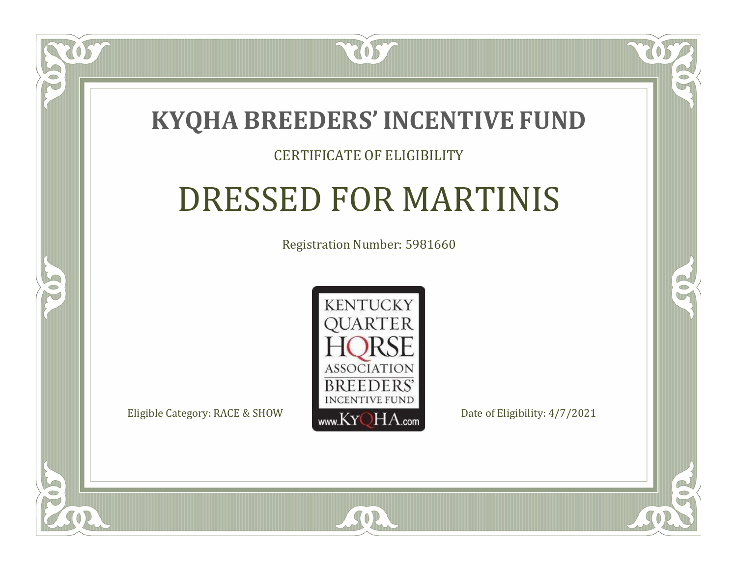# KYQHA BREEDERS' INCENTIVE FUND

CERTIFICATE OF ELIGIBILITY

## DRESSED FOR MARTINIS

Registration Number: 5981660

KENTUCKY QUARTER HORSE ASSOCIATION BREEDERS' INCENTIVE FUND www.KyQHA.com

Eligible Category: RACE & SHOW

Date of Eligibility: 4/7/2021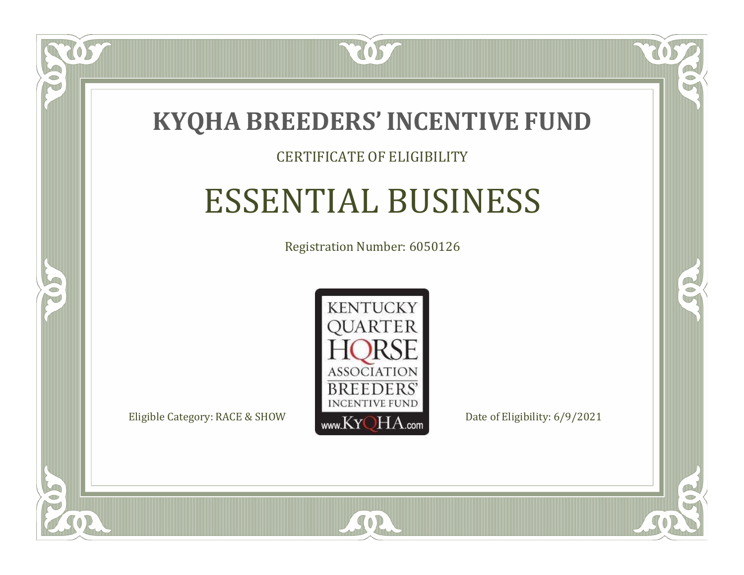# KYQHA BREEDERS' INCENTIVE FUND

CERTIFICATE OF ELIGIBILITY

## ESSENTIAL BUSINESS

Registration Number: 6050126

KENTUCKY QUARTER HORSE ASSOCIATION BREEDERS' INCENTIVE FUND www.KyQHA.com

Eligible Category: RACE & SHOW

Date of Eligibility: 6/9/2021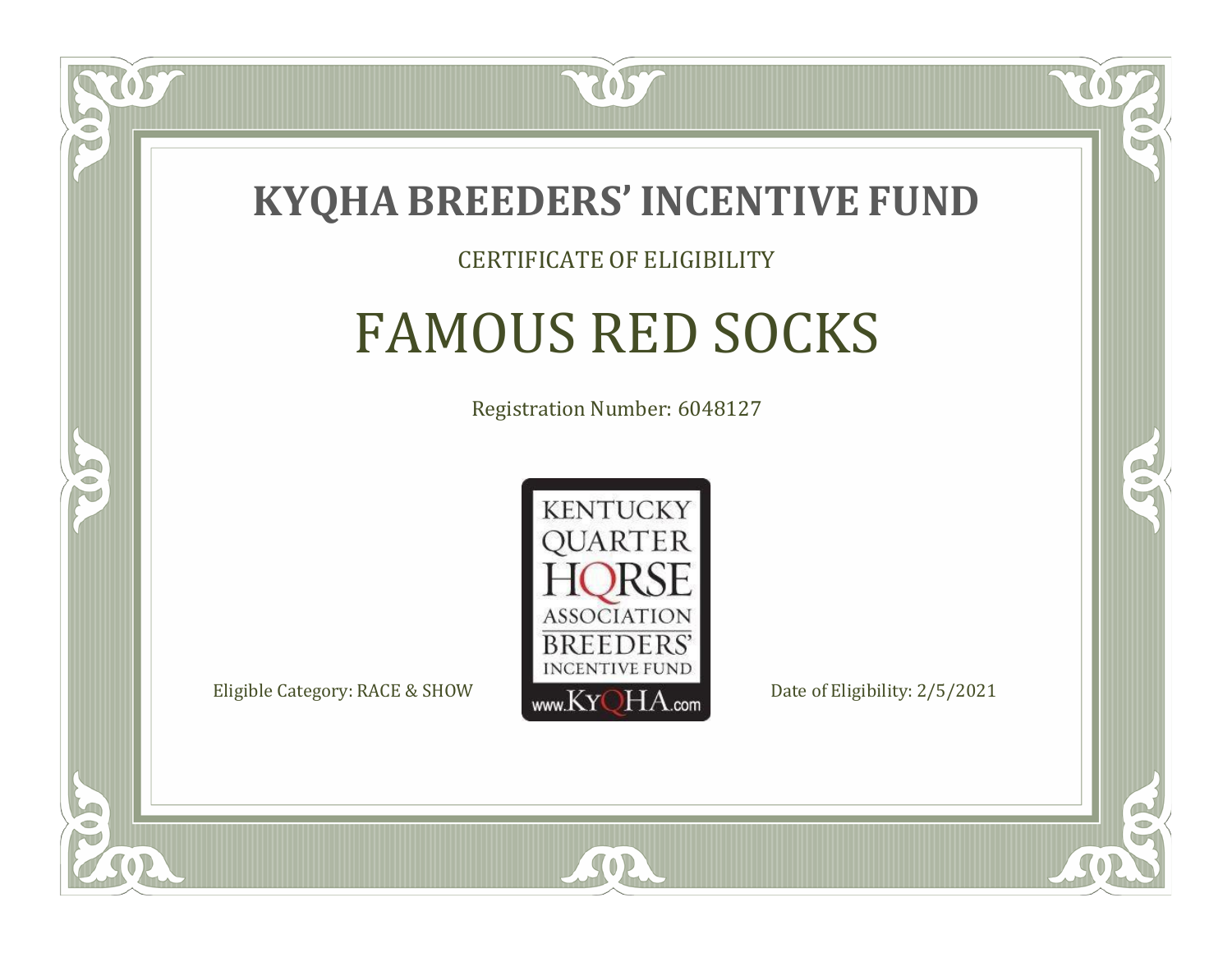# KYQHA BREEDERS' INCENTIVE FUND

CERTIFICATE OF ELIGIBILITY

## FAMOUS RED SOCKS

Registration Number: 6048127

KENTUCKY QUARTER HORSE ASSOCIATION BREEDERS' INCENTIVE FUND www.KyQHA.com

Eligible Category: RACE & SHOW

Date of Eligibility: 2/5/2021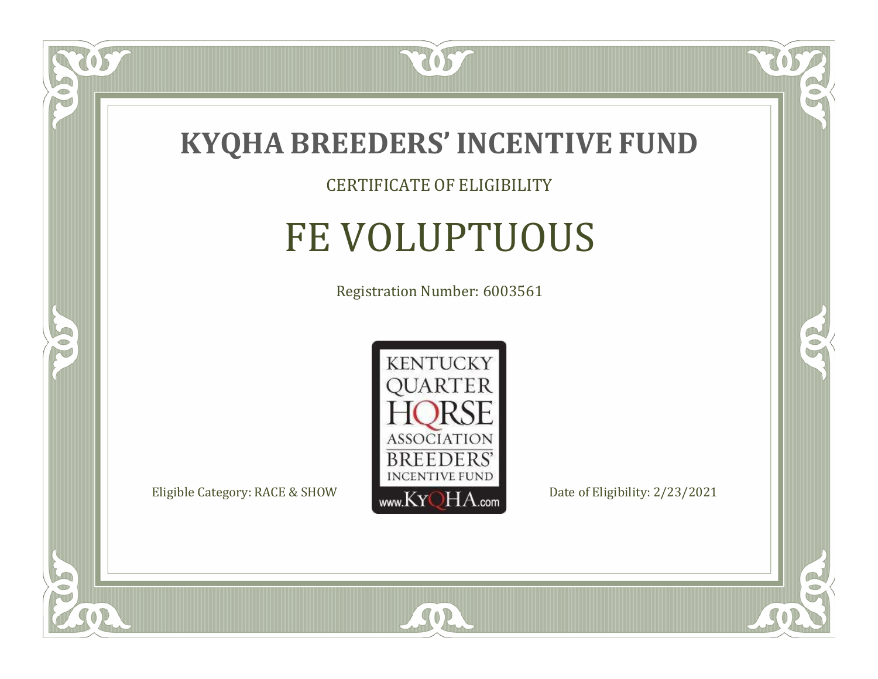# KYQHA BREEDERS' INCENTIVE FUND

CERTIFICATE OF ELIGIBILITY

## FE VOLUPTUOUS

Registration Number: 6003561

KENTUCKY QUARTER HORSE ASSOCIATION BREEDERS' INCENTIVE FUND www.KyQHA.com

Eligible Category: RACE & SHOW

Date of Eligibility: 2/23/2021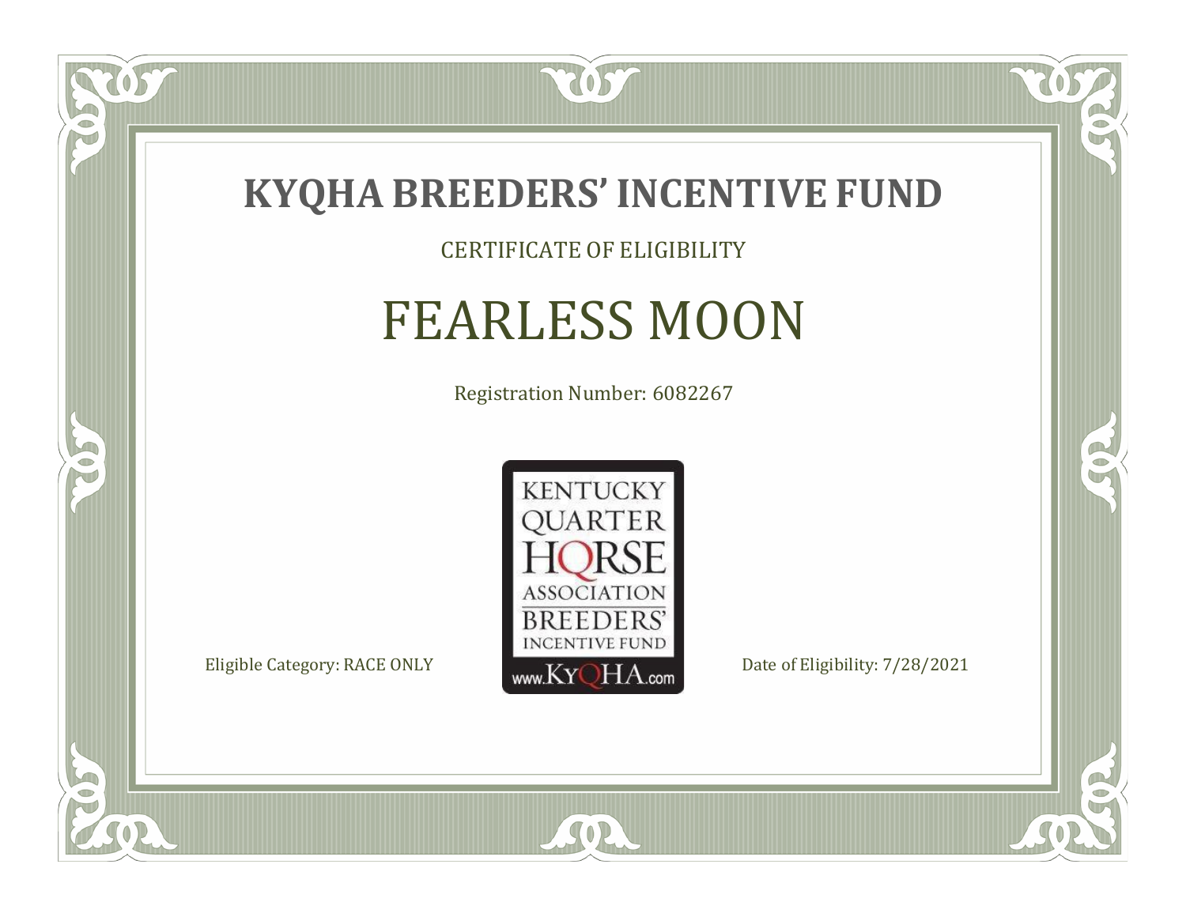# KYQHA BREEDERS' INCENTIVE FUND

CERTIFICATE OF ELIGIBILITY

## FEARLESS MOON

Registration Number: 6082267

KENTUCKY QUARTER HORSE ASSOCIATION BREEDERS' INCENTIVE FUND www.KyQHA.com

Eligible Category: RACE ONLY

Date of Eligibility: 7/28/2021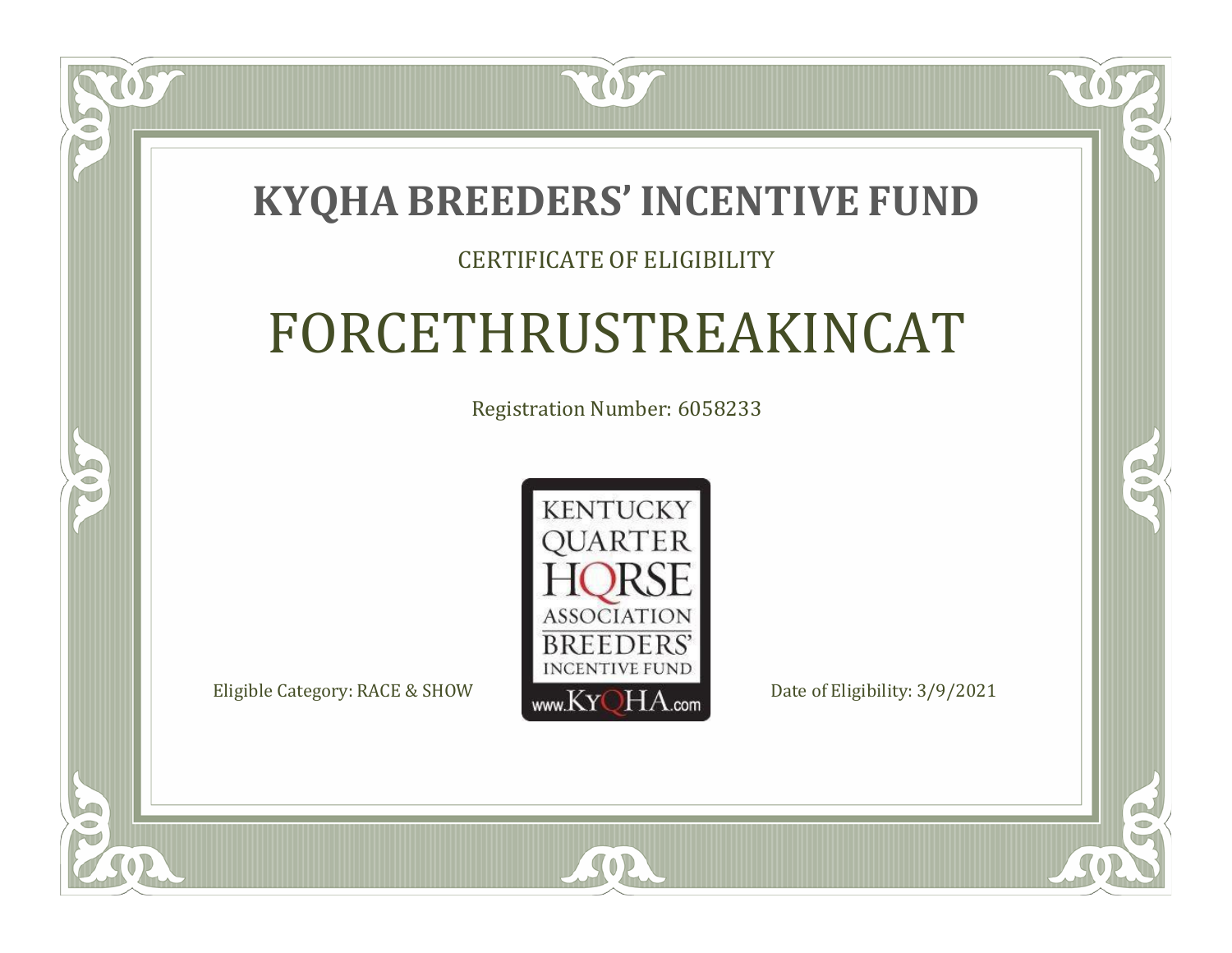# KYQHA BREEDERS' INCENTIVE FUND

CERTIFICATE OF ELIGIBILITY

## FORCETHRUSTREAKINCAT

Registration Number: 6058233

KENTUCKY QUARTER HORSE ASSOCIATION BREEDERS' INCENTIVE FUND
www.KyQHA.com

Eligible Category: RACE & SHOW

Date of Eligibility: 3/9/2021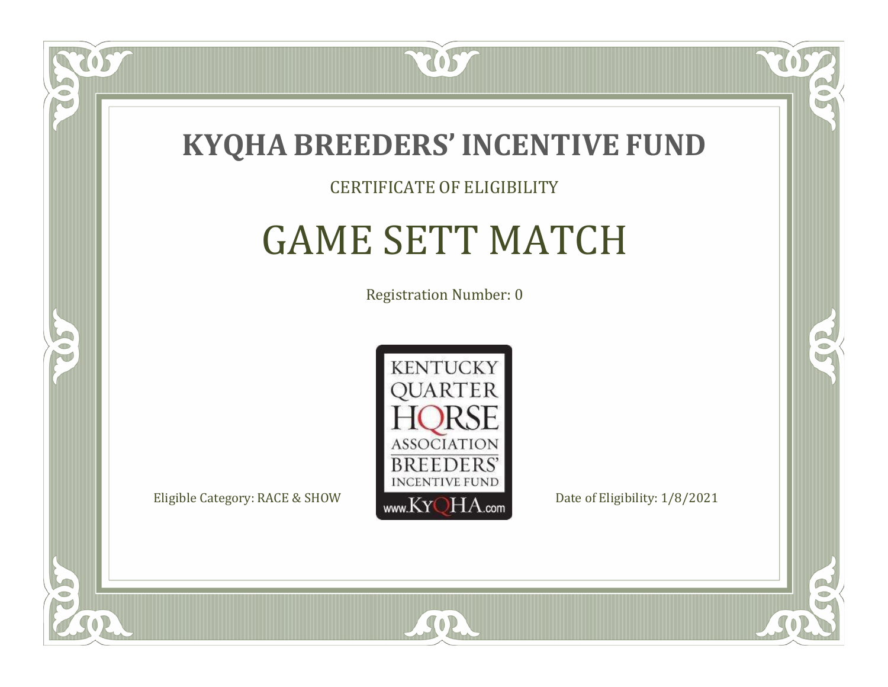# KYQHA BREEDERS' INCENTIVE FUND

CERTIFICATE OF ELIGIBILITY

## GAME SETT MATCH

Registration Number: 0

KENTUCKY QUARTER HORSE ASSOCIATION BREEDERS' INCENTIVE FUND www.KyQHA.com

Eligible Category: RACE & SHOW

Date of Eligibility: 1/8/2021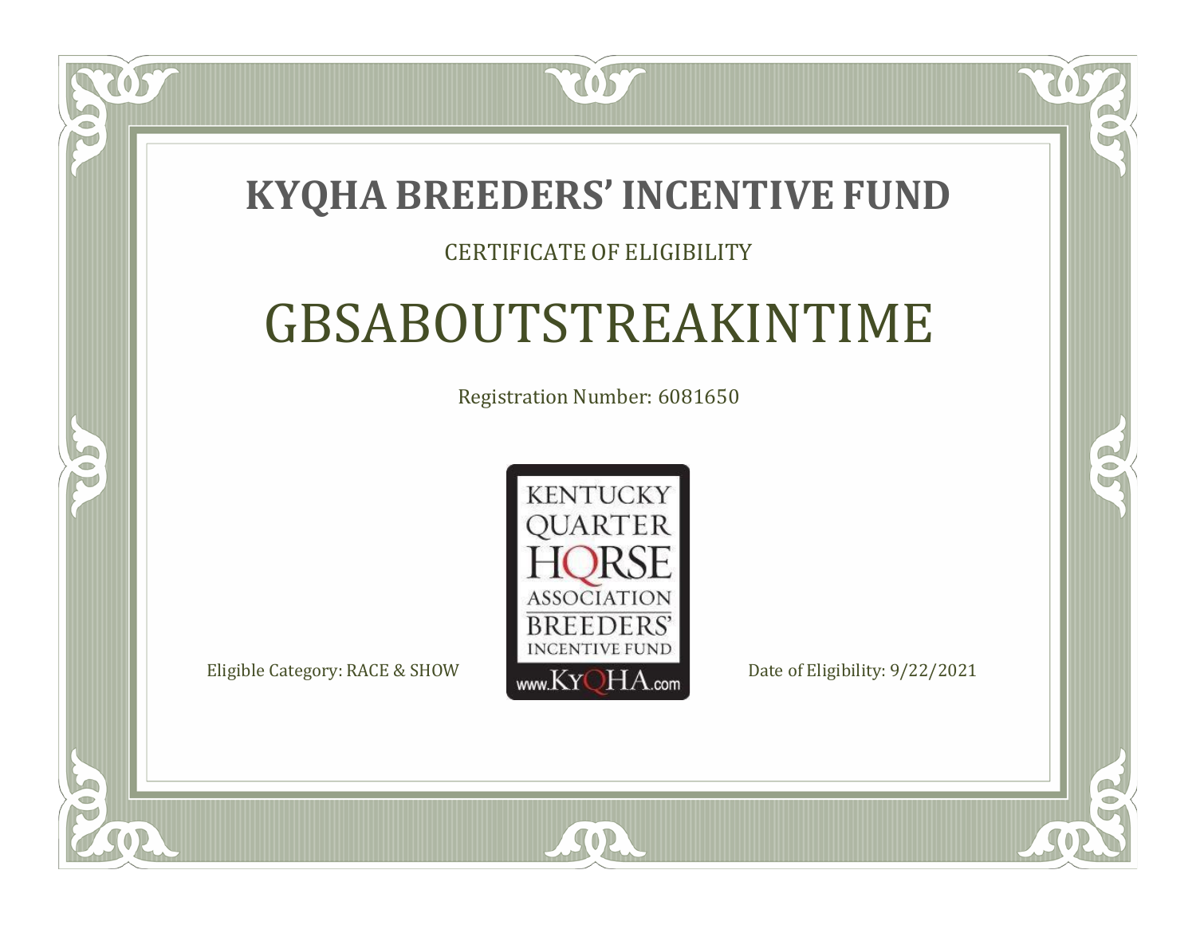# KYQHA BREEDERS' INCENTIVE FUND

CERTIFICATE OF ELIGIBILITY

## GBSABOUTSTREAKINTIME

Registration Number: 6081650

KENTUCKY QUARTER HORSE ASSOCIATION BREEDERS' INCENTIVE FUND www.KYQHA.com

Eligible Category: RACE & SHOW

Date of Eligibility: 9/22/2021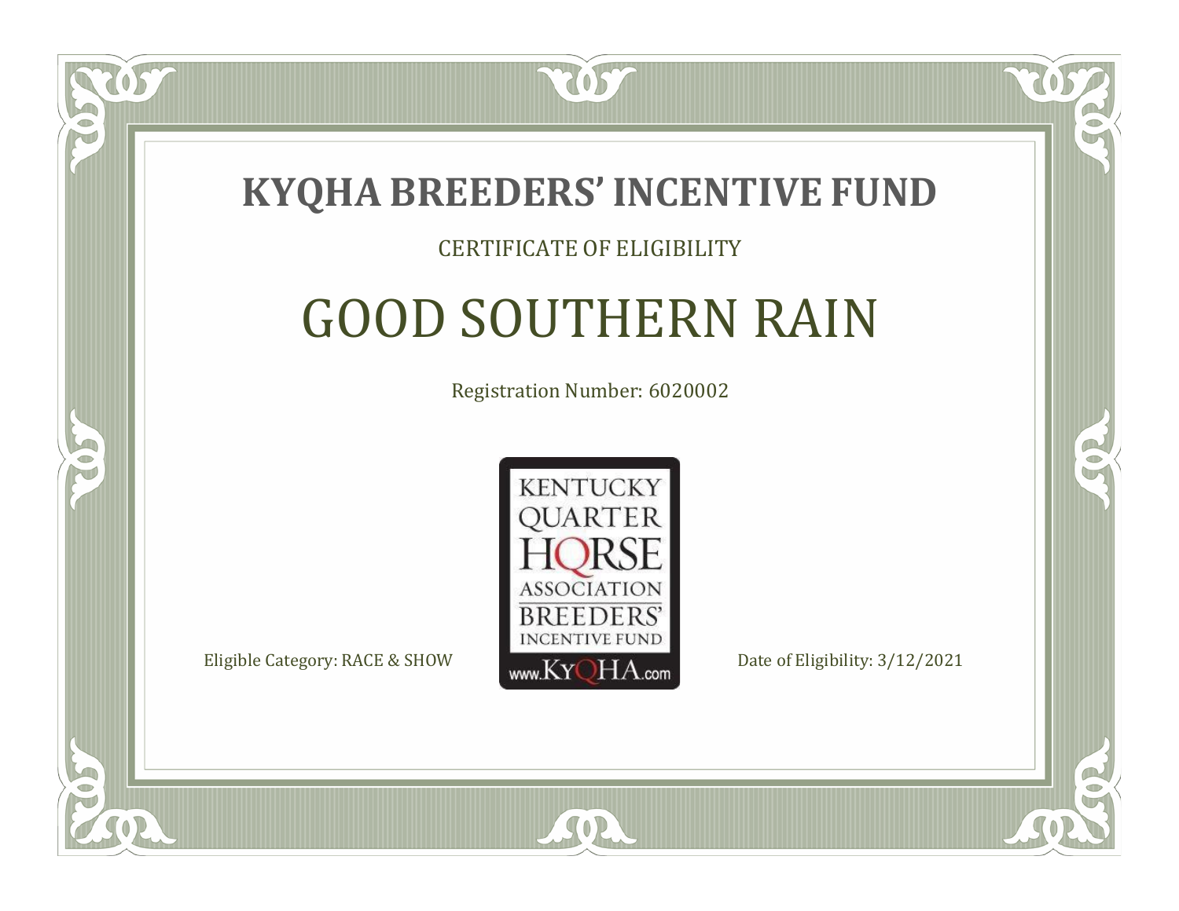# KYQHA BREEDERS' INCENTIVE FUND

CERTIFICATE OF ELIGIBILITY

## GOOD SOUTHERN RAIN

Registration Number: 6020002

KENTUCKY QUARTER HORSE ASSOCIATION BREEDERS' INCENTIVE FUND www.KyQHA.com

Eligible Category: RACE & SHOW

Date of Eligibility: 3/12/2021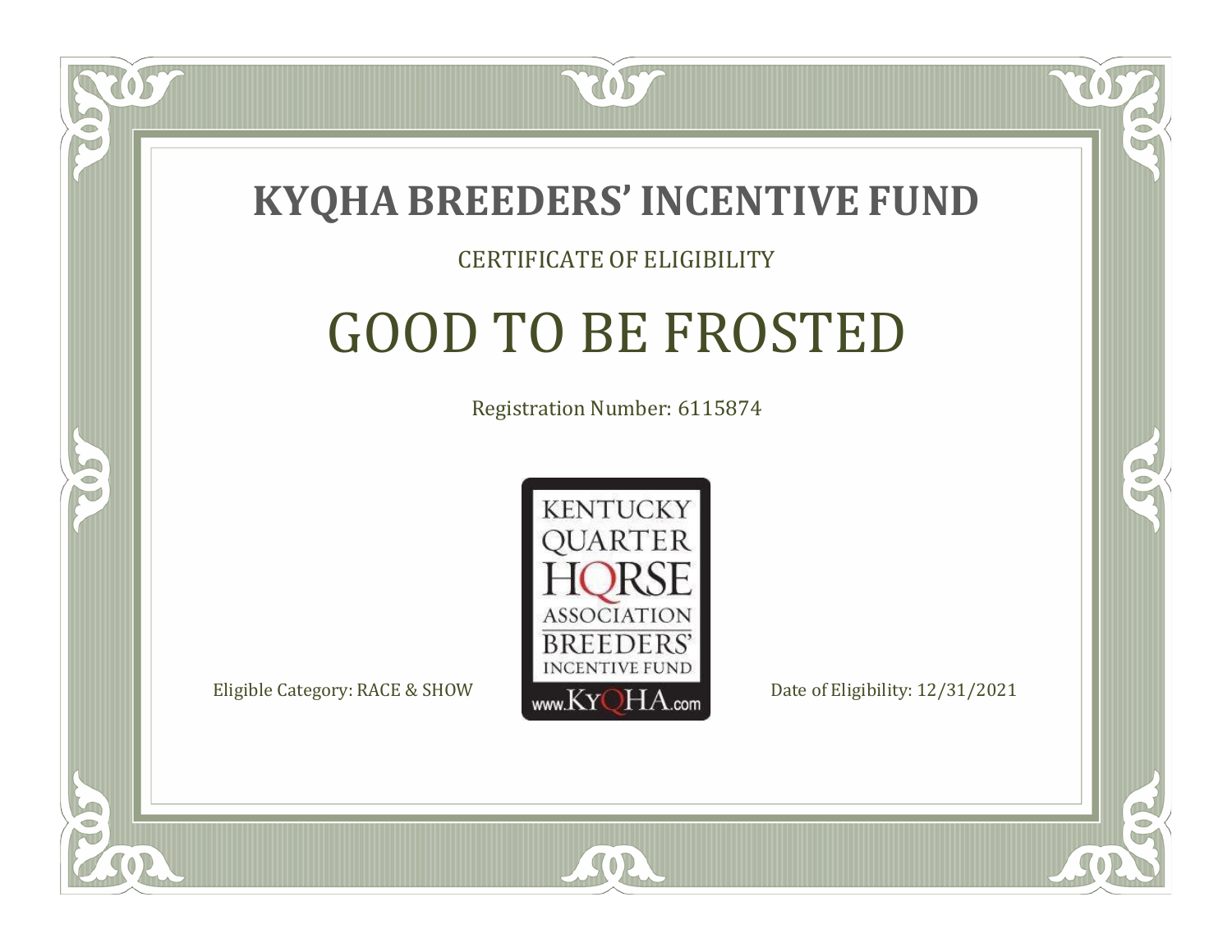# KYQHA BREEDERS' INCENTIVE FUND

CERTIFICATE OF ELIGIBILITY

## GOOD TO BE FROSTED

Registration Number: 6115874

KENTUCKY QUARTER HORSE ASSOCIATION BREEDERS' INCENTIVE FUND www.KyQHA.com

Eligible Category: RACE & SHOW

Date of Eligibility: 12/31/2021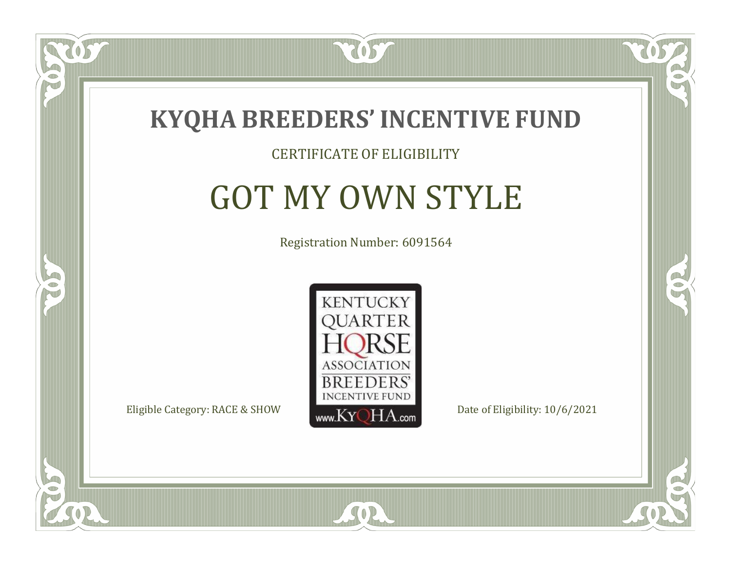# KYQHA BREEDERS' INCENTIVE FUND

CERTIFICATE OF ELIGIBILITY

## GOT MY OWN STYLE

Registration Number: 6091564

KENTUCKY QUARTER HORSE ASSOCIATION BREEDERS' INCENTIVE FUND www.KyQHA.com

Eligible Category: RACE & SHOW

Date of Eligibility: 10/6/2021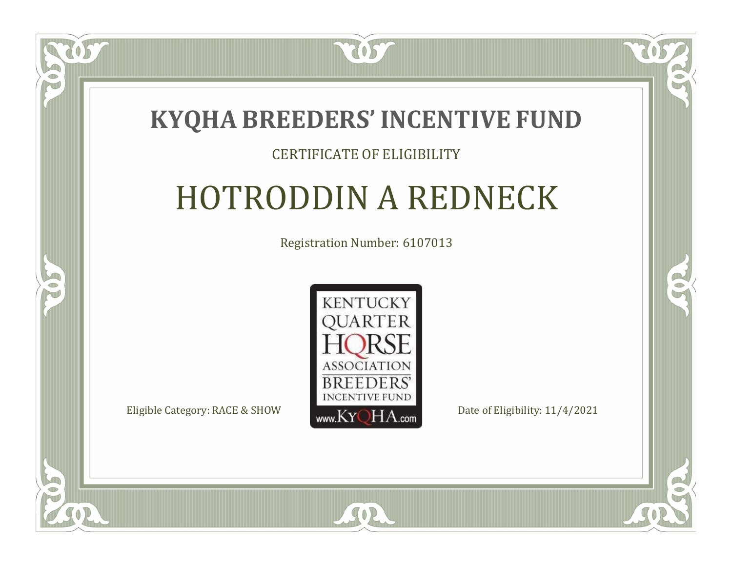# KYQHA BREEDERS' INCENTIVE FUND

CERTIFICATE OF ELIGIBILITY

## HOTRODDIN A REDNECK

Registration Number: 6107013

KENTUCKY QUARTER HORSE ASSOCIATION BREEDERS' INCENTIVE FUND www.KyQHA.com

Eligible Category: RACE & SHOW

Date of Eligibility: 11/4/2021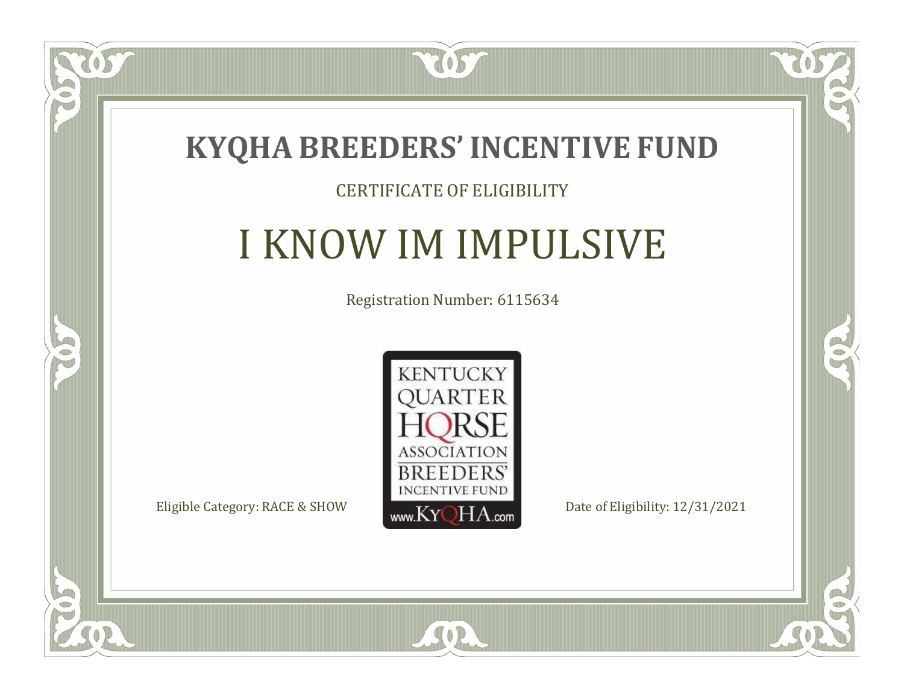# KYQHA BREEDERS' INCENTIVE FUND

CERTIFICATE OF ELIGIBILITY

## I KNOW IM IMPULSIVE

Registration Number: 6115634

KENTUCKY QUARTER HORSE ASSOCIATION BREEDERS' INCENTIVE FUND www.KYQHA.com

Eligible Category: RACE & SHOW

Date of Eligibility: 12/31/2021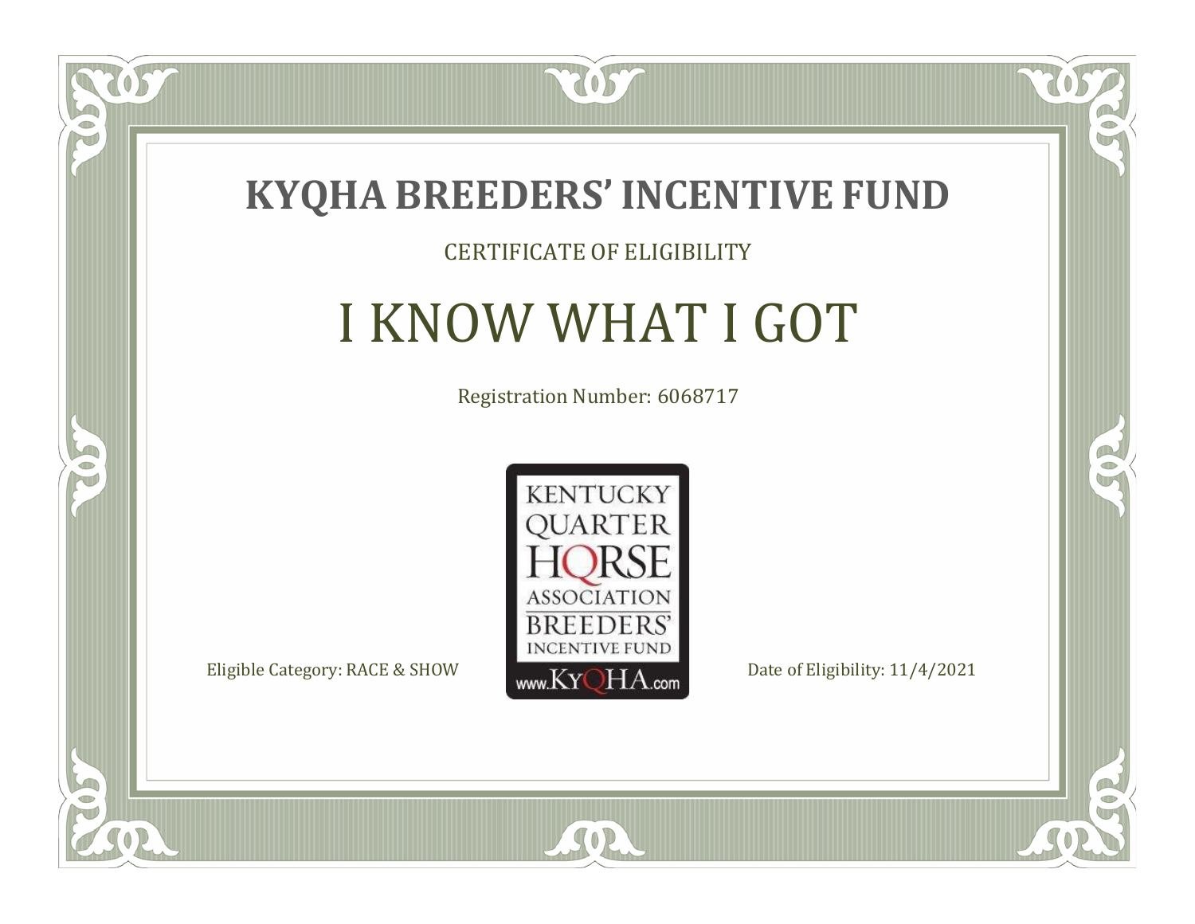# KYQHA BREEDERS' INCENTIVE FUND

CERTIFICATE OF ELIGIBILITY

## I KNOW WHAT I GOT

Registration Number: 6068717

KENTUCKY QUARTER HORSE ASSOCIATION BREEDERS' INCENTIVE FUND
www.KyQHA.com

Eligible Category: RACE & SHOW

Date of Eligibility: 11/4/2021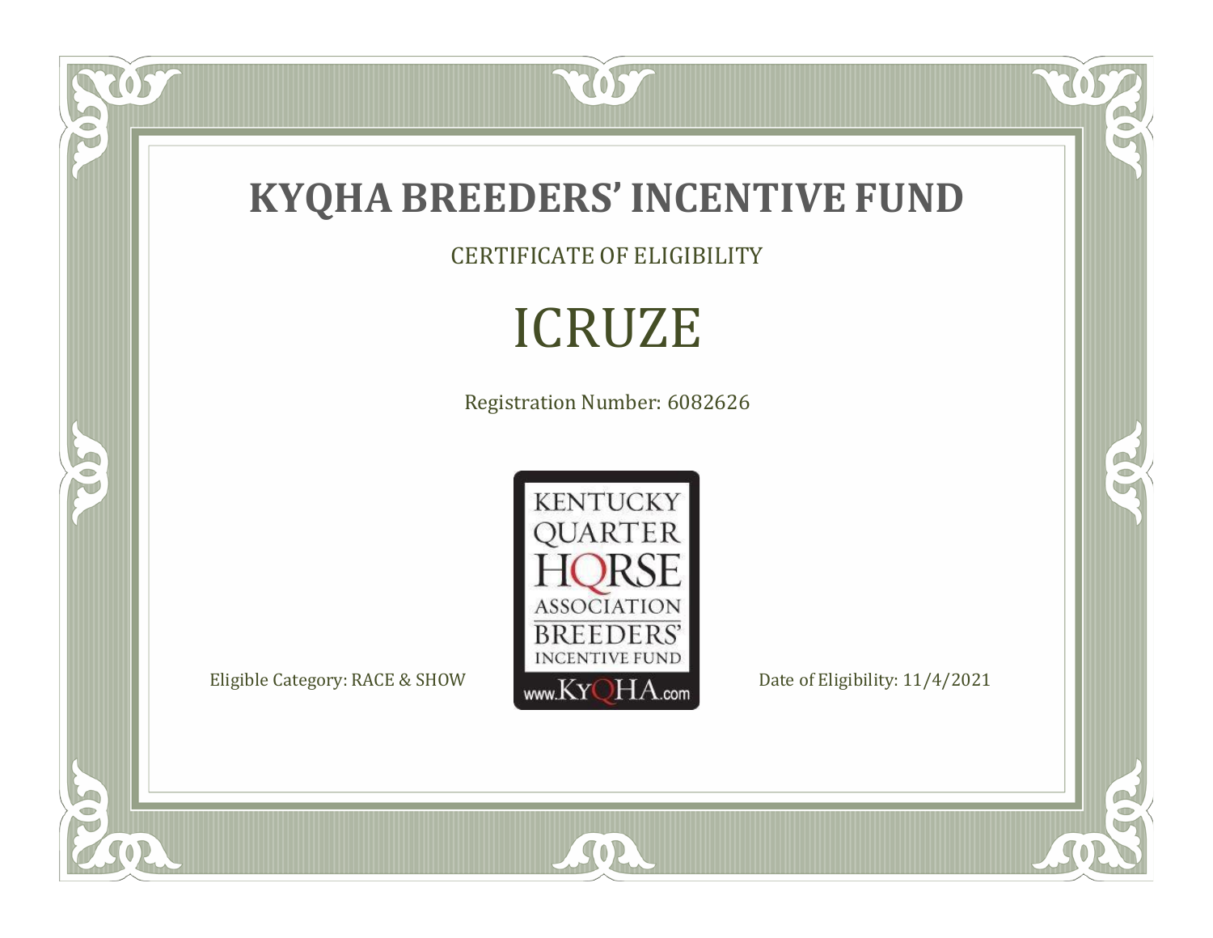# KYQHA BREEDERS' INCENTIVE FUND

CERTIFICATE OF ELIGIBILITY

## ICRUZE

Registration Number: 6082626

KENTUCKY QUARTER HORSE ASSOCIATION BREEDERS' INCENTIVE FUND www.KyQHA.com

Eligible Category: RACE & SHOW

Date of Eligibility: 11/4/2021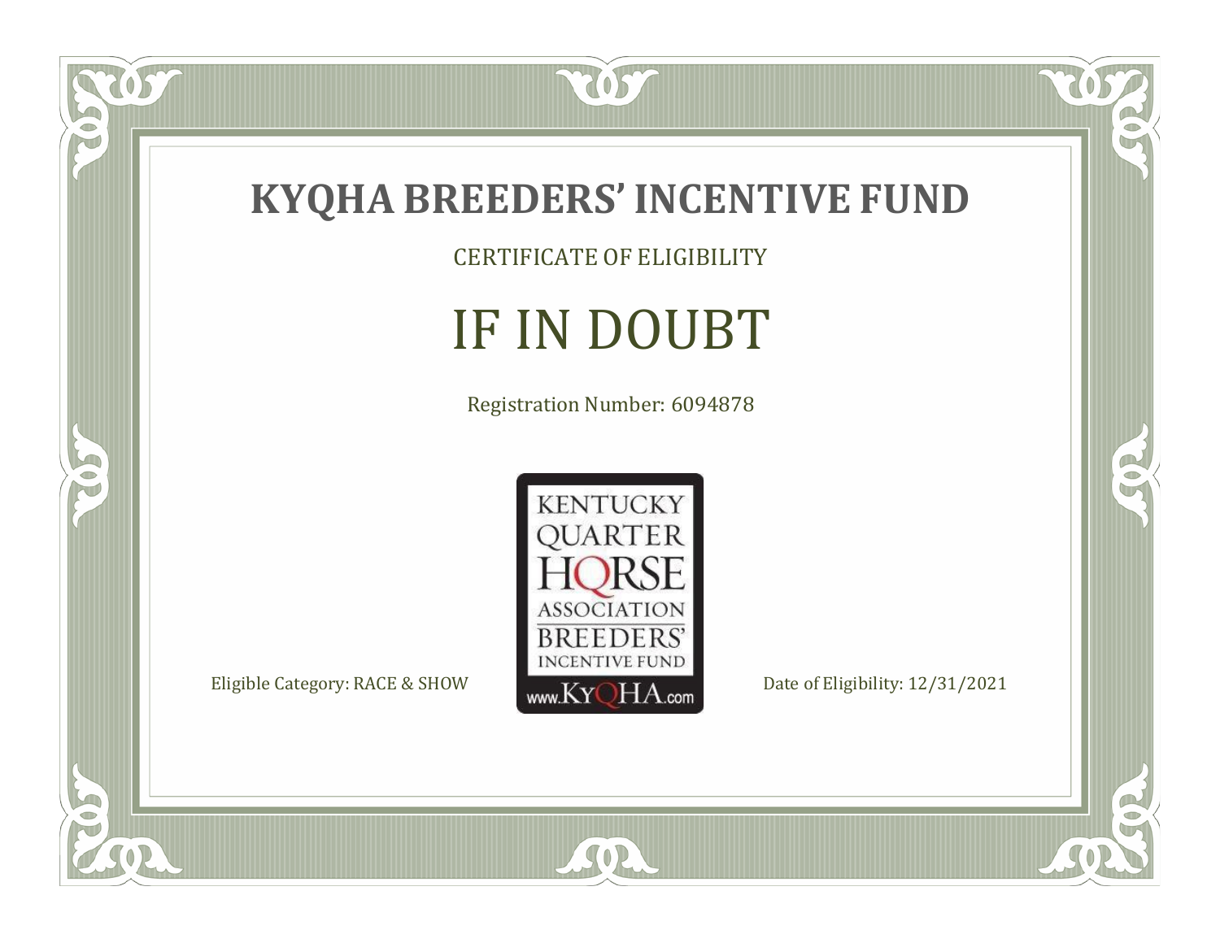# KYQHA BREEDERS' INCENTIVE FUND

CERTIFICATE OF ELIGIBILITY

## IF IN DOUBT

Registration Number: 6094878

KENTUCKY QUARTER HORSE ASSOCIATION BREEDERS' INCENTIVE FUND www.KyQHA.com

Eligible Category: RACE & SHOW

Date of Eligibility: 12/31/2021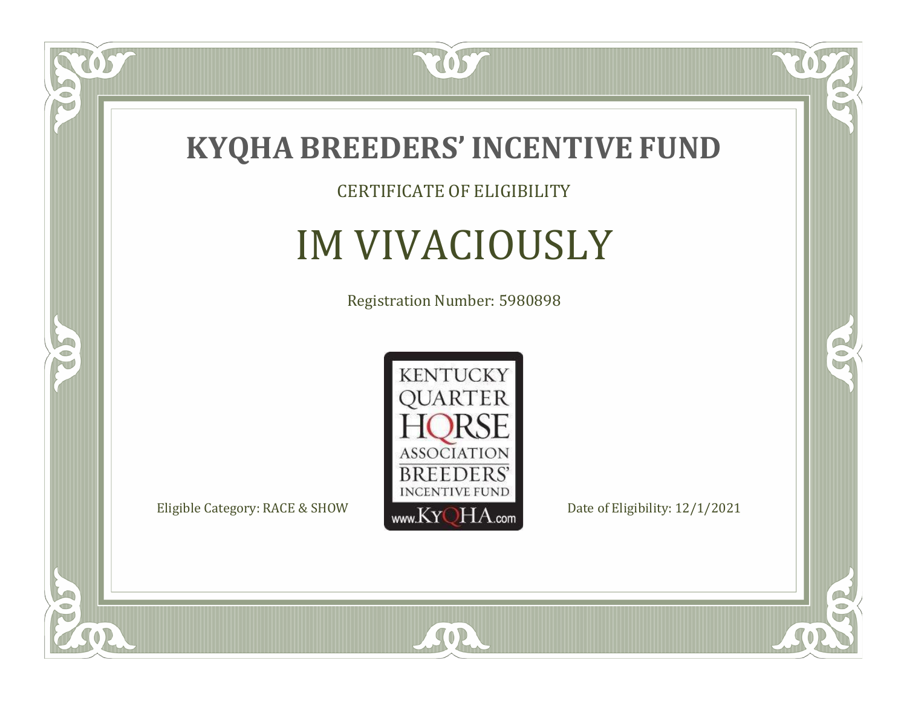# KYQHA BREEDERS' INCENTIVE FUND

CERTIFICATE OF ELIGIBILITY

## IM VIVACIOUSLY

Registration Number: 5980898

KENTUCKY QUARTER HORSE ASSOCIATION BREEDERS' INCENTIVE FUND
www.KyQHA.com

Eligible Category: RACE & SHOW

Date of Eligibility: 12/1/2021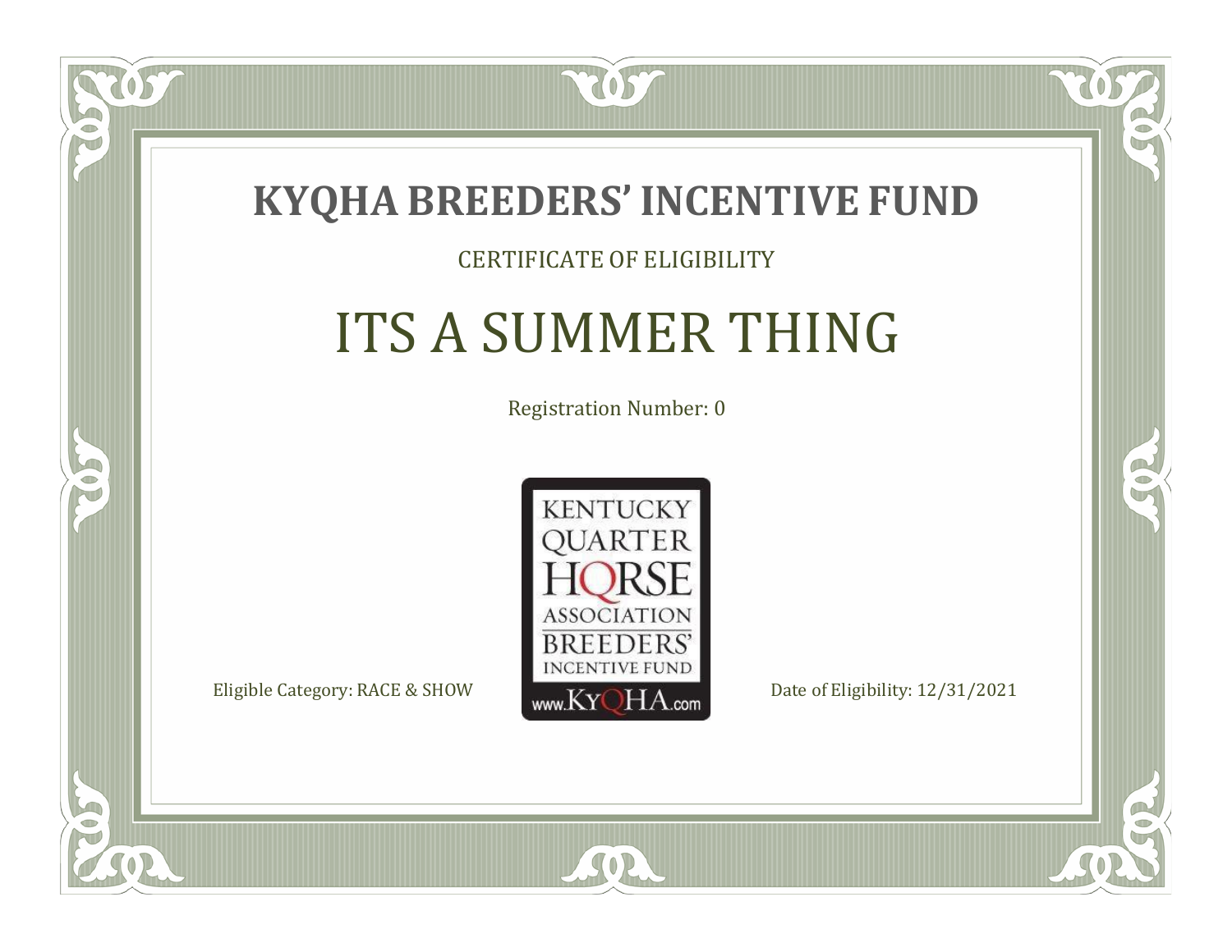# KYQHA BREEDERS' INCENTIVE FUND

CERTIFICATE OF ELIGIBILITY

## ITS A SUMMER THING

Registration Number: 0

KENTUCKY QUARTER HORSE ASSOCIATION BREEDERS' INCENTIVE FUND www.KyQHA.com

Eligible Category: RACE & SHOW

Date of Eligibility: 12/31/2021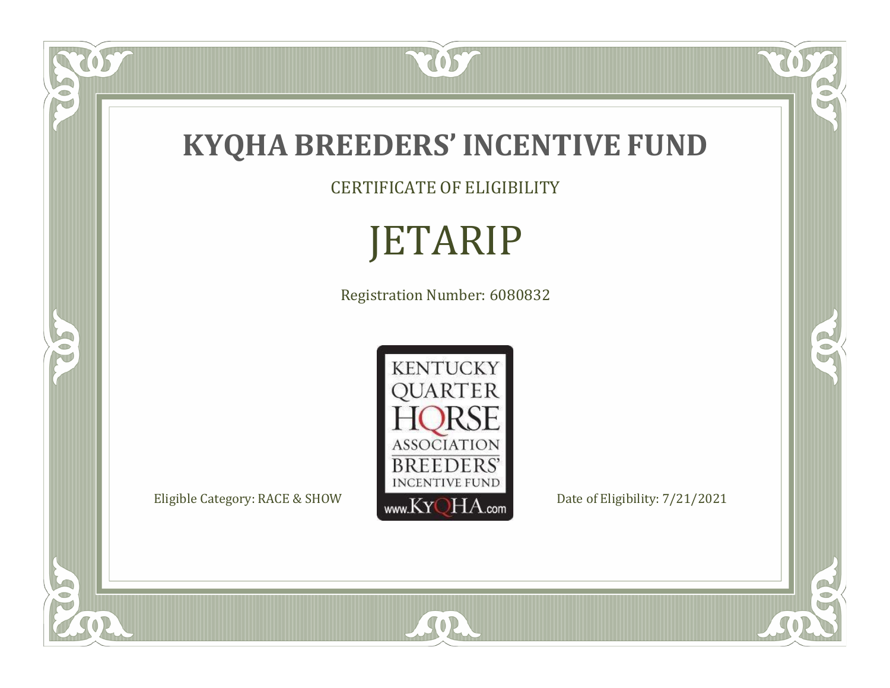# KYQHA BREEDERS' INCENTIVE FUND

CERTIFICATE OF ELIGIBILITY

## JETARIP

Registration Number: 6080832

KENTUCKY QUARTER HORSE ASSOCIATION BREEDERS' INCENTIVE FUND www.KyQHA.com

Eligible Category: RACE & SHOW

Date of Eligibility: 7/21/2021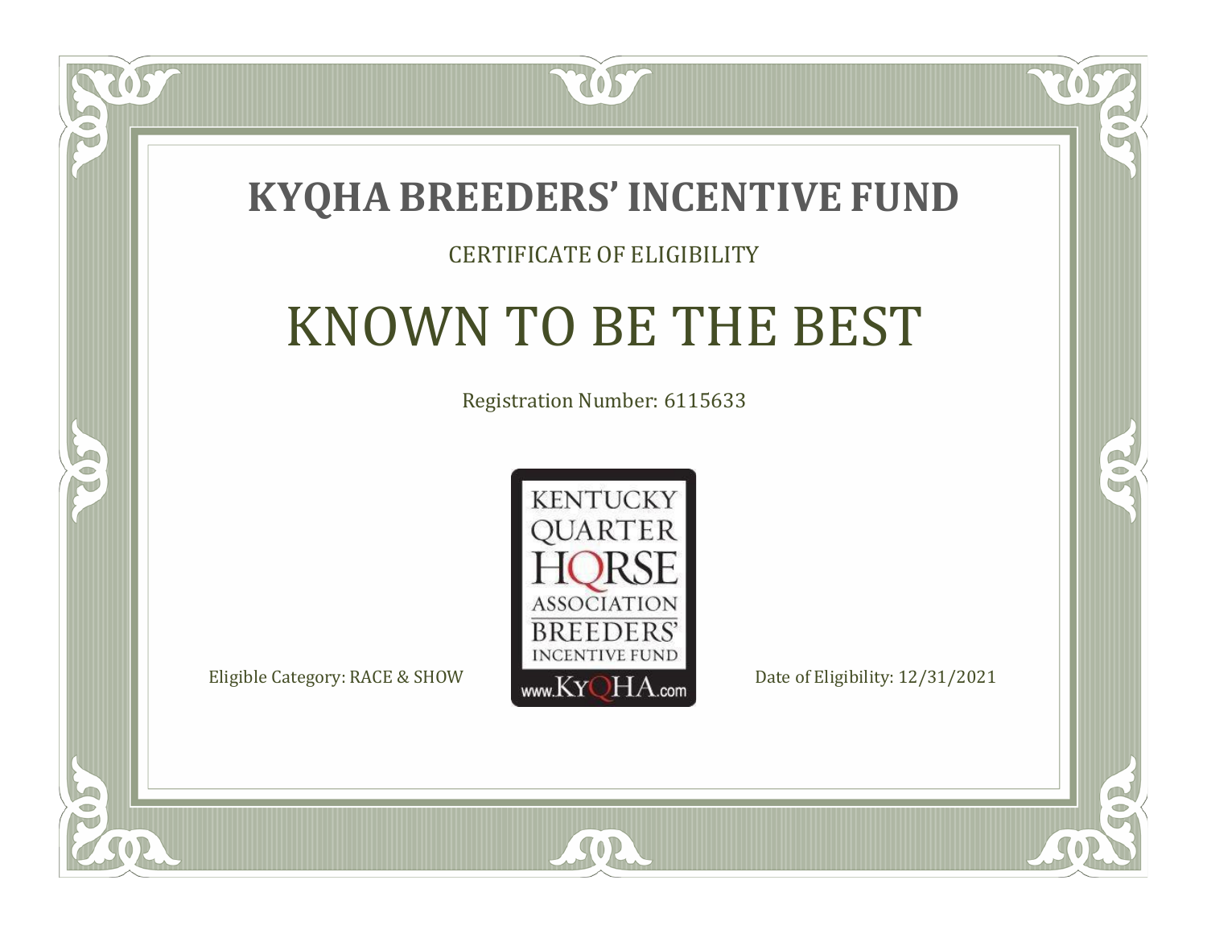# KYQHA BREEDERS' INCENTIVE FUND

CERTIFICATE OF ELIGIBILITY

## KNOWN TO BE THE BEST

Registration Number: 6115633

KENTUCKY QUARTER HORSE ASSOCIATION BREEDERS' INCENTIVE FUND www.KyQHA.com

Eligible Category: RACE & SHOW

Date of Eligibility: 12/31/2021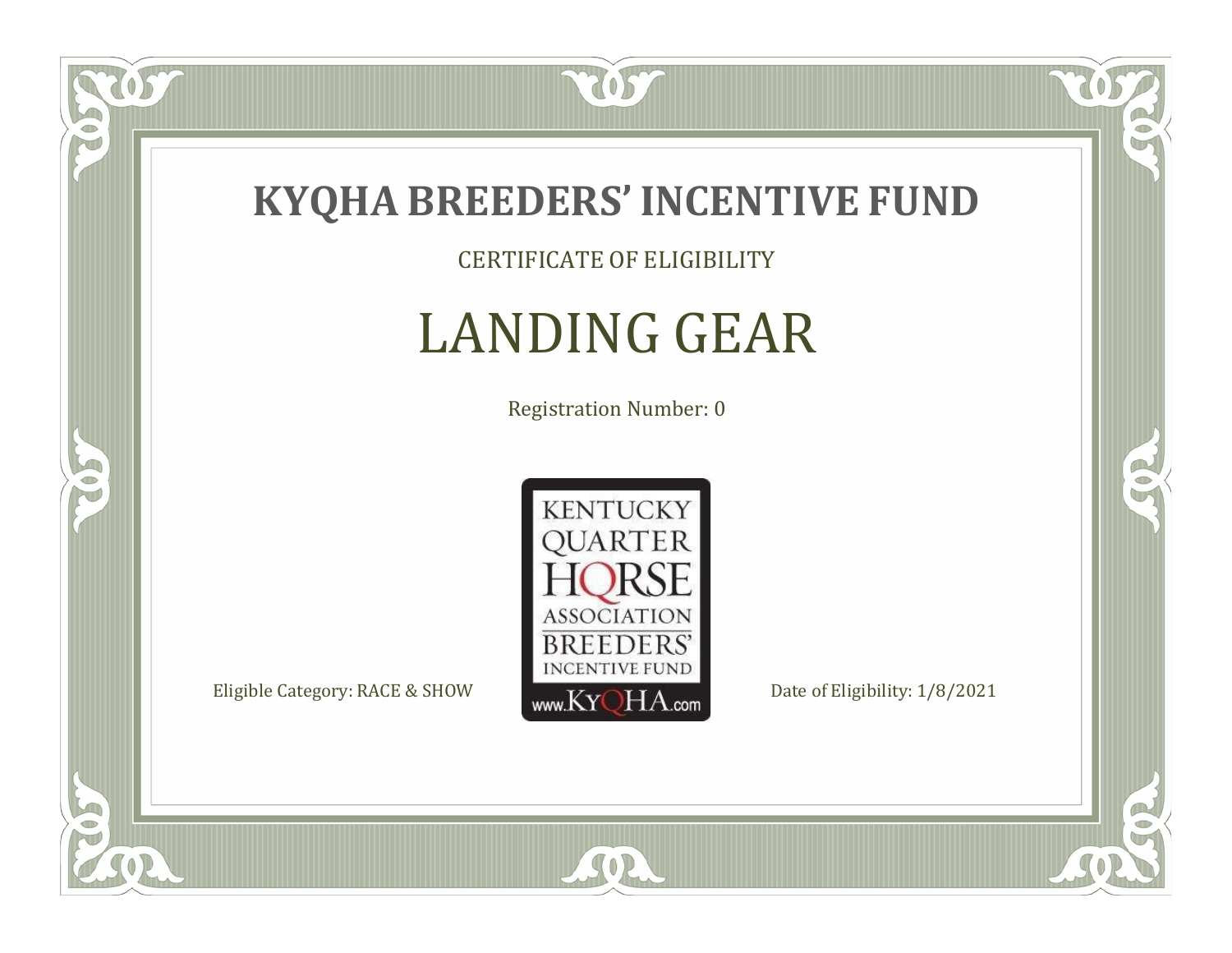# KYQHA BREEDERS' INCENTIVE FUND

CERTIFICATE OF ELIGIBILITY

## LANDING GEAR

Registration Number: 0

KENTUCKY QUARTER HORSE ASSOCIATION BREEDERS' INCENTIVE FUND www.KyQHA.com

Eligible Category: RACE & SHOW

Date of Eligibility: 1/8/2021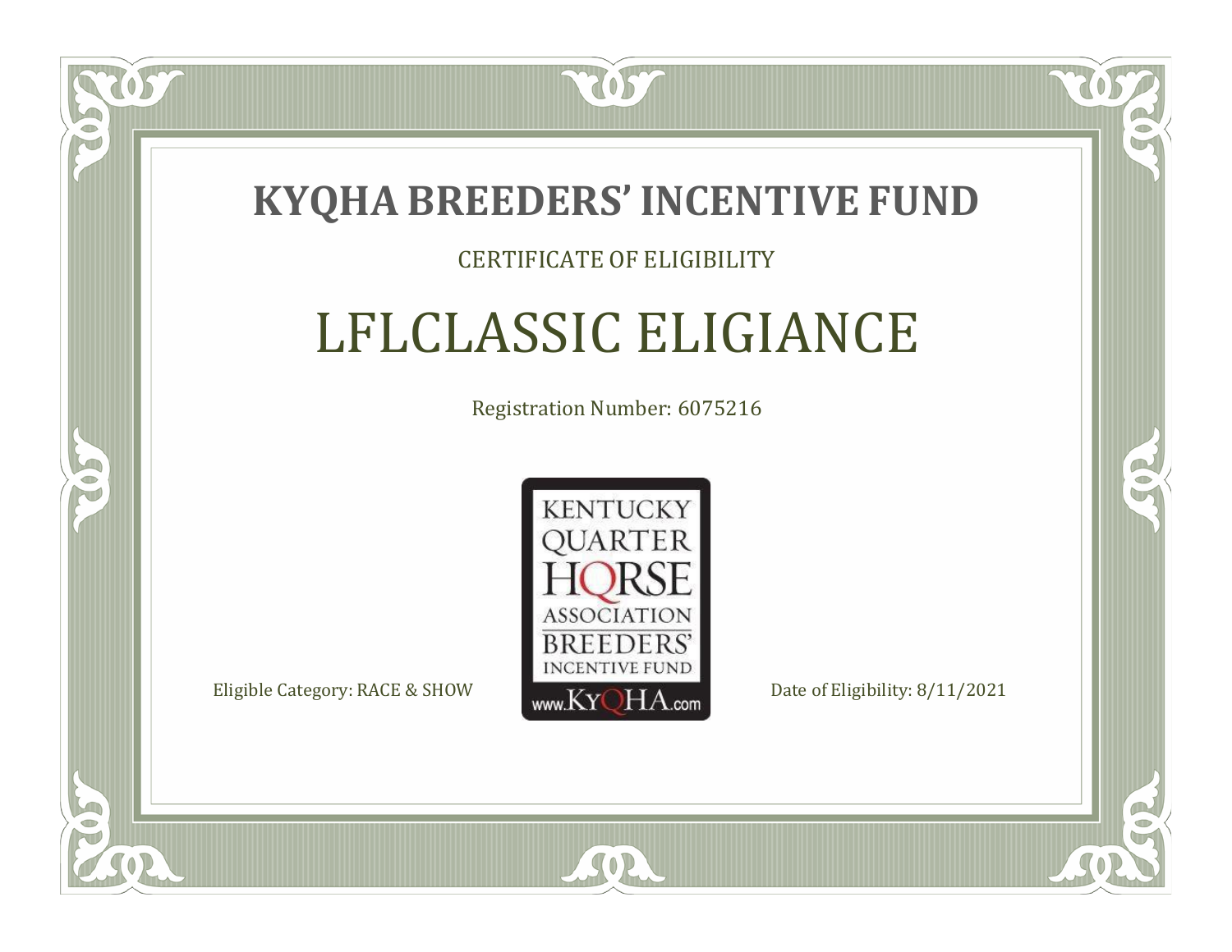# KYQHA BREEDERS' INCENTIVE FUND

CERTIFICATE OF ELIGIBILITY

## LFLCLASSIC ELIGIANCE

Registration Number: 6075216

KENTUCKY QUARTER HORSE ASSOCIATION BREEDERS' INCENTIVE FUND
www.KyQHA.com

Eligible Category: RACE & SHOW

Date of Eligibility: 8/11/2021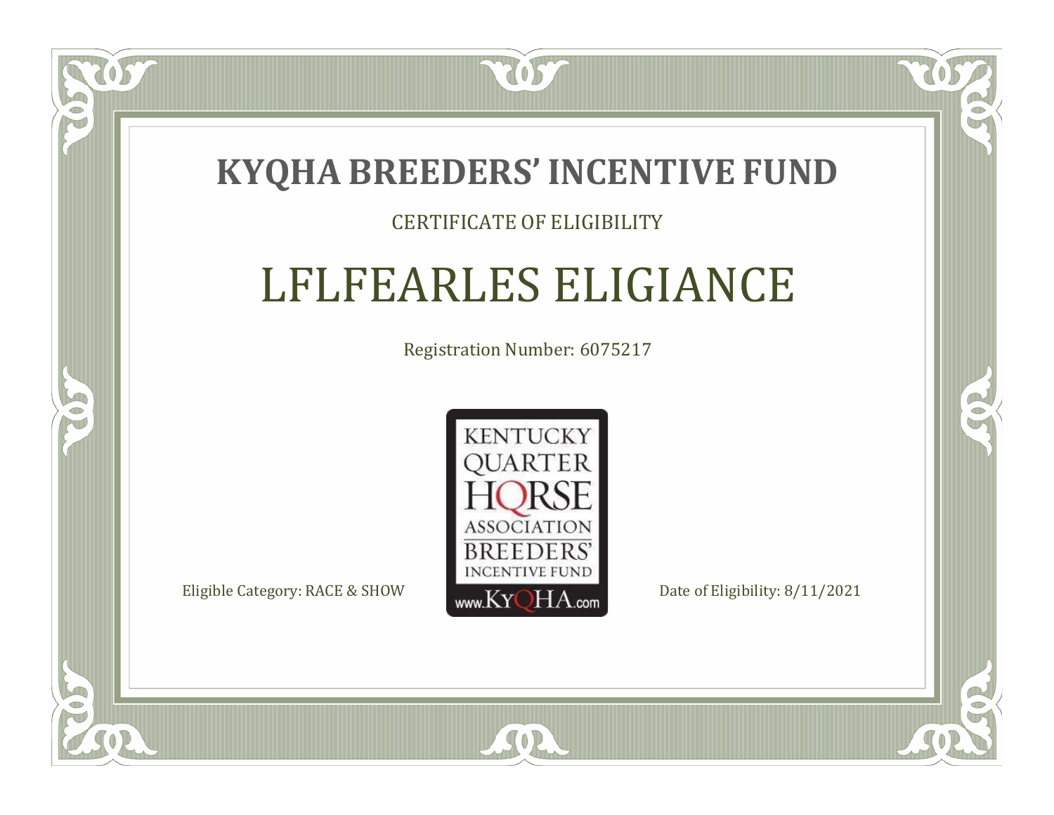# KYQHA BREEDERS' INCENTIVE FUND

CERTIFICATE OF ELIGIBILITY

## LFLFEARLES ELIGIANCE

Registration Number: 6075217

KENTUCKY QUARTER HORSE ASSOCIATION BREEDERS' INCENTIVE FUND www.KyQHA.com

Eligible Category: RACE & SHOW

Date of Eligibility: 8/11/2021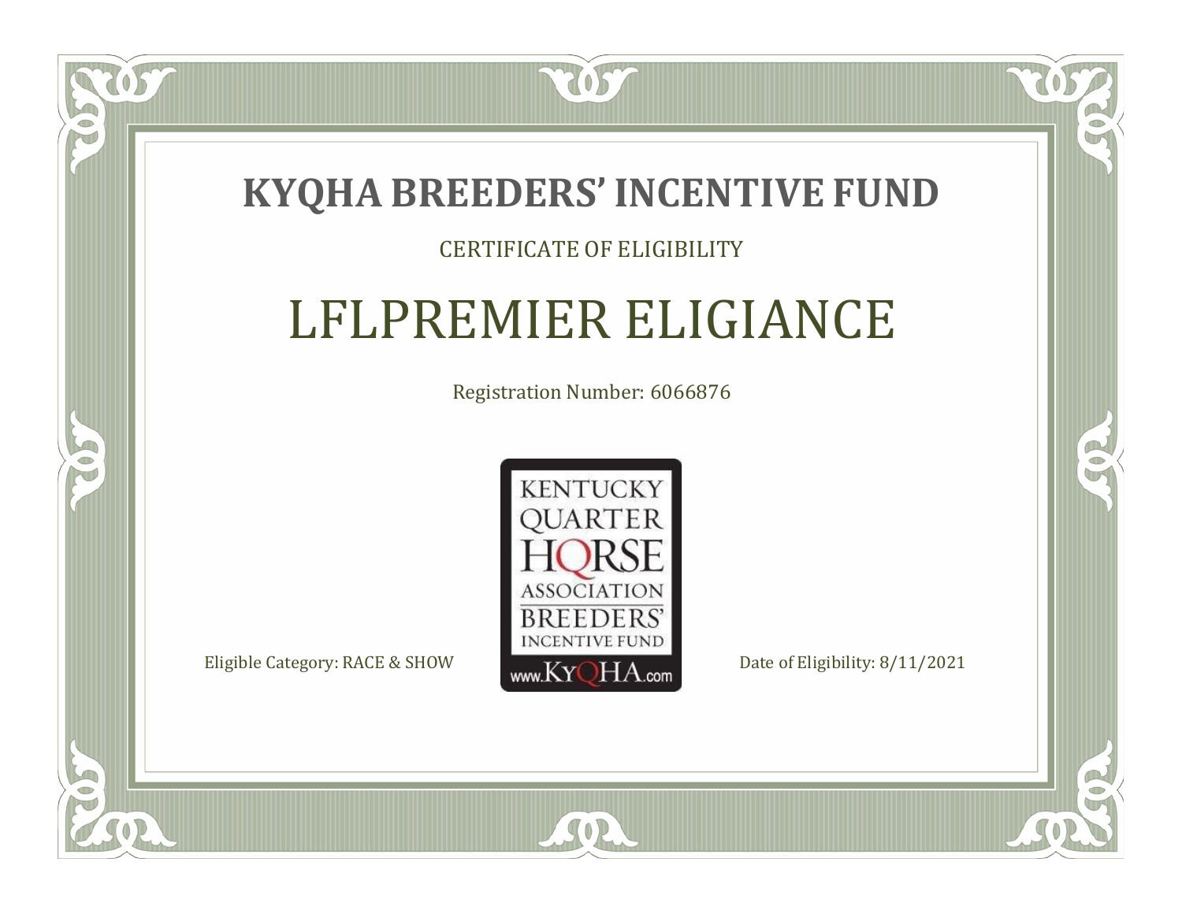# KYQHA BREEDERS' INCENTIVE FUND

CERTIFICATE OF ELIGIBILITY

## LFLPREMIER ELIGIANCE

Registration Number: 6066876

KENTUCKY QUARTER HORSE ASSOCIATION BREEDERS' INCENTIVE FUND www.KyQHA.com

Eligible Category: RACE & SHOW

Date of Eligibility: 8/11/2021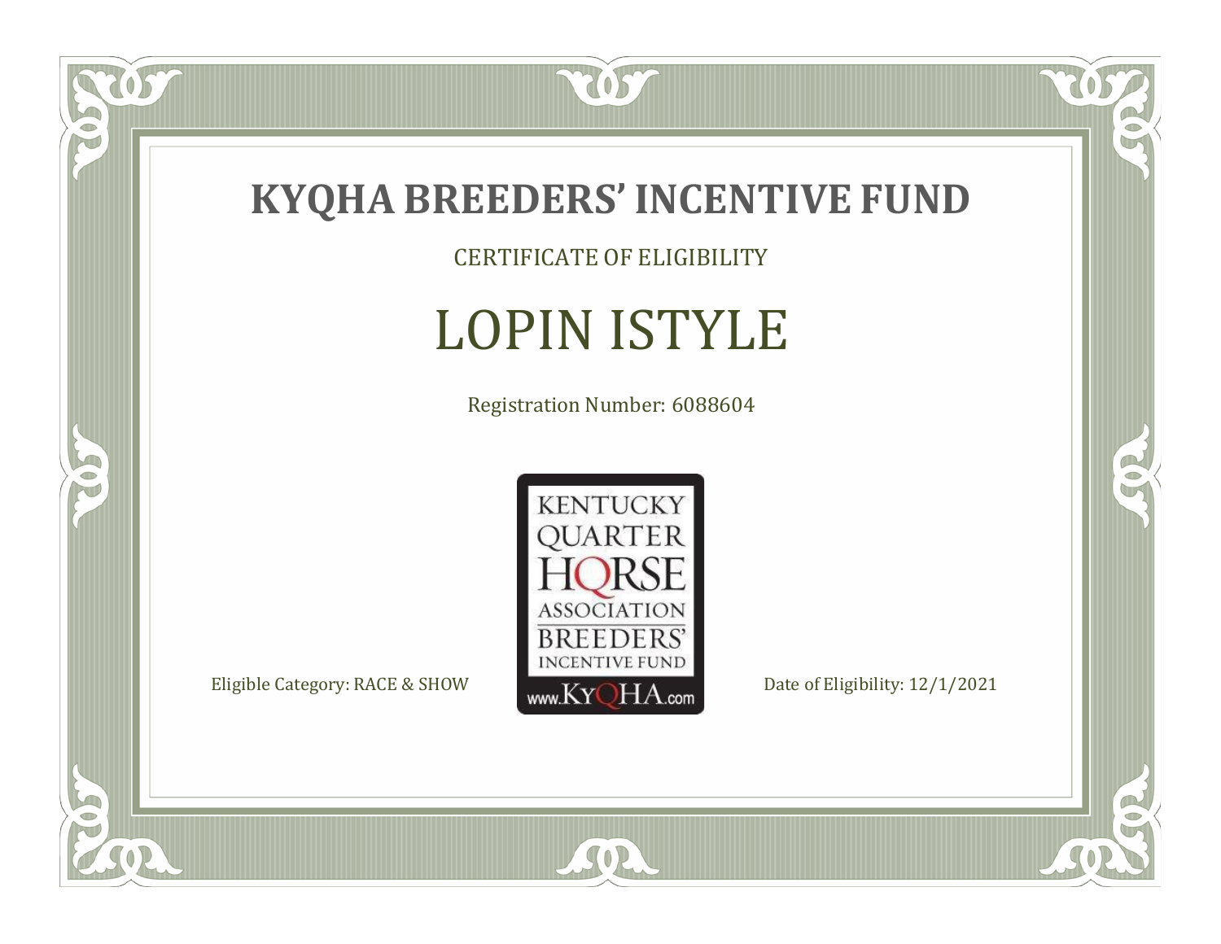# KYQHA BREEDERS' INCENTIVE FUND

CERTIFICATE OF ELIGIBILITY

## LOPIN ISTYLE

Registration Number: 6088604

KENTUCKY QUARTER HORSE ASSOCIATION BREEDERS' INCENTIVE FUND www.KyQHA.com

Eligible Category: RACE & SHOW

Date of Eligibility: 12/1/2021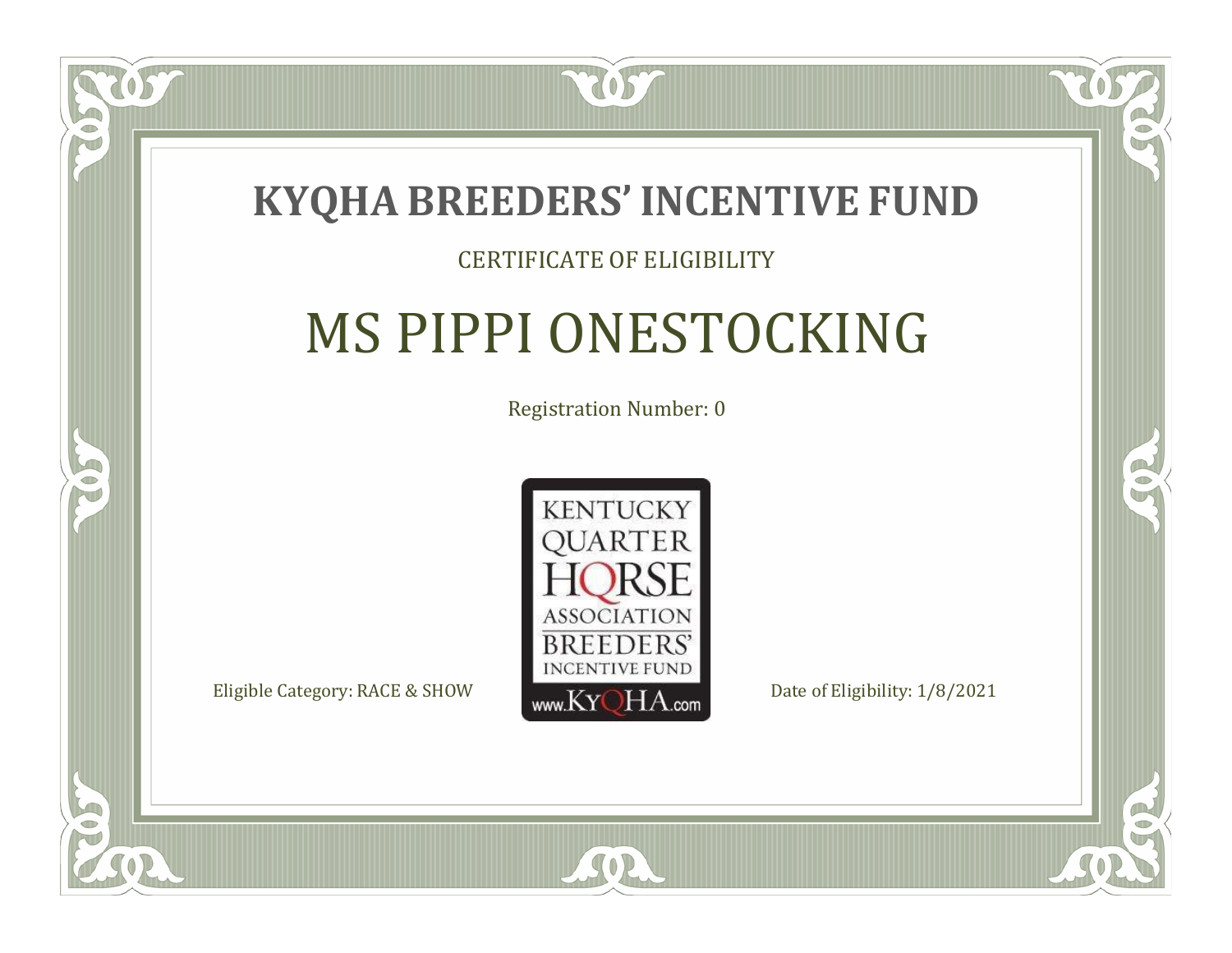# KYQHA BREEDERS' INCENTIVE FUND

CERTIFICATE OF ELIGIBILITY

## MS PIPPI ONESTOCKING

Registration Number: 0

KENTUCKY QUARTER HORSE ASSOCIATION BREEDERS' INCENTIVE FUND www.KyQHA.com

Eligible Category: RACE & SHOW

Date of Eligibility: 1/8/2021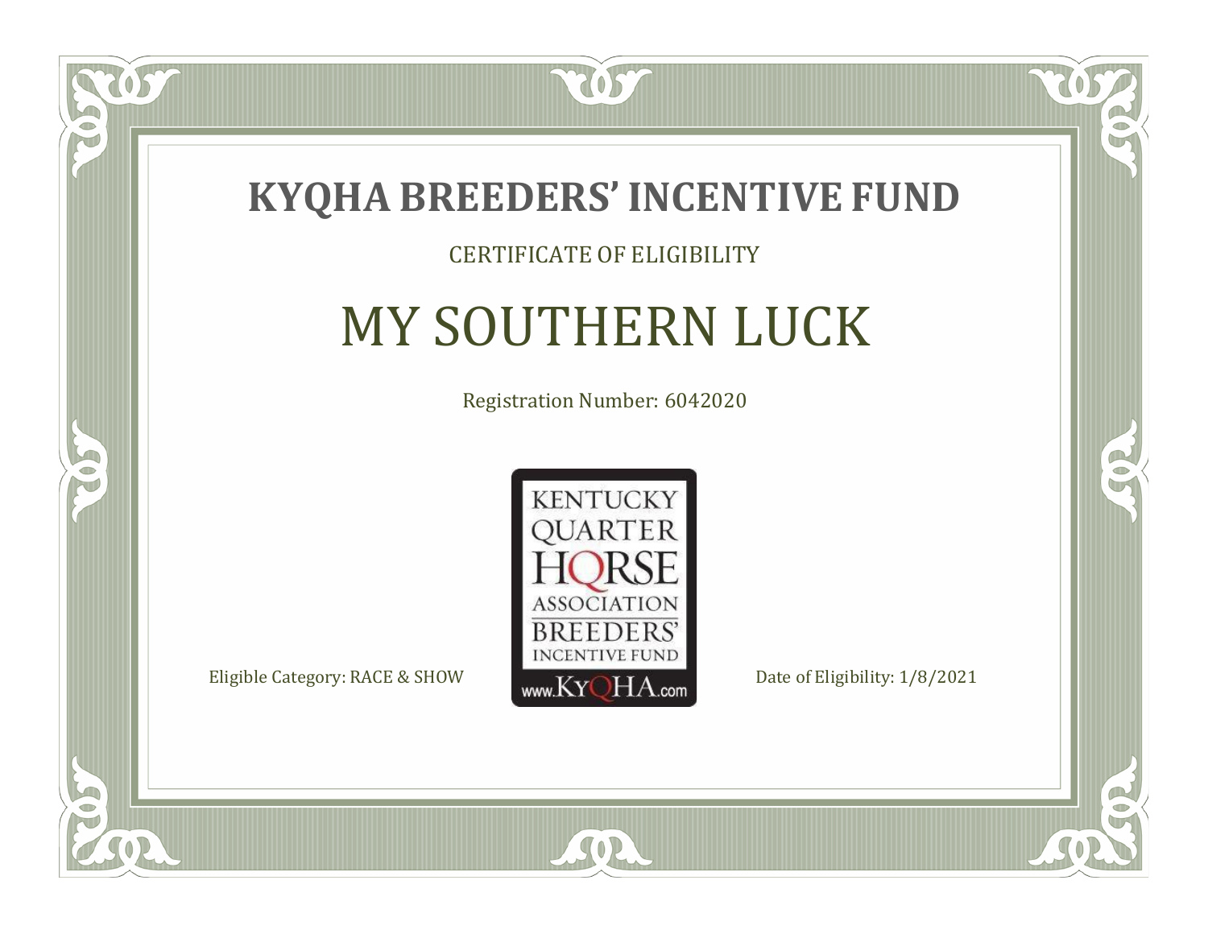# KYQHA BREEDERS' INCENTIVE FUND

CERTIFICATE OF ELIGIBILITY

## MY SOUTHERN LUCK

Registration Number: 6042020

KENTUCKY QUARTER HORSE ASSOCIATION BREEDERS' INCENTIVE FUND www.KyQHA.com

Eligible Category: RACE & SHOW

Date of Eligibility: 1/8/2021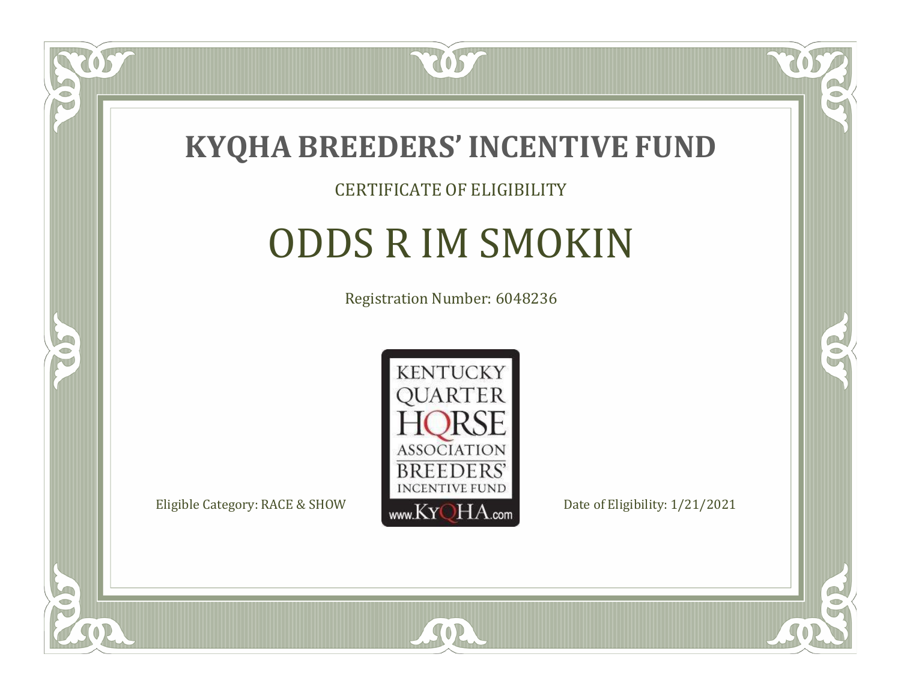# KYQHA BREEDERS' INCENTIVE FUND

CERTIFICATE OF ELIGIBILITY

## ODDS R IM SMOKIN

Registration Number: 6048236

KENTUCKY QUARTER HORSE ASSOCIATION BREEDERS' INCENTIVE FUND www.KyQHA.com

Eligible Category: RACE & SHOW

Date of Eligibility: 1/21/2021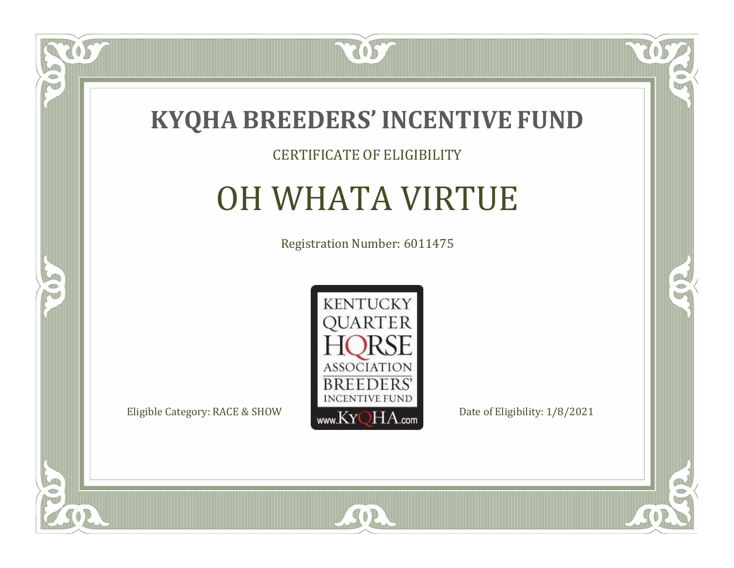# KYQHA BREEDERS' INCENTIVE FUND

CERTIFICATE OF ELIGIBILITY

## OH WHATA VIRTUE

Registration Number: 6011475

KENTUCKY QUARTER HORSE ASSOCIATION BREEDERS' INCENTIVE FUND www.KyQHA.com

Eligible Category: RACE & SHOW

Date of Eligibility: 1/8/2021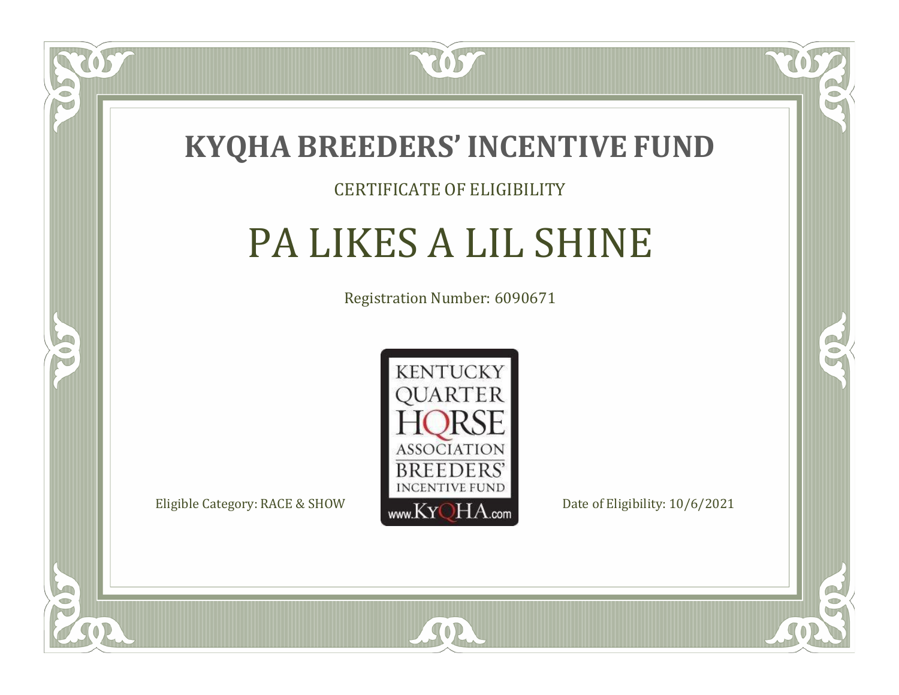# KYQHA BREEDERS' INCENTIVE FUND

CERTIFICATE OF ELIGIBILITY

## PA LIKES A LIL SHINE

Registration Number: 6090671

KENTUCKY QUARTER HORSE ASSOCIATION BREEDERS' INCENTIVE FUND www.KyQHA.com

Eligible Category: RACE & SHOW

Date of Eligibility: 10/6/2021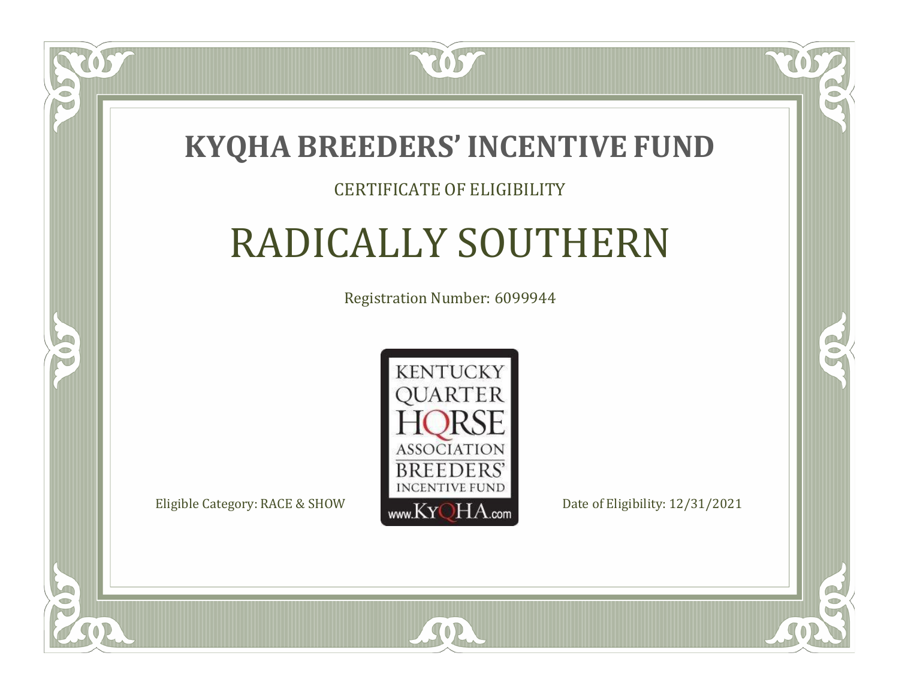# KYQHA BREEDERS' INCENTIVE FUND

CERTIFICATE OF ELIGIBILITY

## RADICALLY SOUTHERN

Registration Number: 6099944

KENTUCKY QUARTER HORSE ASSOCIATION BREEDERS' INCENTIVE FUND www.KyQHA.com

Eligible Category: RACE & SHOW

Date of Eligibility: 12/31/2021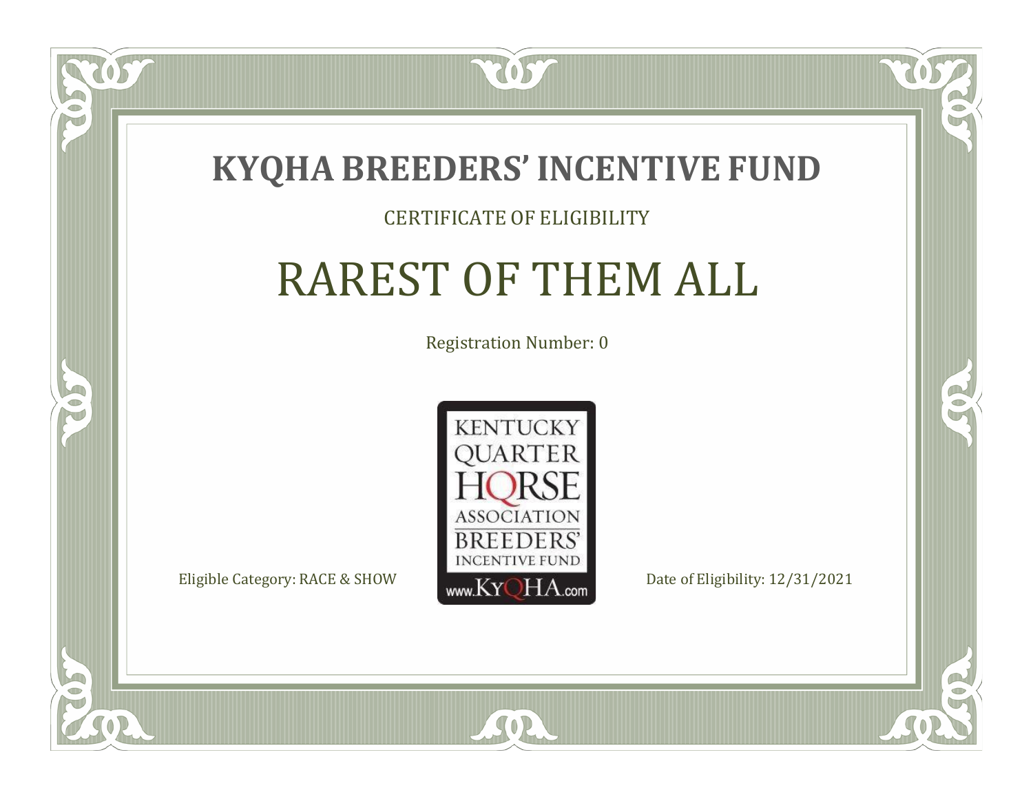# KYQHA BREEDERS' INCENTIVE FUND

CERTIFICATE OF ELIGIBILITY

## RAREST OF THEM ALL

Registration Number: 0

KENTUCKY QUARTER HORSE ASSOCIATION BREEDERS' INCENTIVE FUND www.KyQHA.com

Eligible Category: RACE & SHOW

Date of Eligibility: 12/31/2021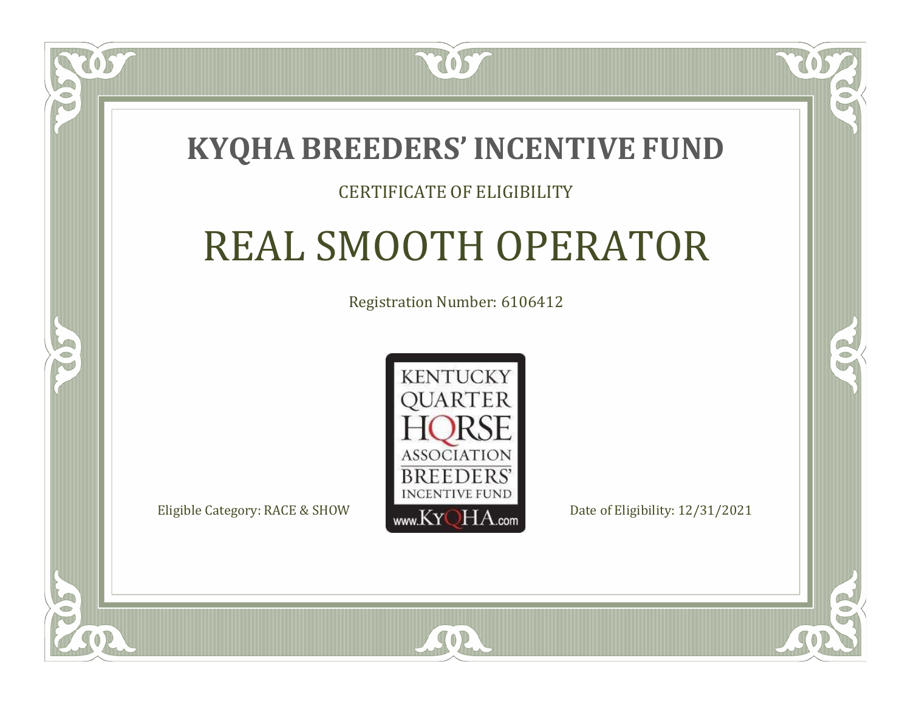# KYQHA BREEDERS' INCENTIVE FUND

CERTIFICATE OF ELIGIBILITY

## REAL SMOOTH OPERATOR

Registration Number: 6106412

KENTUCKY QUARTER HORSE ASSOCIATION BREEDERS' INCENTIVE FUND www.KyQHA.com

Eligible Category: RACE & SHOW

Date of Eligibility: 12/31/2021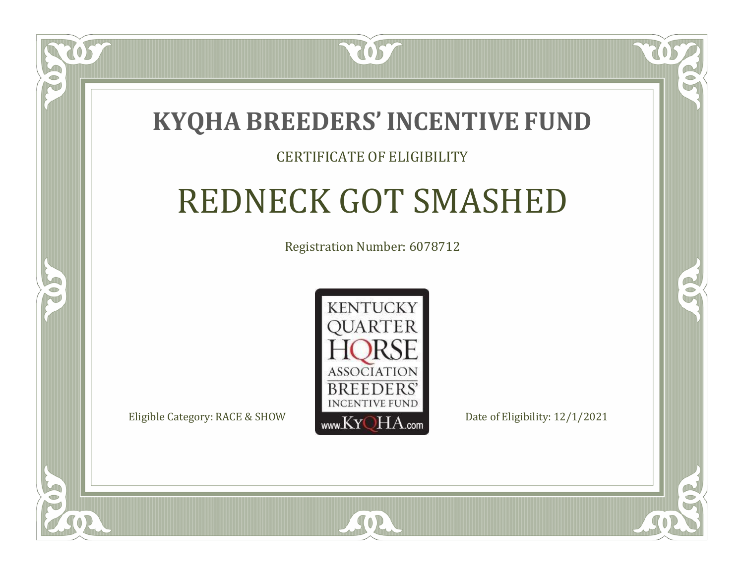# KYQHA BREEDERS' INCENTIVE FUND

CERTIFICATE OF ELIGIBILITY

## REDNECK GOT SMASHED

Registration Number: 6078712

KENTUCKY QUARTER HORSE ASSOCIATION BREEDERS' INCENTIVE FUND www.KyQHA.com

Eligible Category: RACE & SHOW

Date of Eligibility: 12/1/2021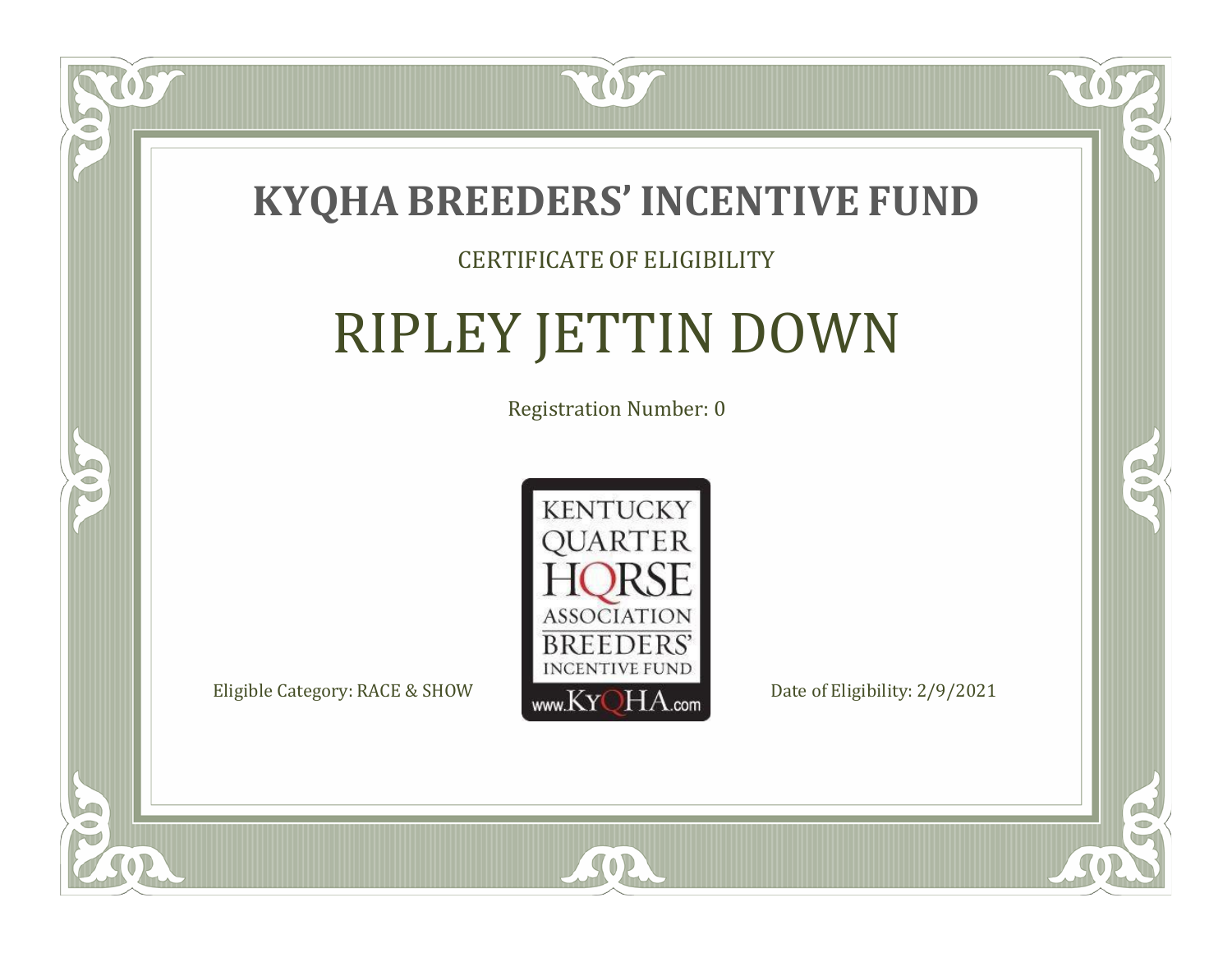# KYQHA BREEDERS' INCENTIVE FUND

CERTIFICATE OF ELIGIBILITY

## RIPLEY JETTIN DOWN

Registration Number: 0

KENTUCKY QUARTER HORSE ASSOCIATION BREEDERS' INCENTIVE FUND www.KyQHA.com

Eligible Category: RACE & SHOW

Date of Eligibility: 2/9/2021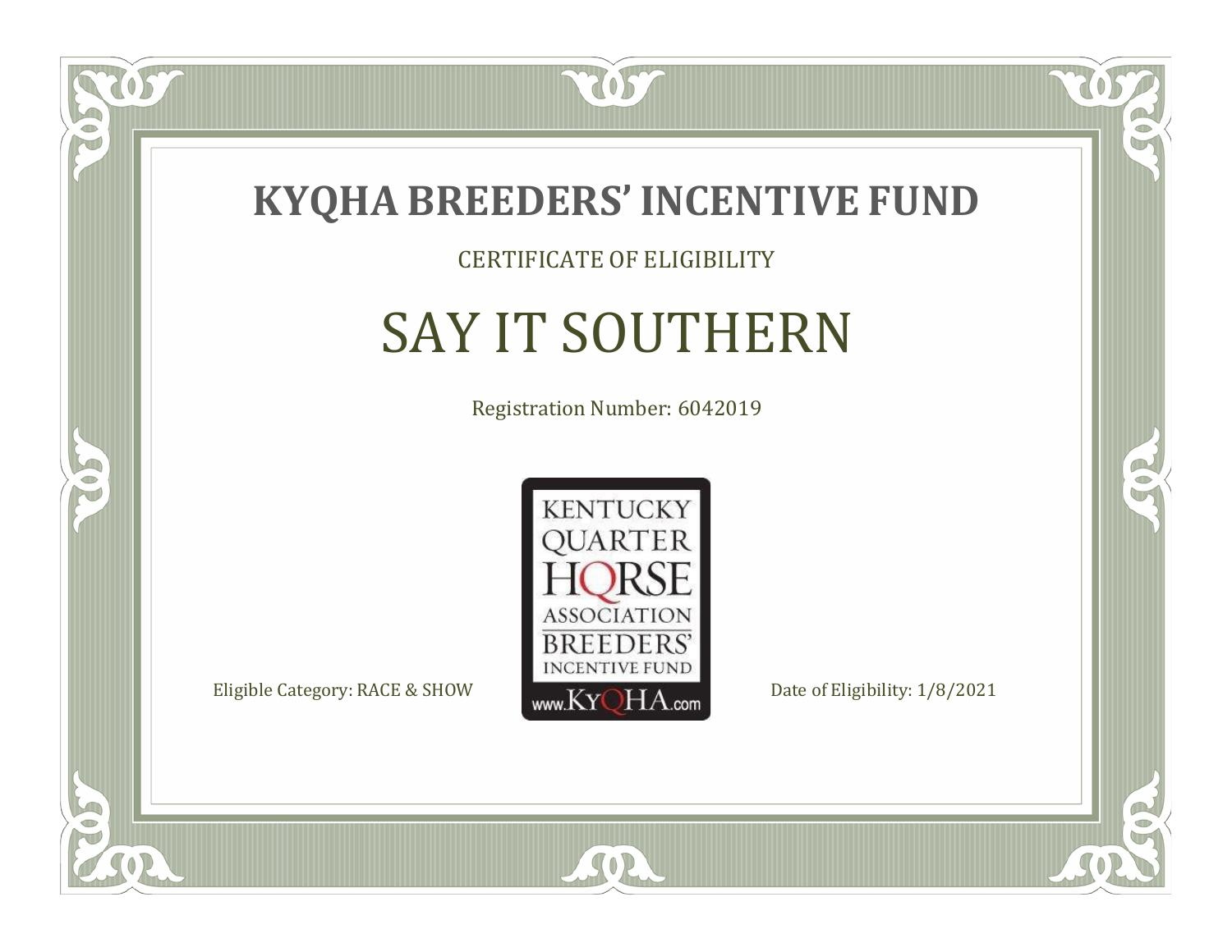# KYQHA BREEDERS' INCENTIVE FUND

CERTIFICATE OF ELIGIBILITY

## SAY IT SOUTHERN

Registration Number: 6042019

KENTUCKY QUARTER HORSE ASSOCIATION BREEDERS' INCENTIVE FUND www.KyQHA.com

Eligible Category: RACE & SHOW

Date of Eligibility: 1/8/2021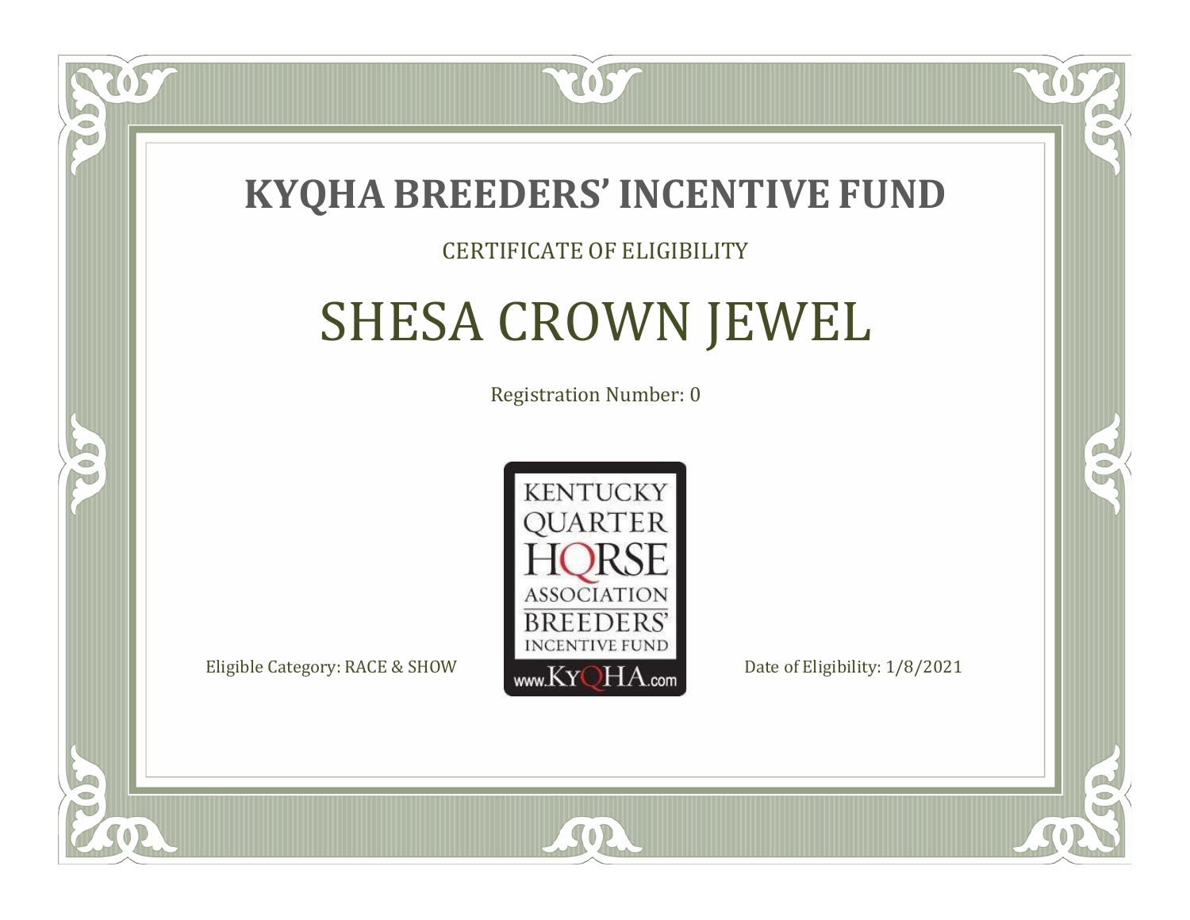# KYQHA BREEDERS' INCENTIVE FUND

CERTIFICATE OF ELIGIBILITY

## SHESA CROWN JEWEL

Registration Number: 0

KENTUCKY QUARTER HORSE ASSOCIATION BREEDERS' INCENTIVE FUND www.KyQHA.com

Eligible Category: RACE & SHOW

Date of Eligibility: 1/8/2021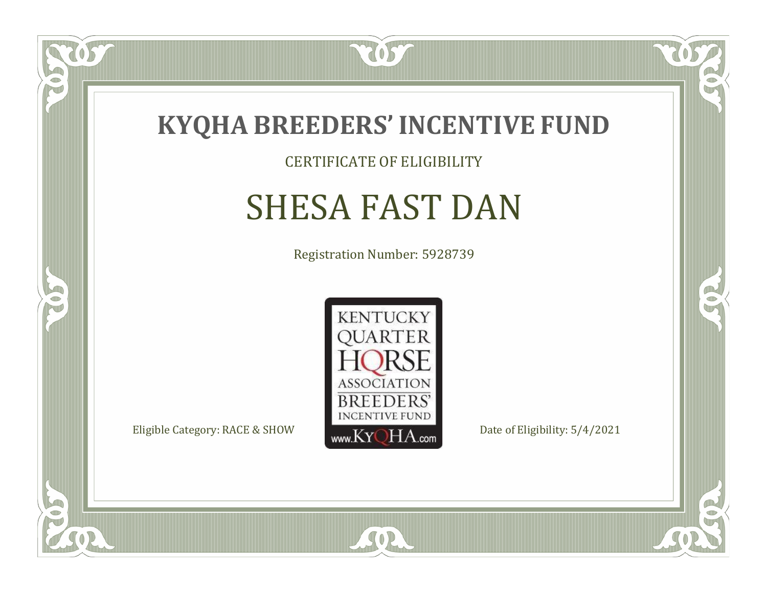# KYQHA BREEDERS' INCENTIVE FUND

CERTIFICATE OF ELIGIBILITY

## SHESA FAST DAN

Registration Number: 5928739

KENTUCKY QUARTER HORSE ASSOCIATION BREEDERS' INCENTIVE FUND www.KyQHA.com

Eligible Category: RACE & SHOW

Date of Eligibility: 5/4/2021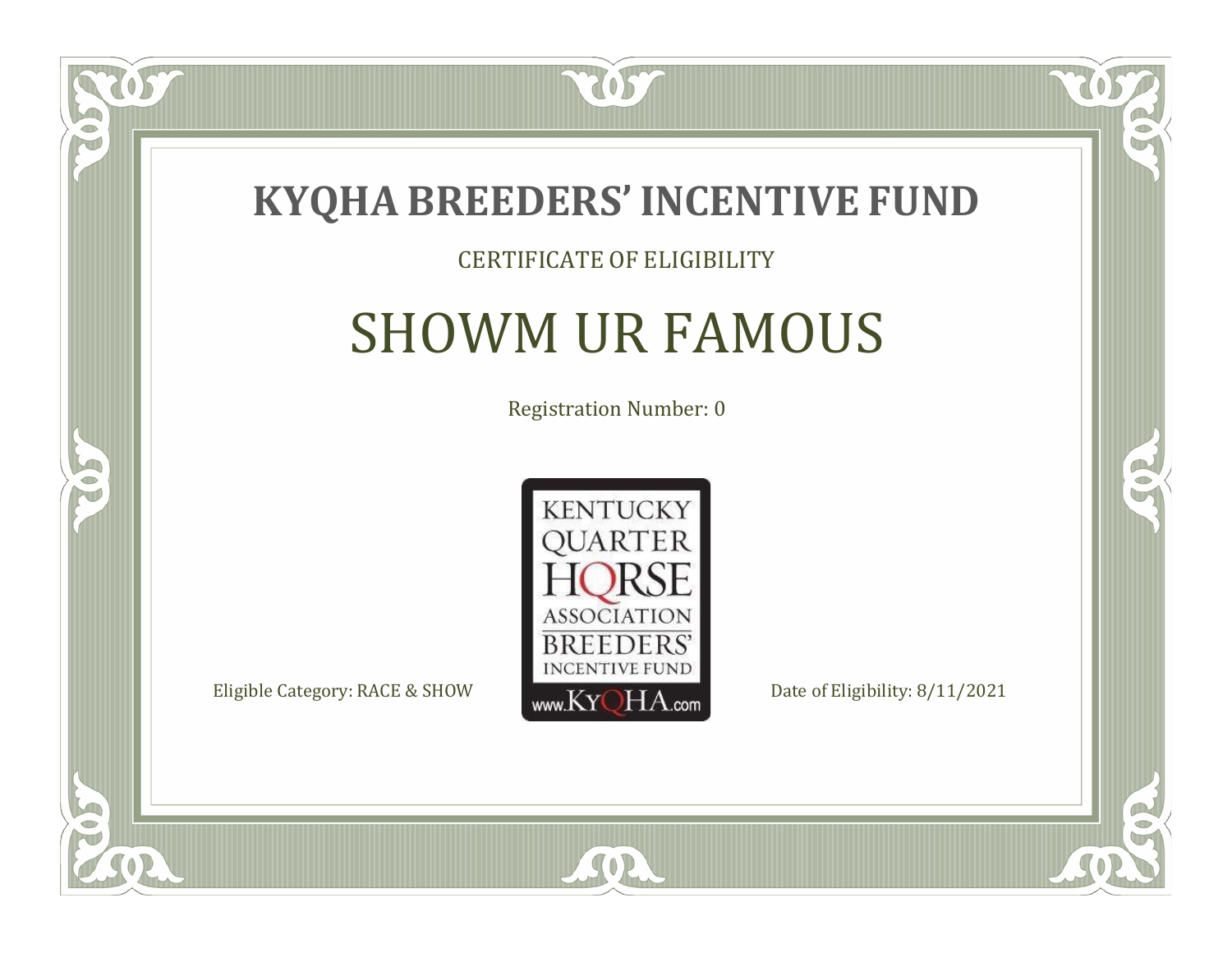# KYQHA BREEDERS' INCENTIVE FUND

CERTIFICATE OF ELIGIBILITY

## SHOWM UR FAMOUS

Registration Number: 0

KENTUCKY QUARTER HORSE ASSOCIATION BREEDERS' INCENTIVE FUND www.KyQHA.com

Eligible Category: RACE & SHOW

Date of Eligibility: 8/11/2021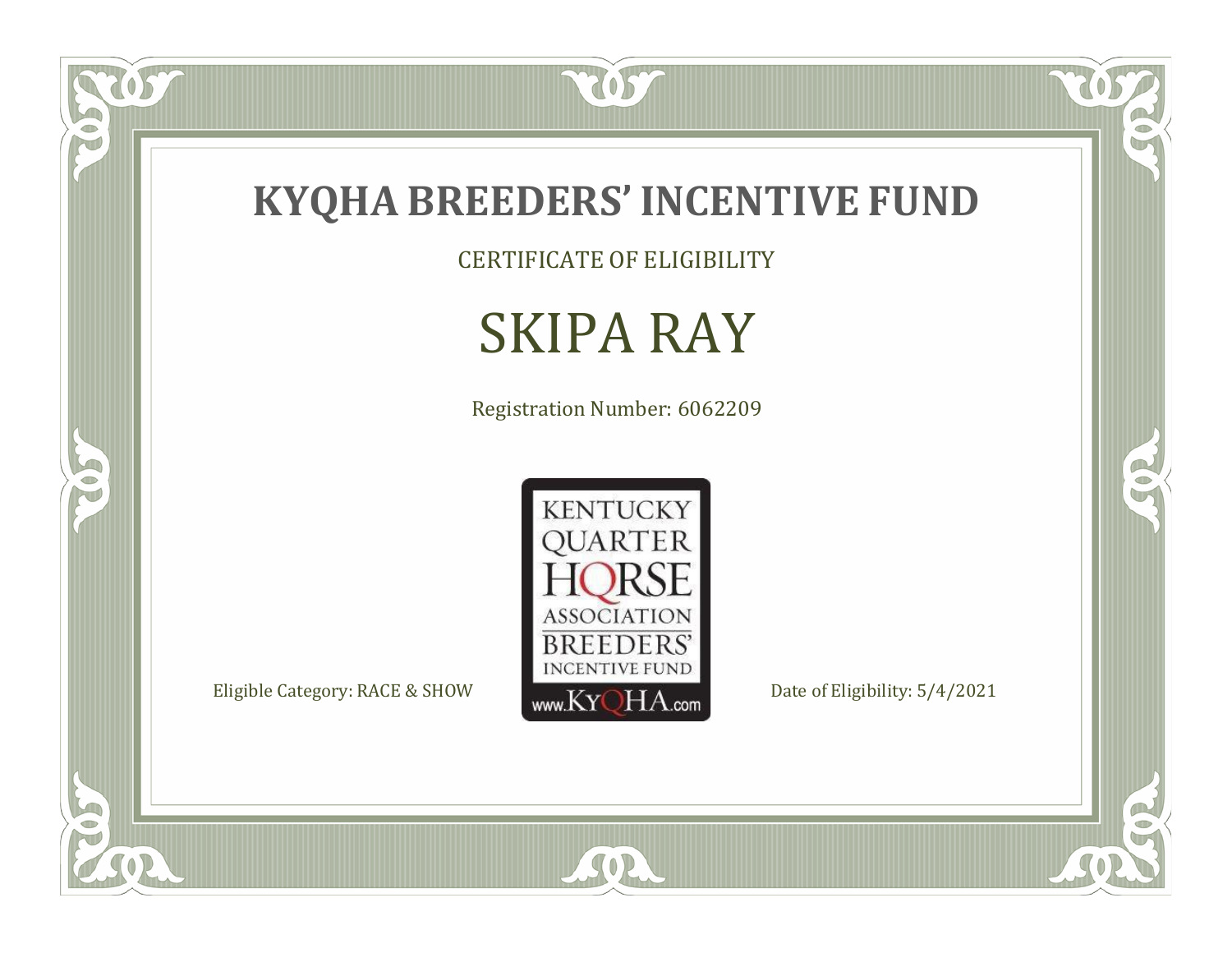# KYQHA BREEDERS' INCENTIVE FUND

CERTIFICATE OF ELIGIBILITY

## SKIPA RAY

Registration Number: 6062209

KENTUCKY QUARTER HORSE ASSOCIATION BREEDERS' INCENTIVE FUND www.KyQHA.com

Eligible Category: RACE & SHOW

Date of Eligibility: 5/4/2021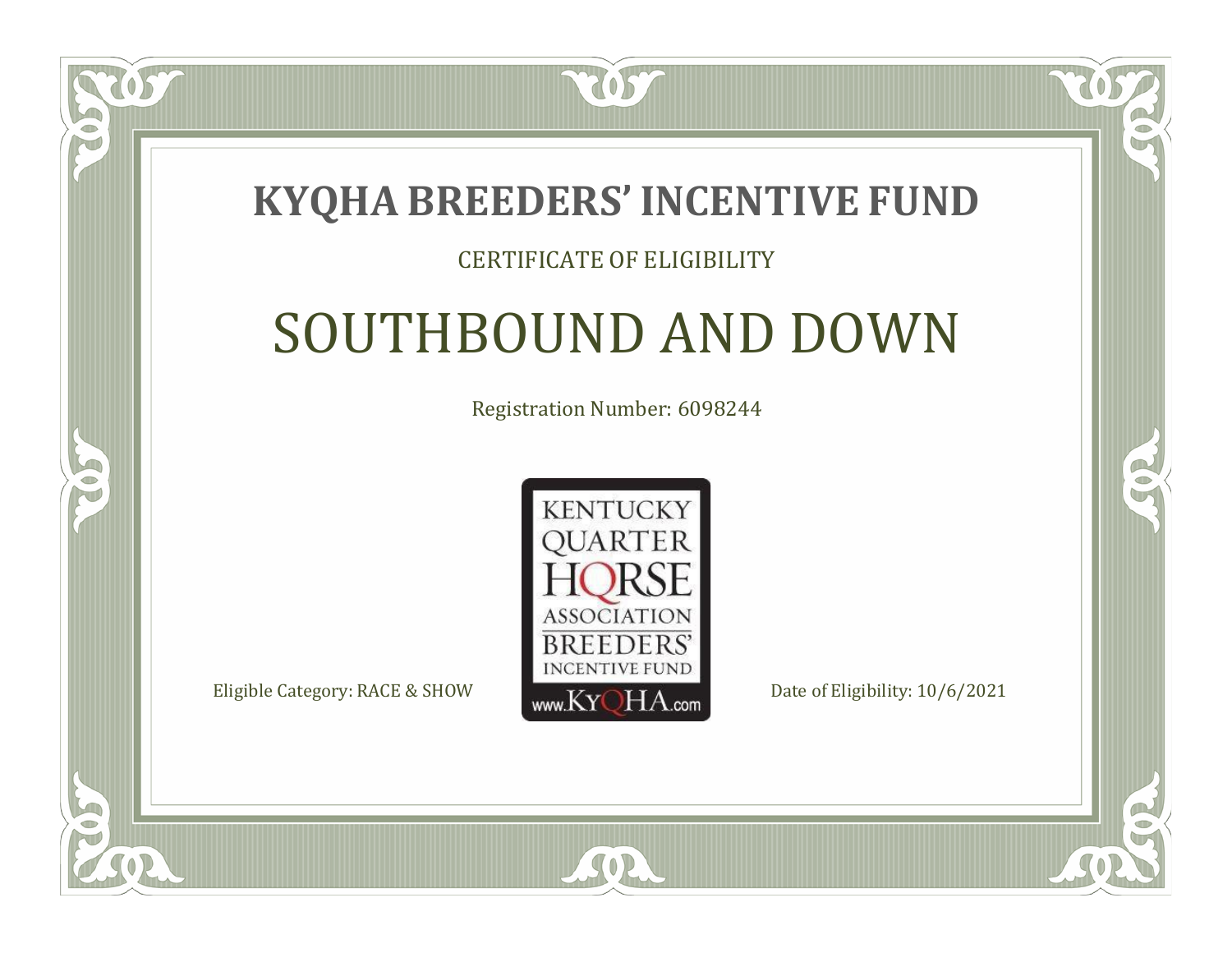# KYQHA BREEDERS' INCENTIVE FUND

CERTIFICATE OF ELIGIBILITY

## SOUTHBOUND AND DOWN

Registration Number: 6098244

KENTUCKY QUARTER HORSE ASSOCIATION BREEDERS' INCENTIVE FUND www.KyQHA.com

Eligible Category: RACE & SHOW

Date of Eligibility: 10/6/2021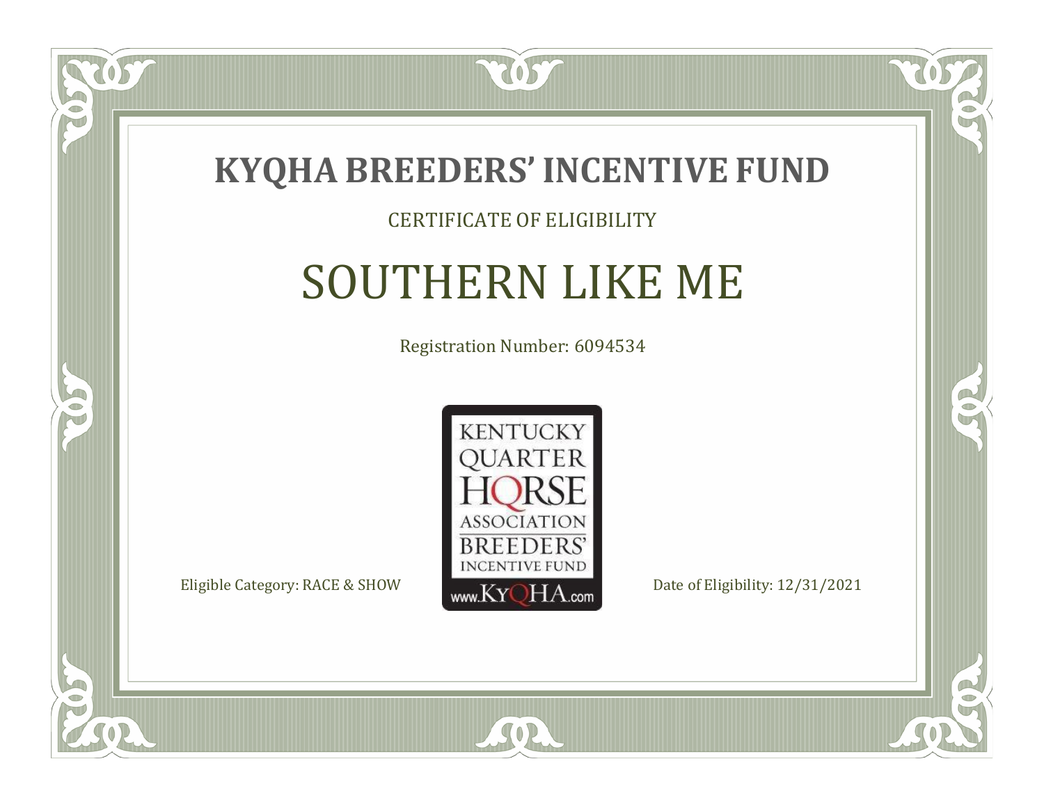# KYQHA BREEDERS' INCENTIVE FUND

CERTIFICATE OF ELIGIBILITY

## SOUTHERN LIKE ME

Registration Number: 6094534

KENTUCKY QUARTER HORSE ASSOCIATION BREEDERS' INCENTIVE FUND www.KyQHA.com

Eligible Category: RACE & SHOW

Date of Eligibility: 12/31/2021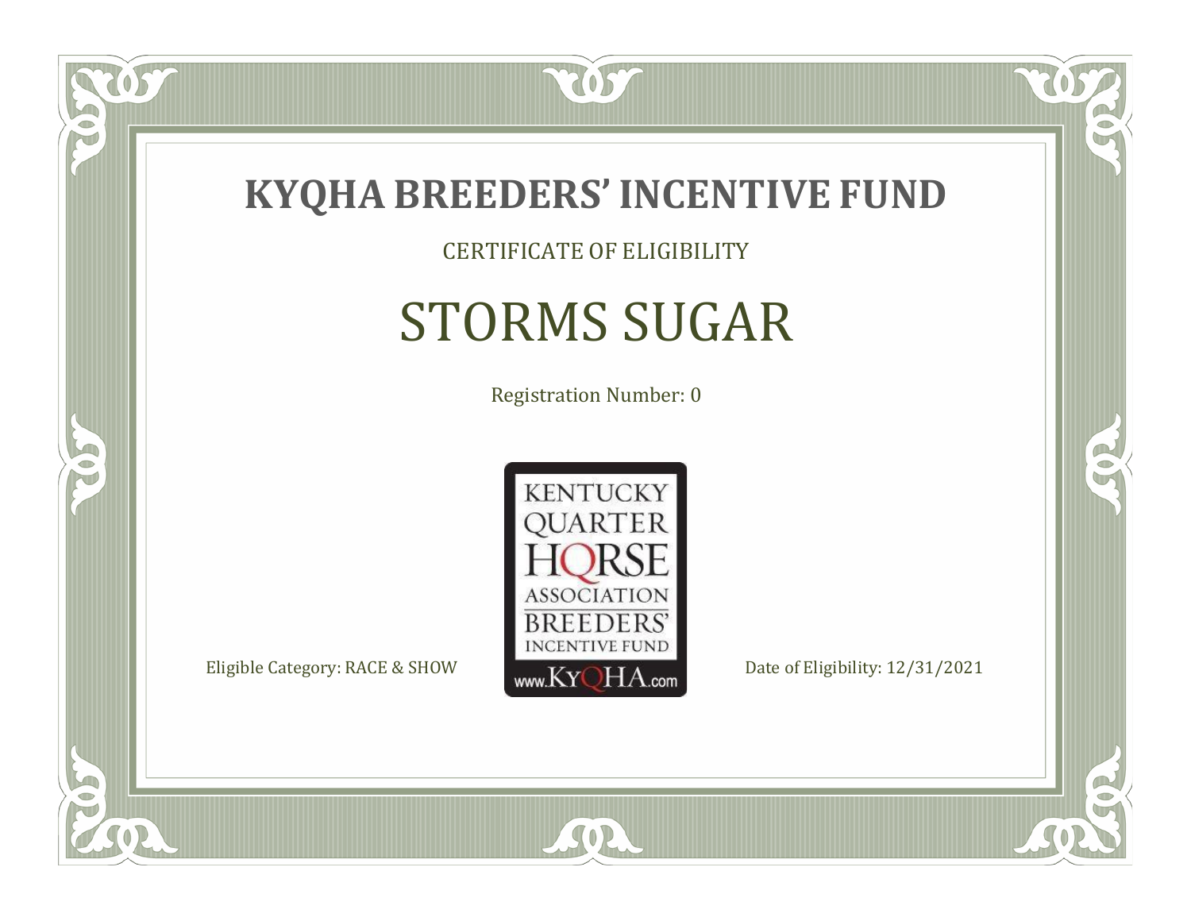# KYQHA BREEDERS' INCENTIVE FUND

CERTIFICATE OF ELIGIBILITY

## STORMS SUGAR

Registration Number: 0

KENTUCKY QUARTER HORSE ASSOCIATION BREEDERS' INCENTIVE FUND www.KyQHA.com

Eligible Category: RACE & SHOW

Date of Eligibility: 12/31/2021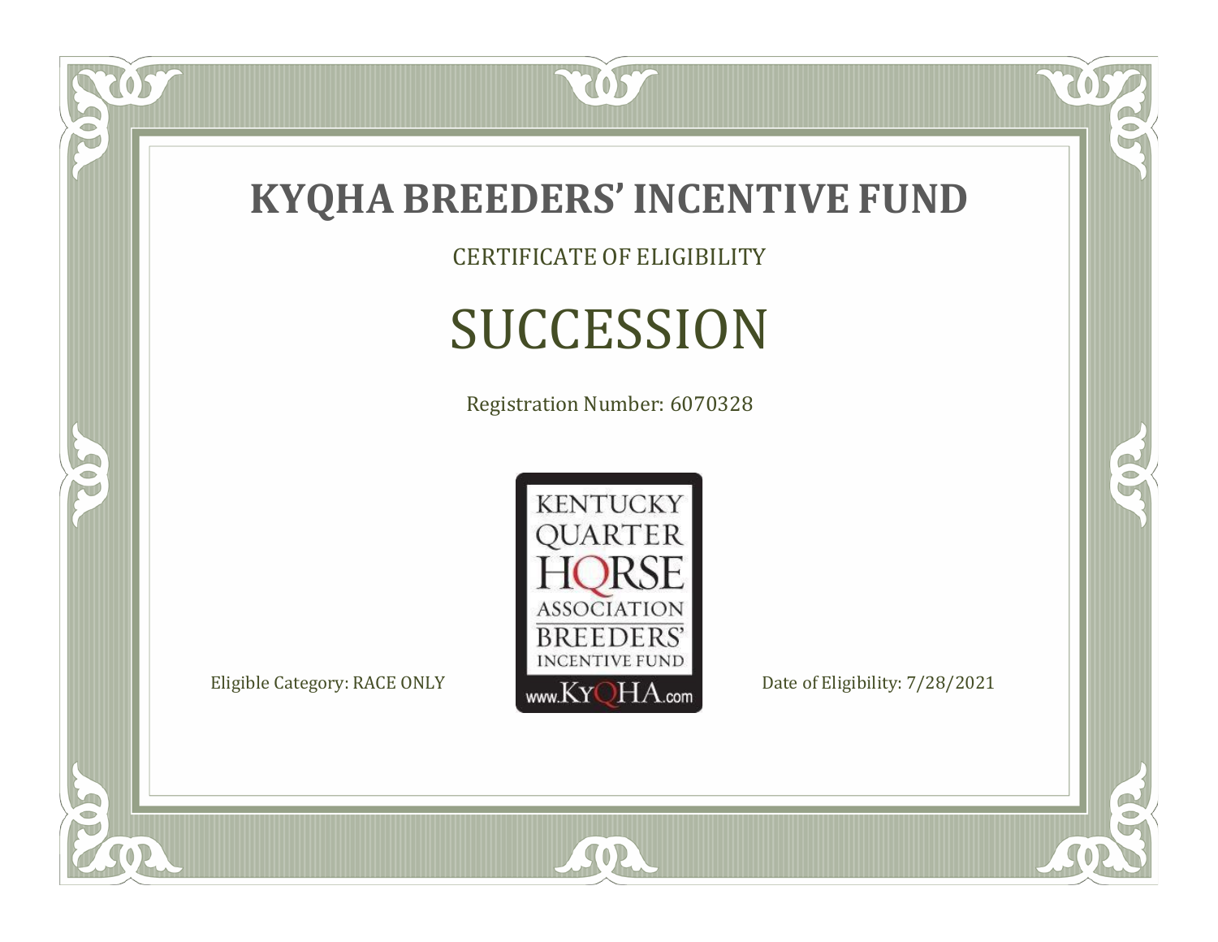# KYQHA BREEDERS' INCENTIVE FUND

CERTIFICATE OF ELIGIBILITY

## SUCCESSION

Registration Number: 6070328

KENTUCKY QUARTER HORSE ASSOCIATION BREEDERS' INCENTIVE FUND www.KyQHA.com

Eligible Category: RACE ONLY

Date of Eligibility: 7/28/2021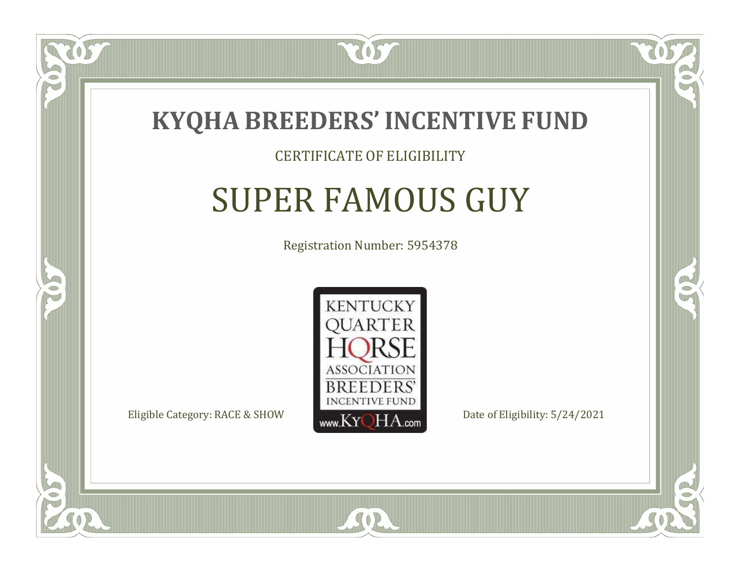# KYQHA BREEDERS' INCENTIVE FUND

CERTIFICATE OF ELIGIBILITY

## SUPER FAMOUS GUY

Registration Number: 5954378

KENTUCKY QUARTER HORSE ASSOCIATION BREEDERS' INCENTIVE FUND www.KyQHA.com

Eligible Category: RACE & SHOW

Date of Eligibility: 5/24/2021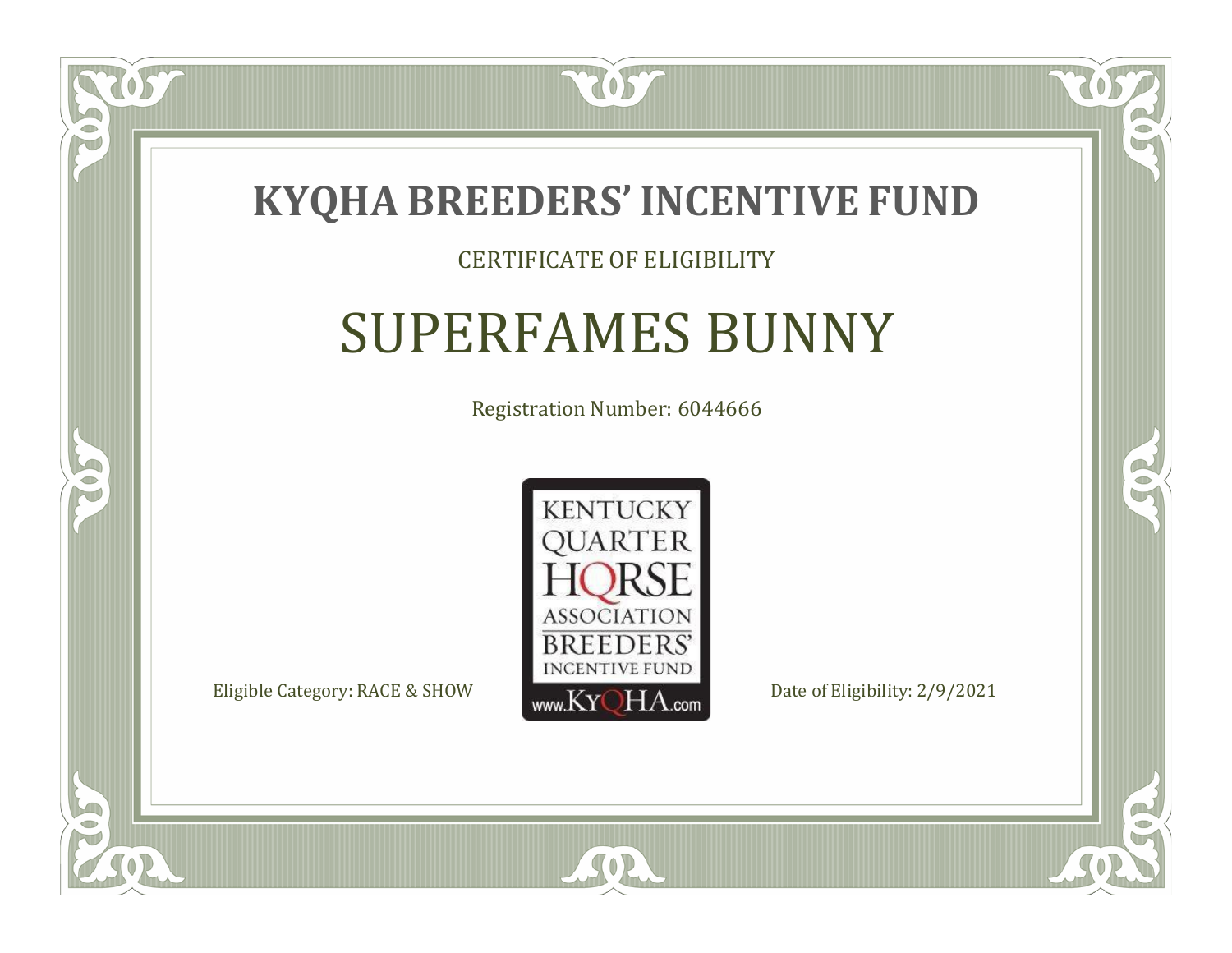# KYQHA BREEDERS' INCENTIVE FUND

CERTIFICATE OF ELIGIBILITY

## SUPERFAMES BUNNY

Registration Number: 6044666

KENTUCKY QUARTER HORSE ASSOCIATION BREEDERS' INCENTIVE FUND

www.KyQHA.com

Eligible Category: RACE & SHOW

Date of Eligibility: 2/9/2021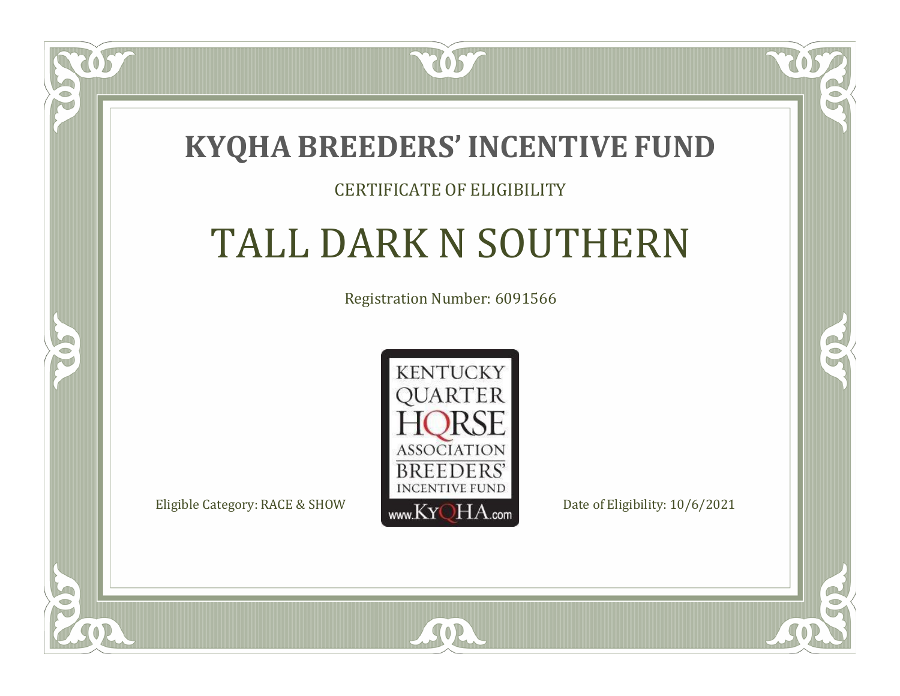# KYQHA BREEDERS' INCENTIVE FUND

CERTIFICATE OF ELIGIBILITY

## TALL DARK N SOUTHERN

Registration Number: 6091566

KENTUCKY QUARTER HORSE ASSOCIATION BREEDERS' INCENTIVE FUND www.KyQHA.com

Eligible Category: RACE & SHOW

Date of Eligibility: 10/6/2021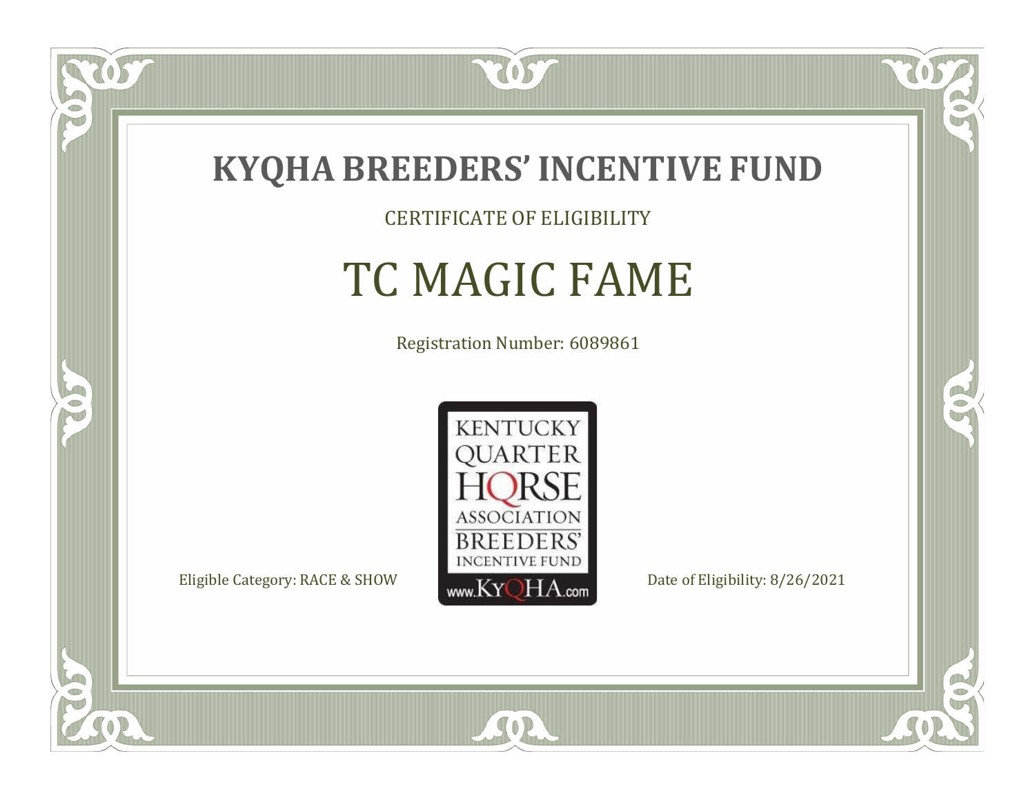# KYQHA BREEDERS' INCENTIVE FUND

CERTIFICATE OF ELIGIBILITY

## TC MAGIC FAME

Registration Number: 6089861

KENTUCKY QUARTER HORSE ASSOCIATION BREEDERS' INCENTIVE FUND

www.KyQHA.com

Eligible Category: RACE & SHOW

Date of Eligibility: 8/26/2021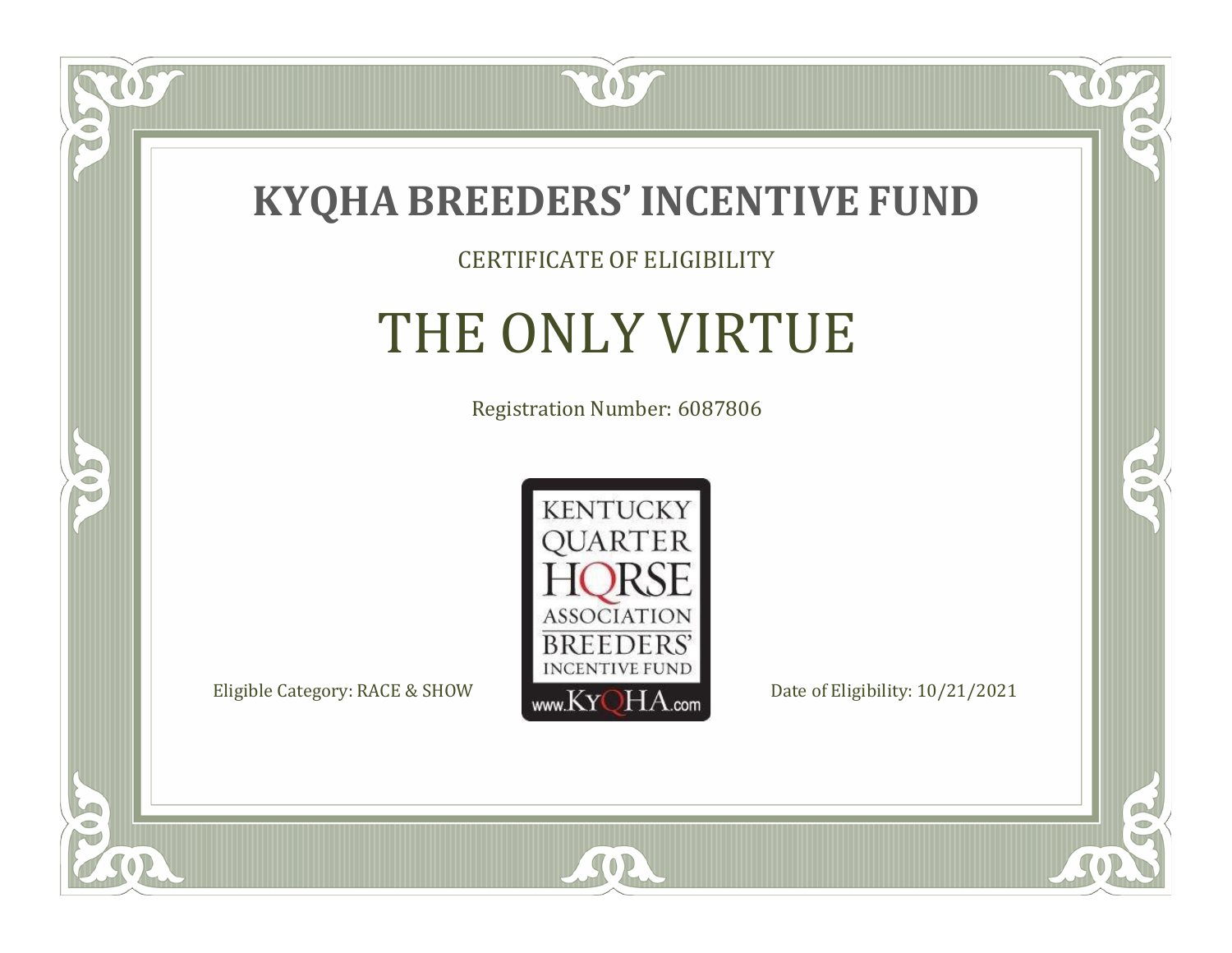# KYQHA BREEDERS' INCENTIVE FUND

CERTIFICATE OF ELIGIBILITY

## THE ONLY VIRTUE

Registration Number: 6087806

KENTUCKY QUARTER HORSE ASSOCIATION BREEDERS' INCENTIVE FUND www.KyQHA.com

Eligible Category: RACE & SHOW

Date of Eligibility: 10/21/2021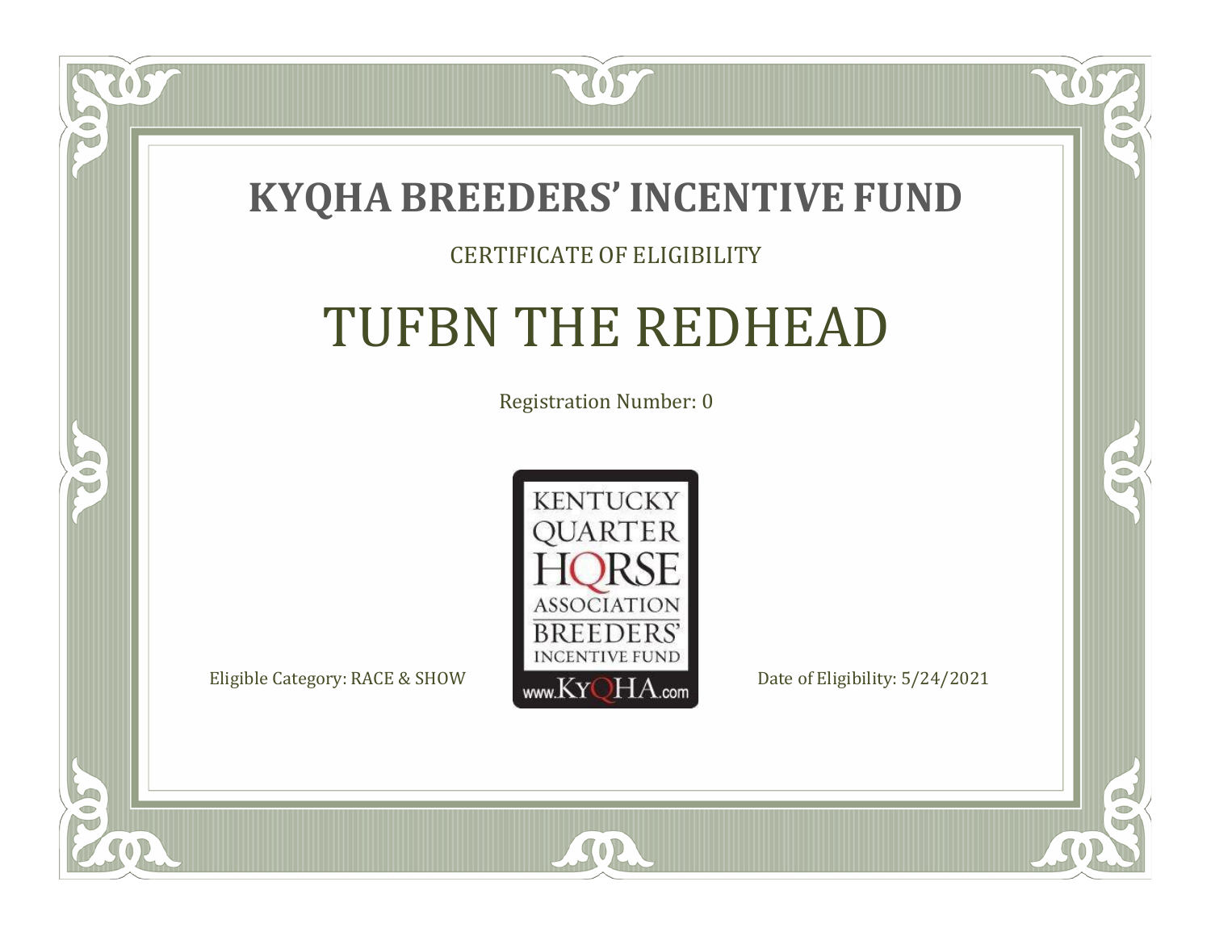# KYQHA BREEDERS' INCENTIVE FUND

CERTIFICATE OF ELIGIBILITY

## TUFBN THE REDHEAD

Registration Number: 0

KENTUCKY QUARTER HORSE ASSOCIATION BREEDERS' INCENTIVE FUND www.KyQHA.com

Eligible Category: RACE & SHOW

Date of Eligibility: 5/24/2021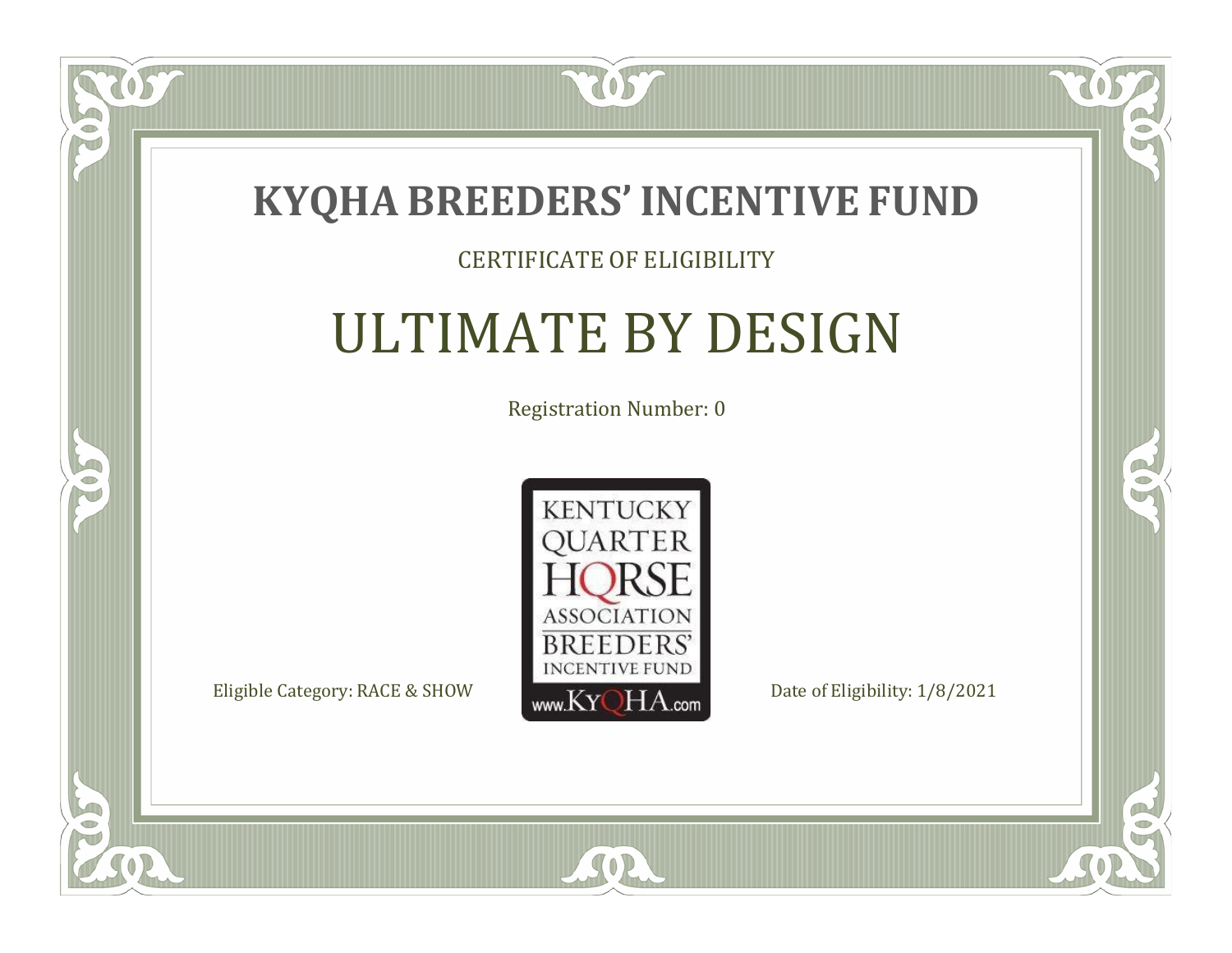# KYQHA BREEDERS' INCENTIVE FUND

CERTIFICATE OF ELIGIBILITY

## ULTIMATE BY DESIGN

Registration Number: 0

KENTUCKY QUARTER HORSE ASSOCIATION BREEDERS' INCENTIVE FUND www.KyQHA.com

Eligible Category: RACE & SHOW

Date of Eligibility: 1/8/2021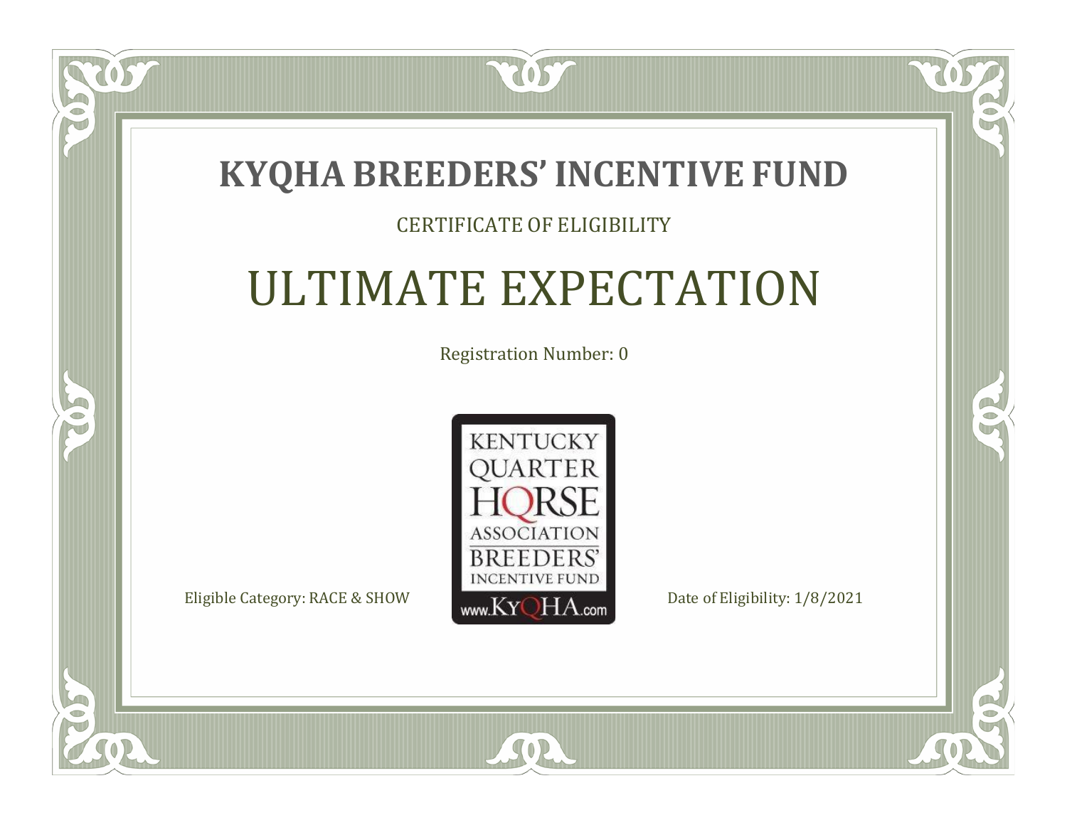# KYQHA BREEDERS' INCENTIVE FUND

CERTIFICATE OF ELIGIBILITY

## ULTIMATE EXPECTATION

Registration Number: 0

KENTUCKY QUARTER HORSE ASSOCIATION BREEDERS' INCENTIVE FUND www.KyQHA.com

Eligible Category: RACE & SHOW

Date of Eligibility: 1/8/2021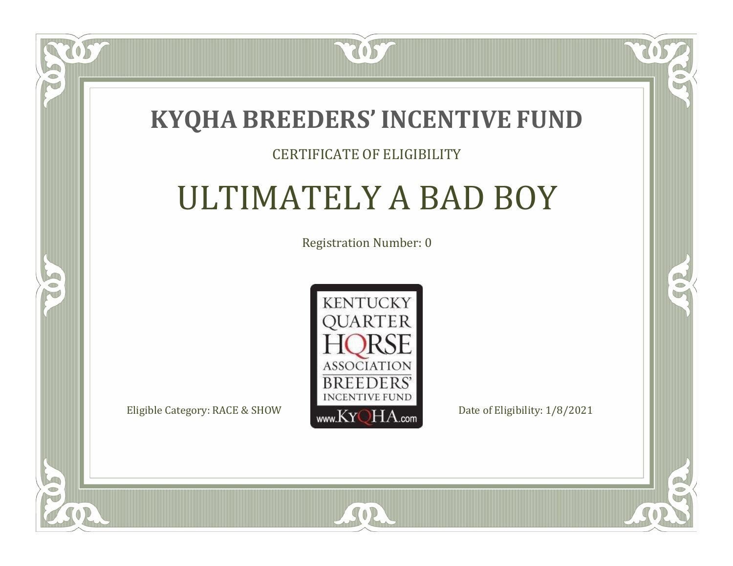# KYQHA BREEDERS' INCENTIVE FUND

CERTIFICATE OF ELIGIBILITY

## ULTIMATELY A BAD BOY

Registration Number: 0

KENTUCKY QUARTER HORSE ASSOCIATION BREEDERS' INCENTIVE FUND www.KyQHA.com

Eligible Category: RACE & SHOW

Date of Eligibility: 1/8/2021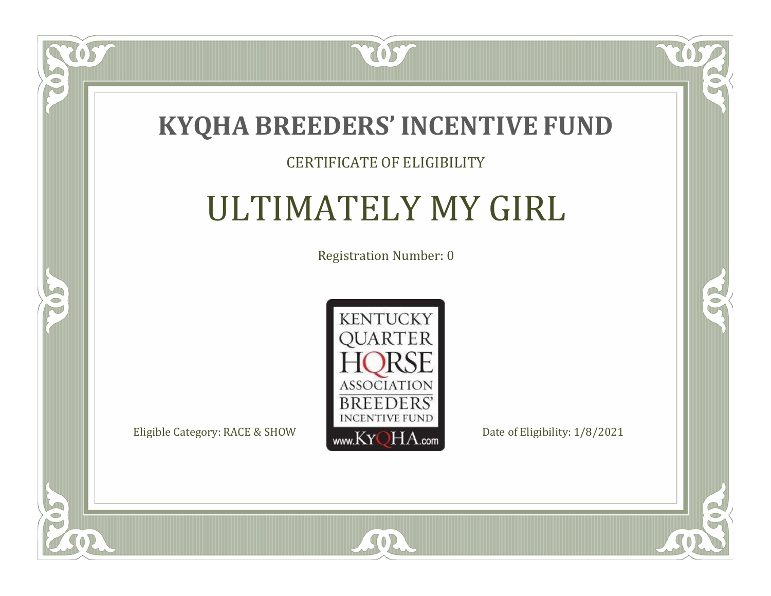# KYQHA BREEDERS' INCENTIVE FUND

CERTIFICATE OF ELIGIBILITY

## ULTIMATELY MY GIRL

Registration Number: 0

KENTUCKY QUARTER HORSE ASSOCIATION BREEDERS' INCENTIVE FUND www.KyQHA.com

Eligible Category: RACE & SHOW

Date of Eligibility: 1/8/2021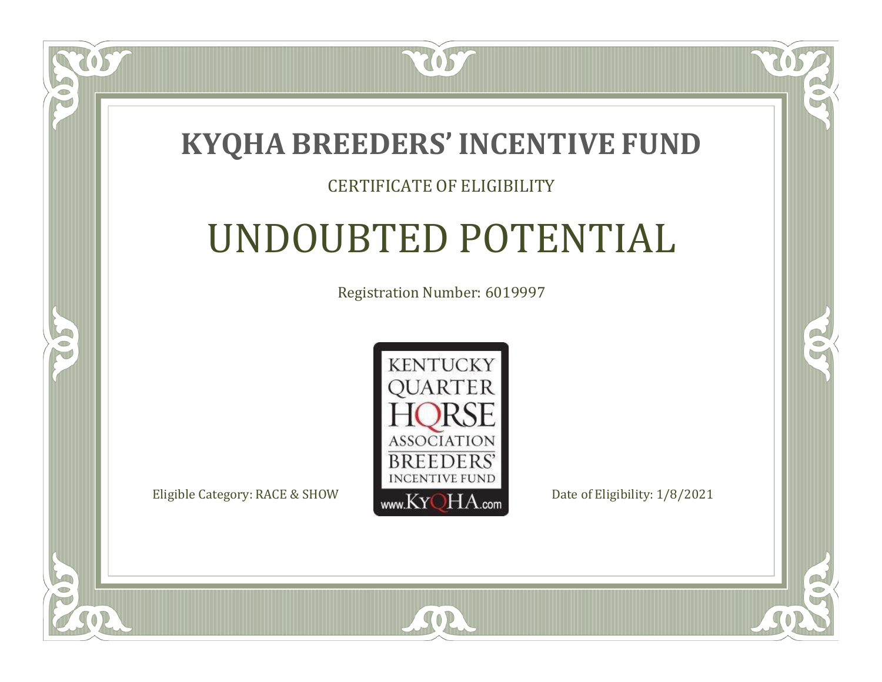# KYQHA BREEDERS' INCENTIVE FUND

CERTIFICATE OF ELIGIBILITY

## UNDOUBTED POTENTIAL

Registration Number: 6019997

KENTUCKY QUARTER HORSE ASSOCIATION BREEDERS' INCENTIVE FUND
www.KyQHA.com

Eligible Category: RACE & SHOW

Date of Eligibility: 1/8/2021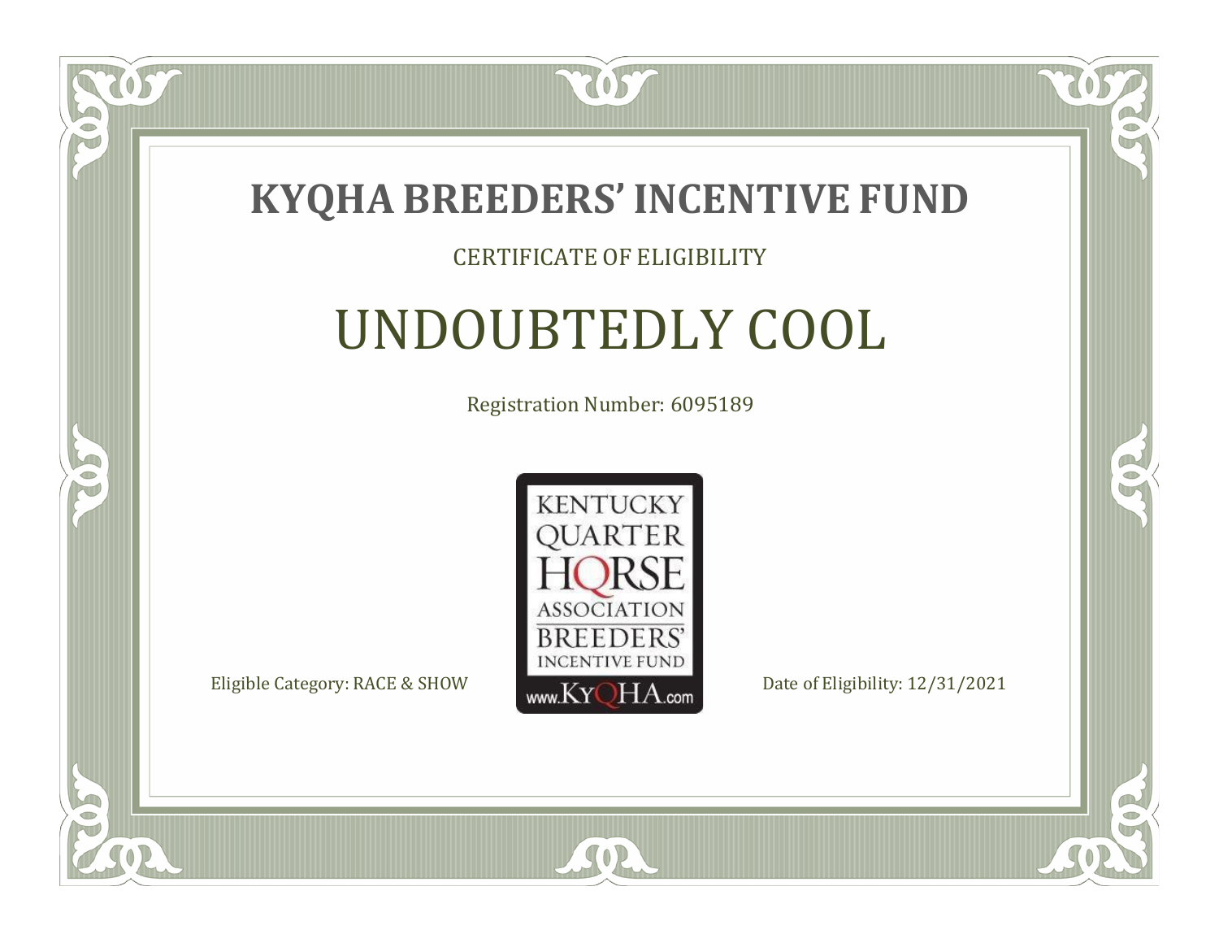# KYQHA BREEDERS' INCENTIVE FUND

CERTIFICATE OF ELIGIBILITY

## UNDOUBTEDLY COOL

Registration Number: 6095189

KENTUCKY QUARTER HORSE ASSOCIATION BREEDERS' INCENTIVE FUND www.KyQHA.com

Eligible Category: RACE & SHOW

Date of Eligibility: 12/31/2021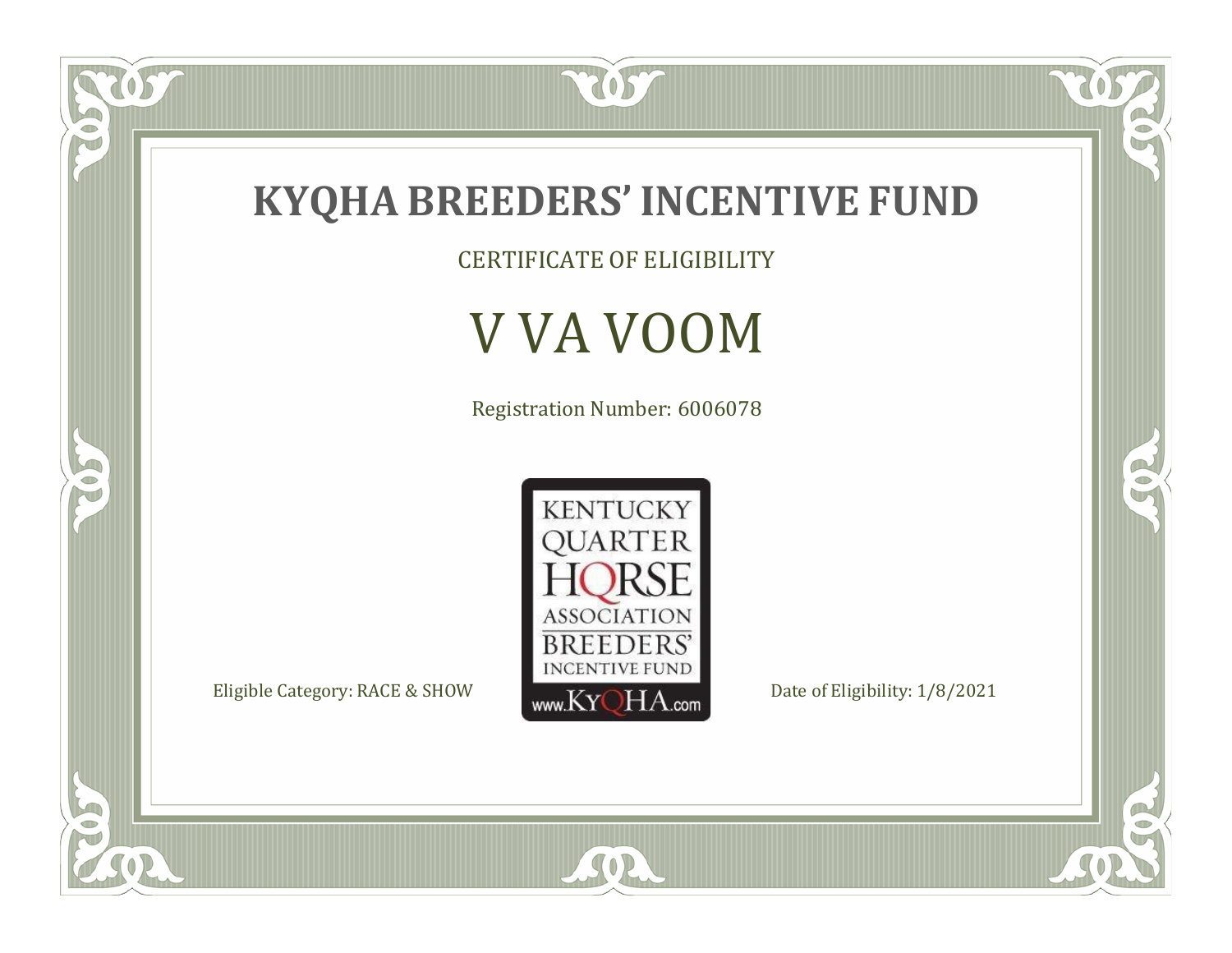# KYQHA BREEDERS' INCENTIVE FUND

CERTIFICATE OF ELIGIBILITY

## V VA VOOM

Registration Number: 6006078

KENTUCKY QUARTER HORSE ASSOCIATION BREEDERS' INCENTIVE FUND www.KyQHA.com

Eligible Category: RACE & SHOW

Date of Eligibility: 1/8/2021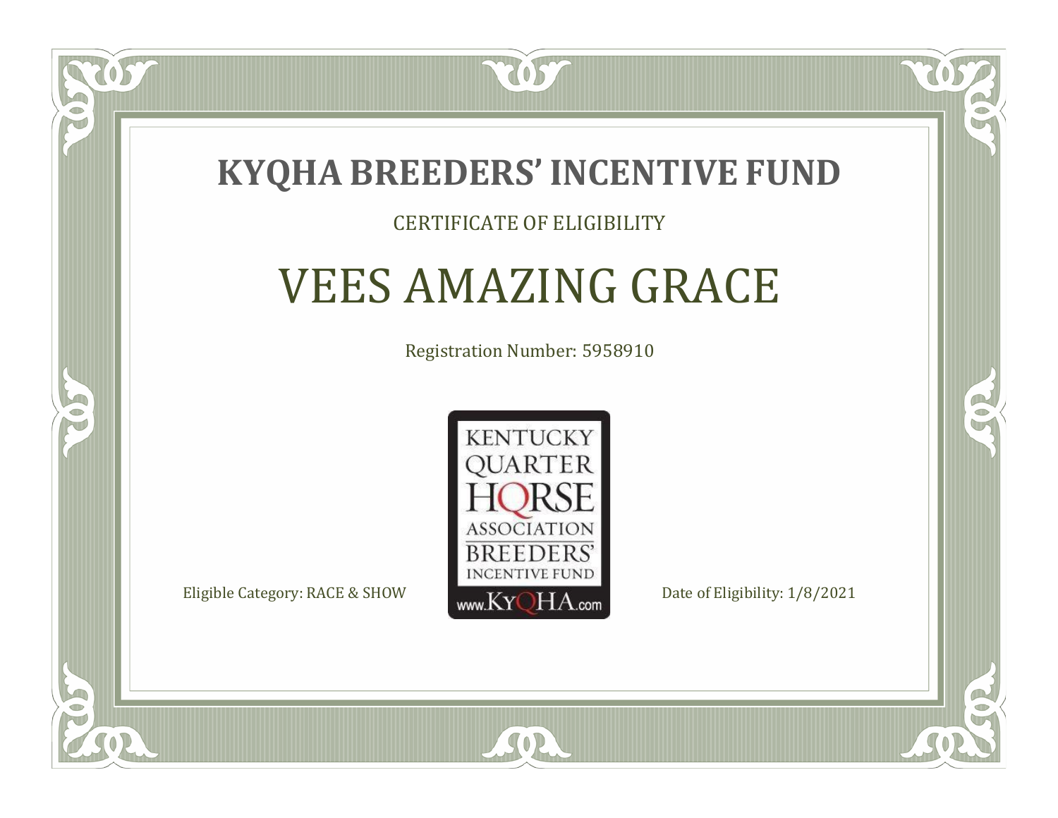# KYQHA BREEDERS' INCENTIVE FUND

CERTIFICATE OF ELIGIBILITY

## VEES AMAZING GRACE

Registration Number: 5958910

KENTUCKY QUARTER HORSE ASSOCIATION BREEDERS' INCENTIVE FUND

www.KyQHA.com

Eligible Category: RACE & SHOW

Date of Eligibility: 1/8/2021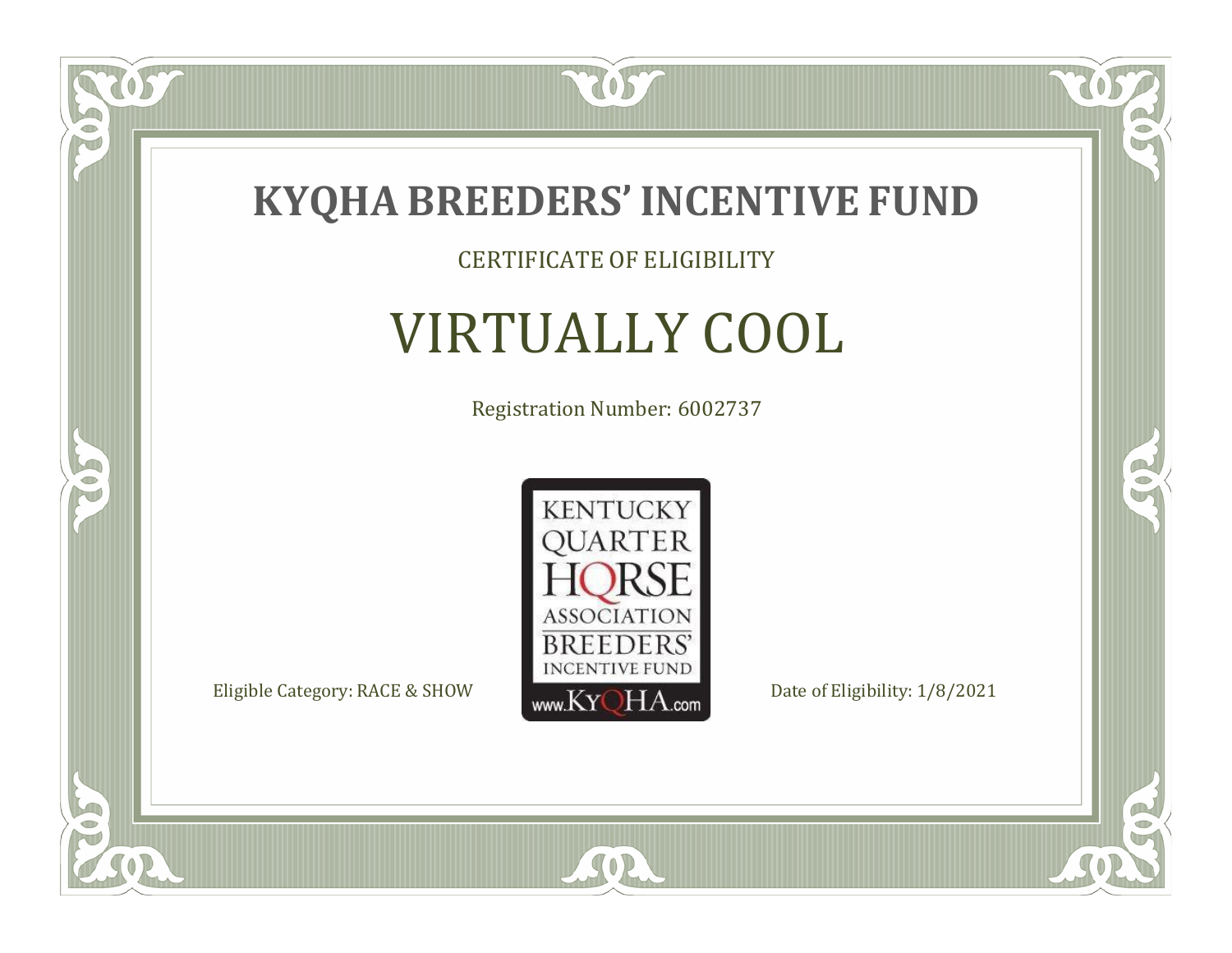# KYQHA BREEDERS' INCENTIVE FUND

CERTIFICATE OF ELIGIBILITY

## VIRTUALLY COOL

Registration Number: 6002737

KENTUCKY QUARTER HORSE ASSOCIATION BREEDERS' INCENTIVE FUND
www.KyQHA.com

Eligible Category: RACE & SHOW

Date of Eligibility: 1/8/2021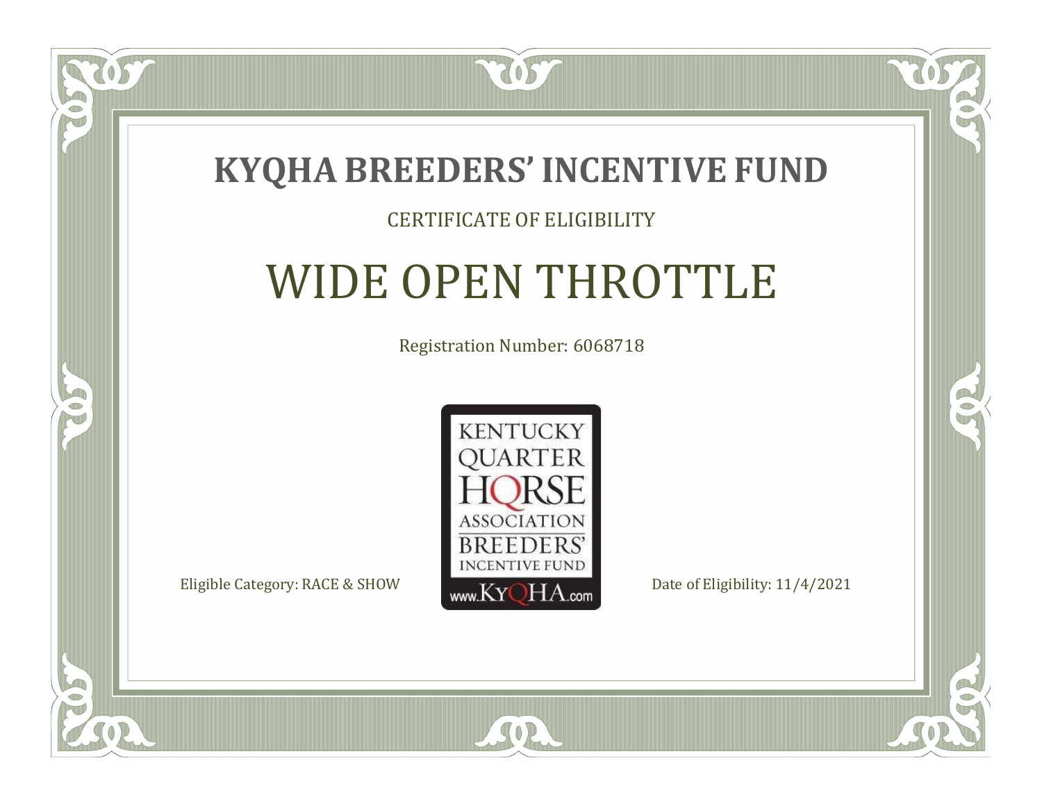# KYQHA BREEDERS' INCENTIVE FUND

CERTIFICATE OF ELIGIBILITY

## WIDE OPEN THROTTLE

Registration Number: 6068718

KENTUCKY QUARTER HORSE ASSOCIATION BREEDERS' INCENTIVE FUND
www.KyQHA.com

Eligible Category: RACE & SHOW

Date of Eligibility: 11/4/2021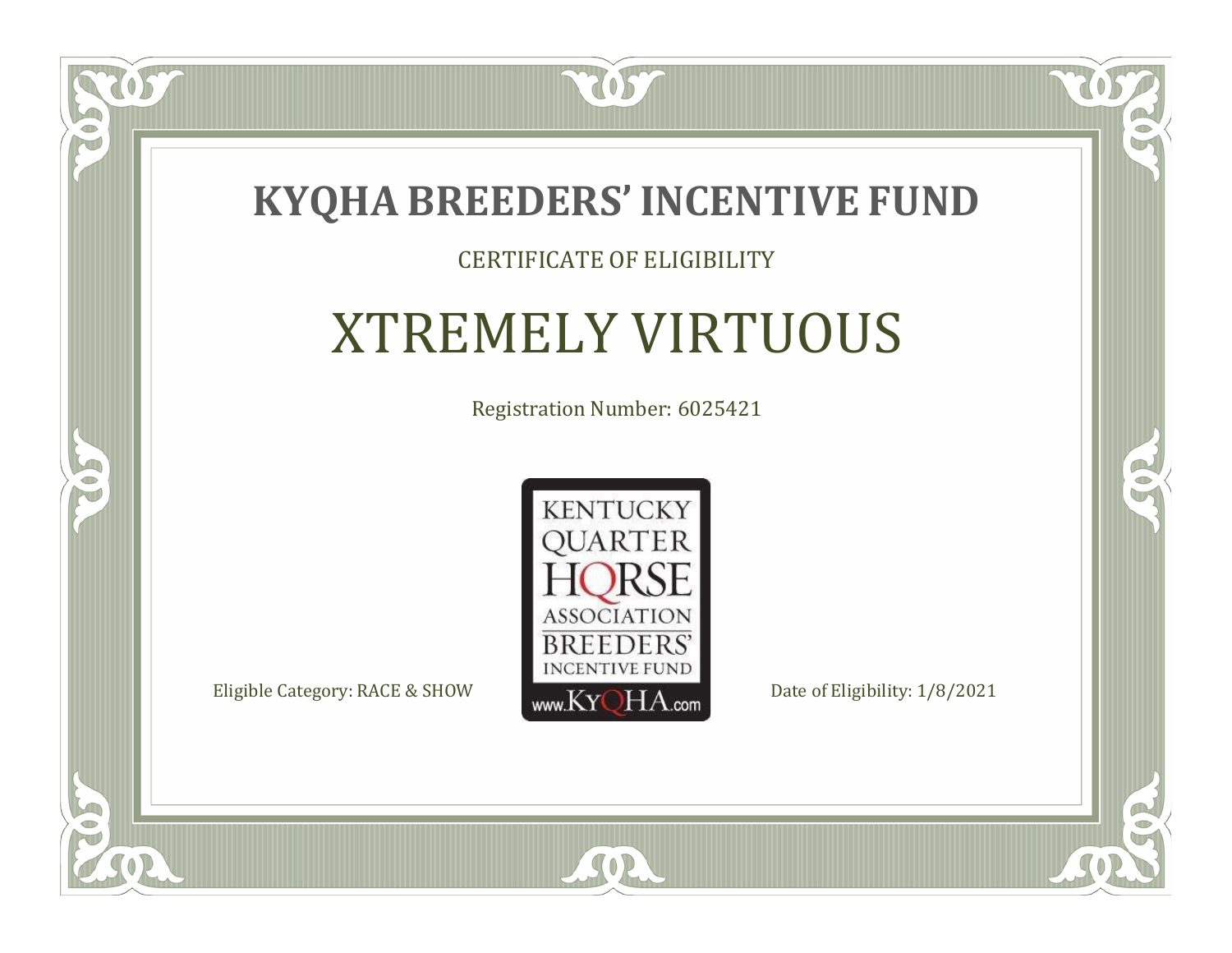# KYQHA BREEDERS' INCENTIVE FUND

CERTIFICATE OF ELIGIBILITY

## XTREMELY VIRTUOUS

Registration Number: 6025421

KENTUCKY QUARTER HORSE ASSOCIATION BREEDERS' INCENTIVE FUND www.KyQHA.com

Eligible Category: RACE & SHOW

Date of Eligibility: 1/8/2021